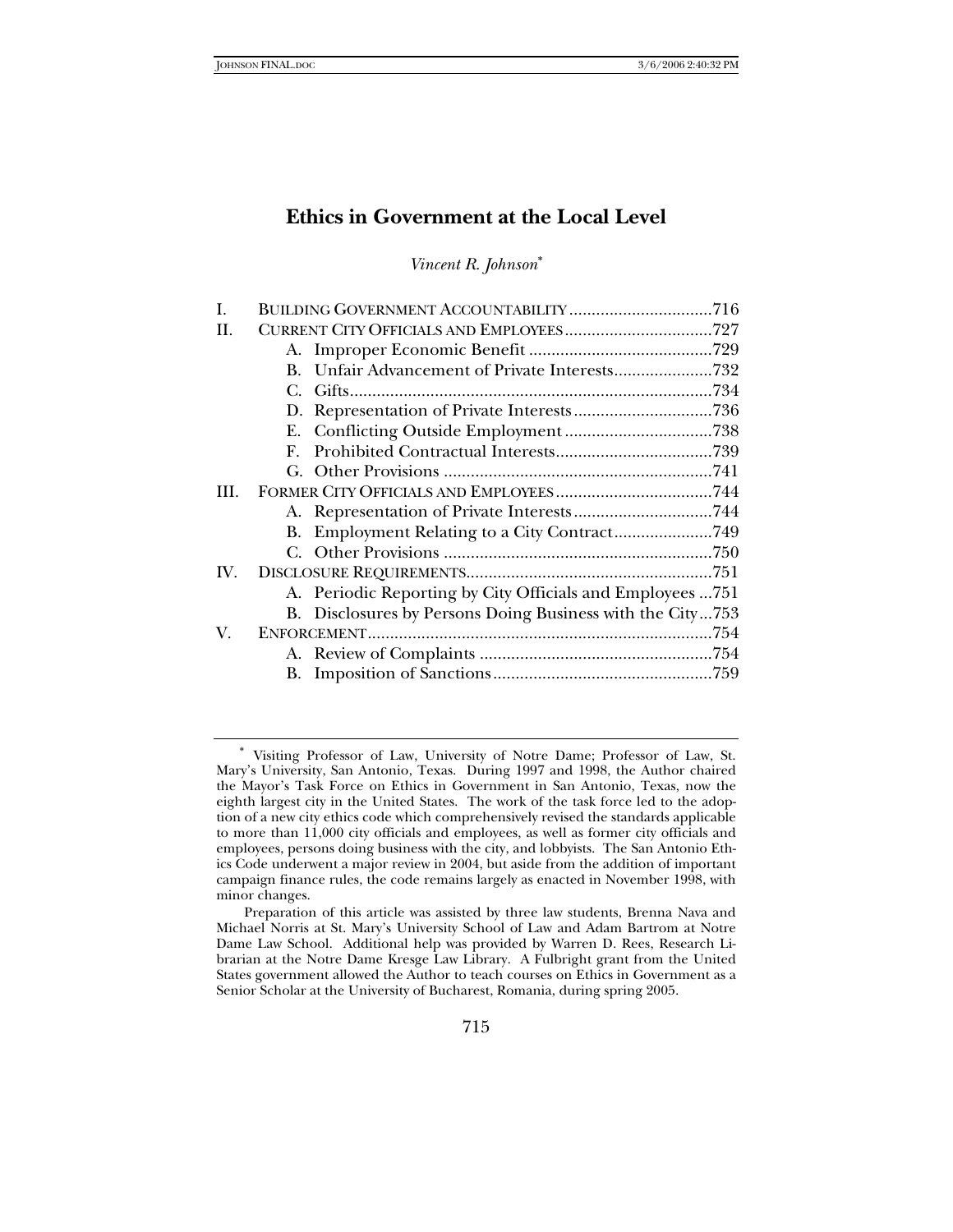# Ethics in Government at the Local Level

*Vincent R. Johnson*[*]

| | | |
|---|---|---|
| I. | BUILDING GOVERNMENT ACCOUNTABILITY | 716 |
| II. | CURRENT CITY OFFICIALS AND EMPLOYEES | 727 |
| | A. Improper Economic Benefit | 729 |
| | B. Unfair Advancement of Private Interests | 732 |
| | C. Gifts | 734 |
| | D. Representation of Private Interests | 736 |
| | E. Conflicting Outside Employment | 738 |
| | F. Prohibited Contractual Interests | 739 |
| | G. Other Provisions | 741 |
| III. | FORMER CITY OFFICIALS AND EMPLOYEES | 744 |
| | A. Representation of Private Interests | 744 |
| | B. Employment Relating to a City Contract | 749 |
| | C. Other Provisions | 750 |
| IV. | DISCLOSURE REQUIREMENTS | 751 |
| | A. Periodic Reporting by City Officials and Employees | 751 |
| | B. Disclosures by Persons Doing Business with the City | 753 |
| V. | ENFORCEMENT | 754 |
| | A. Review of Complaints | 754 |
| | B. Imposition of Sanctions | 759 |

[*] Visiting Professor of Law, University of Notre Dame; Professor of Law, St. Mary's University, San Antonio, Texas. During 1997 and 1998, the Author chaired the Mayor's Task Force on Ethics in Government in San Antonio, Texas, now the eighth largest city in the United States. The work of the task force led to the adoption of a new city ethics code which comprehensively revised the standards applicable to more than 11,000 city officials and employees, as well as former city officials and employees, persons doing business with the city, and lobbyists. The San Antonio Ethics Code underwent a major review in 2004, but aside from the addition of important campaign finance rules, the code remains largely as enacted in November 1998, with minor changes.

Preparation of this article was assisted by three law students, Brenna Nava and Michael Norris at St. Mary's University School of Law and Adam Bartrom at Notre Dame Law School. Additional help was provided by Warren D. Rees, Research Librarian at the Notre Dame Kresge Law Library. A Fulbright grant from the United States government allowed the Author to teach courses on Ethics in Government as a Senior Scholar at the University of Bucharest, Romania, during spring 2005.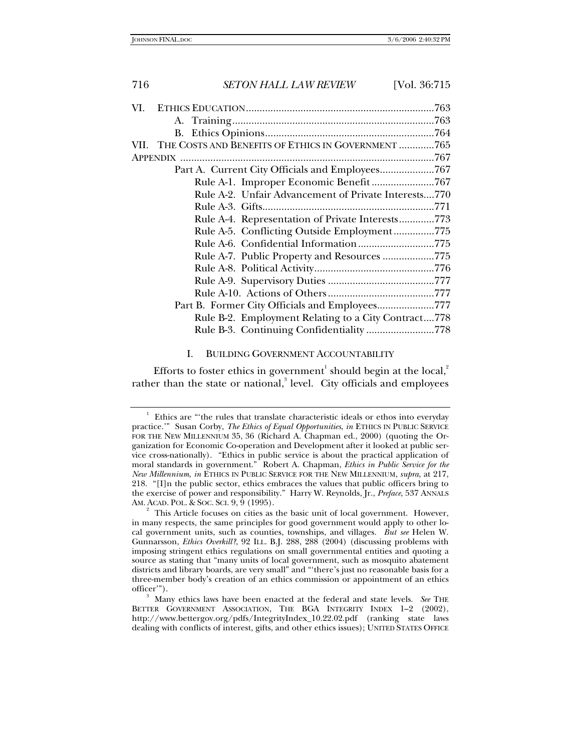| | | |
|---|---|---|
| VI. | ETHICS EDUCATION | 763 |
| | A. Training | 763 |
| | B. Ethics Opinions | 764 |
| VII. | THE COSTS AND BENEFITS OF ETHICS IN GOVERNMENT | 765 |
| APPENDIX | | 767 |
| | Part A. Current City Officials and Employees | 767 |
| | Rule A-1. Improper Economic Benefit | 767 |
| | Rule A-2. Unfair Advancement of Private Interests | 770 |
| | Rule A-3. Gifts | 771 |
| | Rule A-4. Representation of Private Interests | 773 |
| | Rule A-5. Conflicting Outside Employment | 775 |
| | Rule A-6. Confidential Information | 775 |
| | Rule A-7. Public Property and Resources | 775 |
| | Rule A-8. Political Activity | 776 |
| | Rule A-9. Supervisory Duties | 777 |
| | Rule A-10. Actions of Others | 777 |
| | Part B. Former City Officials and Employees | 777 |
| | Rule B-2. Employment Relating to a City Contract | 778 |
| | Rule B-3. Continuing Confidentiality | 778 |

## I. BUILDING GOVERNMENT ACCOUNTABILITY

Efforts to foster ethics in government[1] should begin at the local,[2] rather than the state or national,[3] level. City officials and employees

---

[1] Ethics are "'the rules that translate characteristic ideals or ethos into everyday practice.'" Susan Corby, *The Ethics of Equal Opportunities*, *in* ETHICS IN PUBLIC SERVICE FOR THE NEW MILLENNIUM 35, 36 (Richard A. Chapman ed., 2000) (quoting the Organization for Economic Co-operation and Development after it looked at public service cross-nationally). "Ethics in public service is about the practical application of moral standards in government." Robert A. Chapman, *Ethics in Public Service for the New Millennium*, *in* ETHICS IN PUBLIC SERVICE FOR THE NEW MILLENNIUM, *supra*, at 217, 218. "[I]n the public sector, ethics embraces the values that public officers bring to the exercise of power and responsibility." Harry W. Reynolds, Jr., *Preface*, 537 ANNALS AM. ACAD. POL. & SOC. SCI. 9, 9 (1995).

[2] This Article focuses on cities as the basic unit of local government. However, in many respects, the same principles for good government would apply to other local government units, such as counties, townships, and villages. *But see* Helen W. Gunnarsson, *Ethics Overkill?*, 92 ILL. B.J. 288, 288 (2004) (discussing problems with imposing stringent ethics regulations on small governmental entities and quoting a source as stating that "many units of local government, such as mosquito abatement districts and library boards, are very small" and "'there's just no reasonable basis for a three-member body's creation of an ethics commission or appointment of an ethics officer'").

[3] Many ethics laws have been enacted at the federal and state levels. *See* THE BETTER GOVERNMENT ASSOCIATION, THE BGA INTEGRITY INDEX 1–2 (2002), http://www.bettergov.org/pdfs/IntegrityIndex_10.22.02.pdf (ranking state laws dealing with conflicts of interest, gifts, and other ethics issues); UNITED STATES OFFICE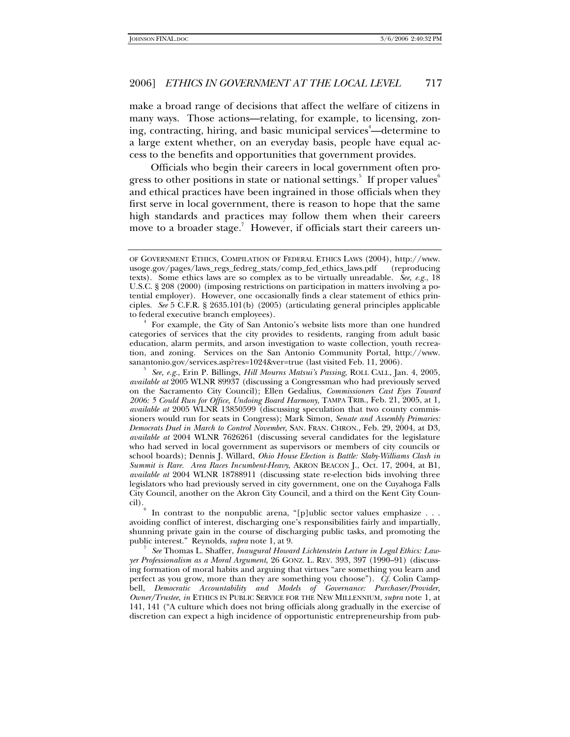make a broad range of decisions that affect the welfare of citizens in many ways. Those actions—relating, for example, to licensing, zoning, contracting, hiring, and basic municipal services[4]—determine to a large extent whether, on an everyday basis, people have equal access to the benefits and opportunities that government provides.

Officials who begin their careers in local government often progress to other positions in state or national settings.[5] If proper values[6] and ethical practices have been ingrained in those officials when they first serve in local government, there is reason to hope that the same high standards and practices may follow them when their careers move to a broader stage.[7] However, if officials start their careers un-

---

OF GOVERNMENT ETHICS, COMPILATION OF FEDERAL ETHICS LAWS (2004), http://www.usoge.gov/pages/laws_regs_fedreg_stats/comp_fed_ethics_laws.pdf (reproducing texts). Some ethics laws are so complex as to be virtually unreadable. *See, e.g.*, 18 U.S.C. § 208 (2000) (imposing restrictions on participation in matters involving a potential employer). However, one occasionally finds a clear statement of ethics principles. *See* 5 C.F.R. § 2635.101(b) (2005) (articulating general principles applicable to federal executive branch employees).

[4] For example, the City of San Antonio's website lists more than one hundred categories of services that the city provides to residents, ranging from adult basic education, alarm permits, and arson investigation to waste collection, youth recreation, and zoning. Services on the San Antonio Community Portal, http://www.sanantonio.gov/services.asp?res=1024&ver=true (last visited Feb. 11, 2006).

[5] *See, e.g.*, Erin P. Billings, *Hill Mourns Matsui's Passing*, ROLL CALL, Jan. 4, 2005, *available at* 2005 WLNR 89937 (discussing a Congressman who had previously served on the Sacramento City Council); Ellen Gedalius, *Commissioners Cast Eyes Toward 2006: 5 Could Run for Office, Undoing Board Harmony*, TAMPA TRIB., Feb. 21, 2005, at 1, *available at* 2005 WLNR 13850599 (discussing speculation that two county commissioners would run for seats in Congress); Mark Simon, *Senate and Assembly Primaries: Democrats Duel in March to Control November*, SAN. FRAN. CHRON., Feb. 29, 2004, at D3, *available at* 2004 WLNR 7626261 (discussing several candidates for the legislature who had served in local government as supervisors or members of city councils or school boards); Dennis J. Willard, *Ohio House Election is Battle: Slaby-Williams Clash in Summit is Rare. Area Races Incumbent-Heavy*, AKRON BEACON J., Oct. 17, 2004, at B1, *available at* 2004 WLNR 18788911 (discussing state re-election bids involving three legislators who had previously served in city government, one on the Cuyahoga Falls City Council, another on the Akron City Council, and a third on the Kent City Council).

[6] In contrast to the nonpublic arena, "[p]ublic sector values emphasize . . . avoiding conflict of interest, discharging one's responsibilities fairly and impartially, shunning private gain in the course of discharging public tasks, and promoting the public interest." Reynolds, *supra* note 1, at 9.

[7] *See* Thomas L. Shaffer, *Inaugural Howard Lichtenstein Lecture in Legal Ethics: Lawyer Professionalism as a Moral Argument*, 26 GONZ. L. REV. 393, 397 (1990–91) (discussing formation of moral habits and arguing that virtues "are something you learn and perfect as you grow, more than they are something you choose"). *Cf.* Colin Campbell, *Democratic Accountability and Models of Governance: Purchaser/Provider, Owner/Trustee*, *in* ETHICS IN PUBLIC SERVICE FOR THE NEW MILLENNIUM, *supra* note 1, at 141, 141 ("A culture which does not bring officials along gradually in the exercise of discretion can expect a high incidence of opportunistic entrepreneurship from pub-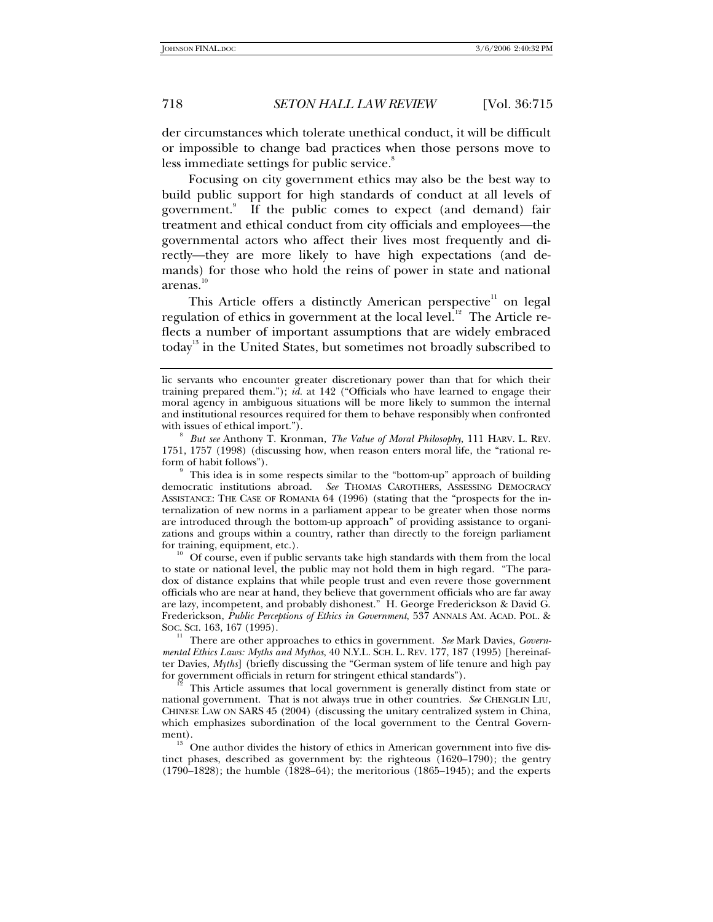der circumstances which tolerate unethical conduct, it will be difficult or impossible to change bad practices when those persons move to less immediate settings for public service.[8]

Focusing on city government ethics may also be the best way to build public support for high standards of conduct at all levels of government.[9] If the public comes to expect (and demand) fair treatment and ethical conduct from city officials and employees—the governmental actors who affect their lives most frequently and directly—they are more likely to have high expectations (and demands) for those who hold the reins of power in state and national arenas.[10]

This Article offers a distinctly American perspective[11] on legal regulation of ethics in government at the local level.[12] The Article reflects a number of important assumptions that are widely embraced today[13] in the United States, but sometimes not broadly subscribed to

---

lic servants who encounter greater discretionary power than that for which their training prepared them."); *id.* at 142 ("Officials who have learned to engage their moral agency in ambiguous situations will be more likely to summon the internal and institutional resources required for them to behave responsibly when confronted with issues of ethical import.").

[8] *But see* Anthony T. Kronman, *The Value of Moral Philosophy*, 111 HARV. L. REV. 1751, 1757 (1998) (discussing how, when reason enters moral life, the "rational reform of habit follows").

[9] This idea is in some respects similar to the "bottom-up" approach of building democratic institutions abroad. *See* THOMAS CAROTHERS, ASSESSING DEMOCRACY ASSISTANCE: THE CASE OF ROMANIA 64 (1996) (stating that the "prospects for the internalization of new norms in a parliament appear to be greater when those norms are introduced through the bottom-up approach" of providing assistance to organizations and groups within a country, rather than directly to the foreign parliament for training, equipment, etc.).

[10] Of course, even if public servants take high standards with them from the local to state or national level, the public may not hold them in high regard. "The paradox of distance explains that while people trust and even revere those government officials who are near at hand, they believe that government officials who are far away are lazy, incompetent, and probably dishonest." H. George Frederickson & David G. Frederickson, *Public Perceptions of Ethics in Government*, 537 ANNALS AM. ACAD. POL. & SOC. SCI. 163, 167 (1995).

[11] There are other approaches to ethics in government. *See* Mark Davies, *Governmental Ethics Laws: Myths and Mythos*, 40 N.Y.L. SCH. L. REV. 177, 187 (1995) [hereinafter Davies, *Myths*] (briefly discussing the "German system of life tenure and high pay for government officials in return for stringent ethical standards").

[12] This Article assumes that local government is generally distinct from state or national government. That is not always true in other countries. *See* CHENGLIN LIU, CHINESE LAW ON SARS 45 (2004) (discussing the unitary centralized system in China, which emphasizes subordination of the local government to the Central Government).

[13] One author divides the history of ethics in American government into five distinct phases, described as government by: the righteous (1620–1790); the gentry (1790–1828); the humble (1828–64); the meritorious (1865–1945); and the experts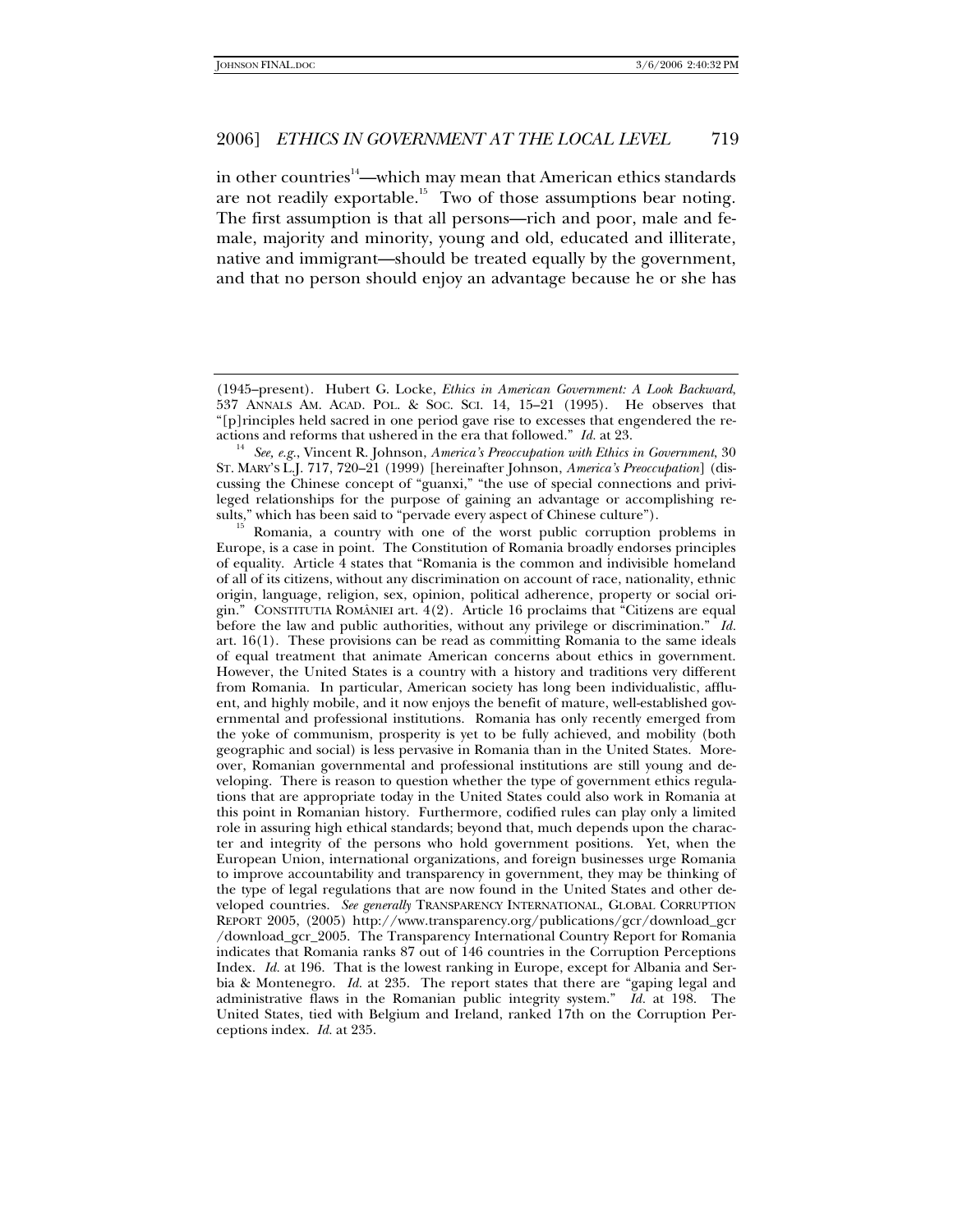in other countries[14]—which may mean that American ethics standards are not readily exportable.[15] Two of those assumptions bear noting. The first assumption is that all persons—rich and poor, male and female, majority and minority, young and old, educated and illiterate, native and immigrant—should be treated equally by the government, and that no person should enjoy an advantage because he or she has

---

(1945–present). Hubert G. Locke, *Ethics in American Government: A Look Backward*, 537 ANNALS AM. ACAD. POL. & SOC. SCI. 14, 15–21 (1995). He observes that "[p]rinciples held sacred in one period gave rise to excesses that engendered the reactions and reforms that ushered in the era that followed." *Id.* at 23.

[14] *See, e.g.*, Vincent R. Johnson, *America's Preoccupation with Ethics in Government*, 30 ST. MARY'S L.J. 717, 720–21 (1999) [hereinafter Johnson, *America's Preoccupation*] (discussing the Chinese concept of "guanxi," "the use of special connections and privileged relationships for the purpose of gaining an advantage or accomplishing results," which has been said to "pervade every aspect of Chinese culture").

[15] Romania, a country with one of the worst public corruption problems in Europe, is a case in point. The Constitution of Romania broadly endorses principles of equality. Article 4 states that "Romania is the common and indivisible homeland of all of its citizens, without any discrimination on account of race, nationality, ethnic origin, language, religion, sex, opinion, political adherence, property or social origin." CONSTITUTIA ROMÂNIEI art. 4(2). Article 16 proclaims that "Citizens are equal before the law and public authorities, without any privilege or discrimination." *Id.* art. 16(1). These provisions can be read as committing Romania to the same ideals of equal treatment that animate American concerns about ethics in government. However, the United States is a country with a history and traditions very different from Romania. In particular, American society has long been individualistic, affluent, and highly mobile, and it now enjoys the benefit of mature, well-established governmental and professional institutions. Romania has only recently emerged from the yoke of communism, prosperity is yet to be fully achieved, and mobility (both geographic and social) is less pervasive in Romania than in the United States. Moreover, Romanian governmental and professional institutions are still young and developing. There is reason to question whether the type of government ethics regulations that are appropriate today in the United States could also work in Romania at this point in Romanian history. Furthermore, codified rules can play only a limited role in assuring high ethical standards; beyond that, much depends upon the character and integrity of the persons who hold government positions. Yet, when the European Union, international organizations, and foreign businesses urge Romania to improve accountability and transparency in government, they may be thinking of the type of legal regulations that are now found in the United States and other developed countries. *See generally* TRANSPARENCY INTERNATIONAL, GLOBAL CORRUPTION REPORT 2005, (2005) http://www.transparency.org/publications/gcr/download_gcr/download_gcr_2005. The Transparency International Country Report for Romania indicates that Romania ranks 87 out of 146 countries in the Corruption Perceptions Index. *Id.* at 196. That is the lowest ranking in Europe, except for Albania and Serbia & Montenegro. *Id.* at 235. The report states that there are "gaping legal and administrative flaws in the Romanian public integrity system." *Id.* at 198. The United States, tied with Belgium and Ireland, ranked 17th on the Corruption Perceptions index. *Id.* at 235.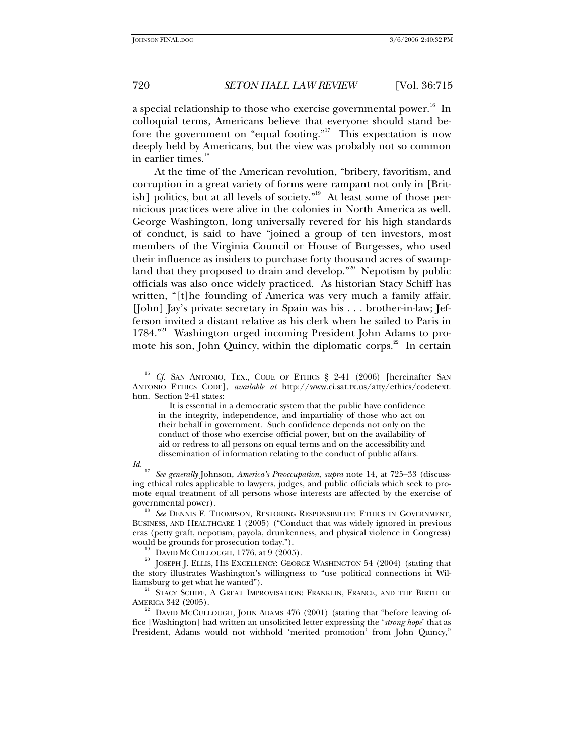a special relationship to those who exercise governmental power.[16] In colloquial terms, Americans believe that everyone should stand before the government on "equal footing."[17] This expectation is now deeply held by Americans, but the view was probably not so common in earlier times.[18]

At the time of the American revolution, "bribery, favoritism, and corruption in a great variety of forms were rampant not only in [British] politics, but at all levels of society."[19] At least some of those pernicious practices were alive in the colonies in North America as well. George Washington, long universally revered for his high standards of conduct, is said to have "joined a group of ten investors, most members of the Virginia Council or House of Burgesses, who used their influence as insiders to purchase forty thousand acres of swampland that they proposed to drain and develop."[20] Nepotism by public officials was also once widely practiced. As historian Stacy Schiff has written, "[t]he founding of America was very much a family affair. [John] Jay's private secretary in Spain was his . . . brother-in-law; Jefferson invited a distant relative as his clerk when he sailed to Paris in 1784."[21] Washington urged incoming President John Adams to promote his son, John Quincy, within the diplomatic corps.[22] In certain

---

[16] *Cf.* SAN ANTONIO, TEX., CODE OF ETHICS § 2-41 (2006) [hereinafter SAN ANTONIO ETHICS CODE], *available at* http://www.ci.sat.tx.us/atty/ethics/codetext.htm. Section 2-41 states:

> It is essential in a democratic system that the public have confidence in the integrity, independence, and impartiality of those who act on their behalf in government. Such confidence depends not only on the conduct of those who exercise official power, but on the availability of aid or redress to all persons on equal terms and on the accessibility and dissemination of information relating to the conduct of public affairs.

*Id.*

[17] *See generally* Johnson, *America's Preoccupation*, *supra* note 14, at 725–33 (discussing ethical rules applicable to lawyers, judges, and public officials which seek to promote equal treatment of all persons whose interests are affected by the exercise of governmental power).

[18] *See* DENNIS F. THOMPSON, RESTORING RESPONSIBILITY: ETHICS IN GOVERNMENT, BUSINESS, AND HEALTHCARE 1 (2005) ("Conduct that was widely ignored in previous eras (petty graft, nepotism, payola, drunkenness, and physical violence in Congress) would be grounds for prosecution today.").

[19] DAVID MCCULLOUGH, 1776, at 9 (2005).

[20] JOSEPH J. ELLIS, HIS EXCELLENCY: GEORGE WASHINGTON 54 (2004) (stating that the story illustrates Washington's willingness to "use political connections in Williamsburg to get what he wanted").

[21] STACY SCHIFF, A GREAT IMPROVISATION: FRANKLIN, FRANCE, AND THE BIRTH OF AMERICA 342 (2005).

[22] DAVID MCCULLOUGH, JOHN ADAMS 476 (2001) (stating that "before leaving office [Washington] had written an unsolicited letter expressing the '*strong hope*' that as President, Adams would not withhold 'merited promotion' from John Quincy,"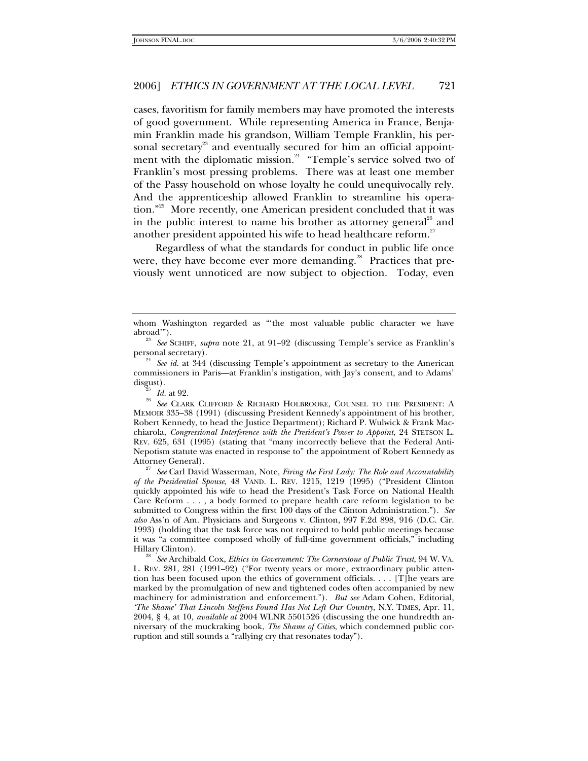cases, favoritism for family members may have promoted the interests of good government. While representing America in France, Benjamin Franklin made his grandson, William Temple Franklin, his personal secretary[23] and eventually secured for him an official appointment with the diplomatic mission.[24] "Temple's service solved two of Franklin's most pressing problems. There was at least one member of the Passy household on whose loyalty he could unequivocally rely. And the apprenticeship allowed Franklin to streamline his operation."[25] More recently, one American president concluded that it was in the public interest to name his brother as attorney general[26] and another president appointed his wife to head healthcare reform.[27]

Regardless of what the standards for conduct in public life once were, they have become ever more demanding.[28] Practices that previously went unnoticed are now subject to objection. Today, even

---

whom Washington regarded as "'the most valuable public character we have abroad'").

[23] *See* SCHIFF, *supra* note 21, at 91–92 (discussing Temple's service as Franklin's personal secretary).

[24] *See id.* at 344 (discussing Temple's appointment as secretary to the American commissioners in Paris—at Franklin's instigation, with Jay's consent, and to Adams' disgust).

[25] *Id.* at 92.

[26] *See* CLARK CLIFFORD & RICHARD HOLBROOKE, COUNSEL TO THE PRESIDENT: A MEMOIR 335–38 (1991) (discussing President Kennedy's appointment of his brother, Robert Kennedy, to head the Justice Department); Richard P. Wulwick & Frank Macchiarola, *Congressional Interference with the President's Power to Appoint*, 24 STETSON L. REV. 625, 631 (1995) (stating that "many incorrectly believe that the Federal Anti-Nepotism statute was enacted in response to" the appointment of Robert Kennedy as Attorney General).

[27] *See* Carl David Wasserman, Note, *Firing the First Lady: The Role and Accountability of the Presidential Spouse*, 48 VAND. L. REV. 1215, 1219 (1995) ("President Clinton quickly appointed his wife to head the President's Task Force on National Health Care Reform . . . , a body formed to prepare health care reform legislation to be submitted to Congress within the first 100 days of the Clinton Administration."). *See also* Ass'n of Am. Physicians and Surgeons v. Clinton, 997 F.2d 898, 916 (D.C. Cir. 1993) (holding that the task force was not required to hold public meetings because it was "a committee composed wholly of full-time government officials," including Hillary Clinton).

[28] *See* Archibald Cox, *Ethics in Government: The Cornerstone of Public Trust*, 94 W. VA. L. REV. 281, 281 (1991–92) ("For twenty years or more, extraordinary public attention has been focused upon the ethics of government officials. . . . [T]he years are marked by the promulgation of new and tightened codes often accompanied by new machinery for administration and enforcement."). *But see* Adam Cohen, Editorial, *'The Shame' That Lincoln Steffens Found Has Not Left Our Country*, N.Y. TIMES, Apr. 11, 2004, § 4, at 10, *available at* 2004 WLNR 5501526 (discussing the one hundredth anniversary of the muckraking book, *The Shame of Cities*, which condemned public corruption and still sounds a "rallying cry that resonates today").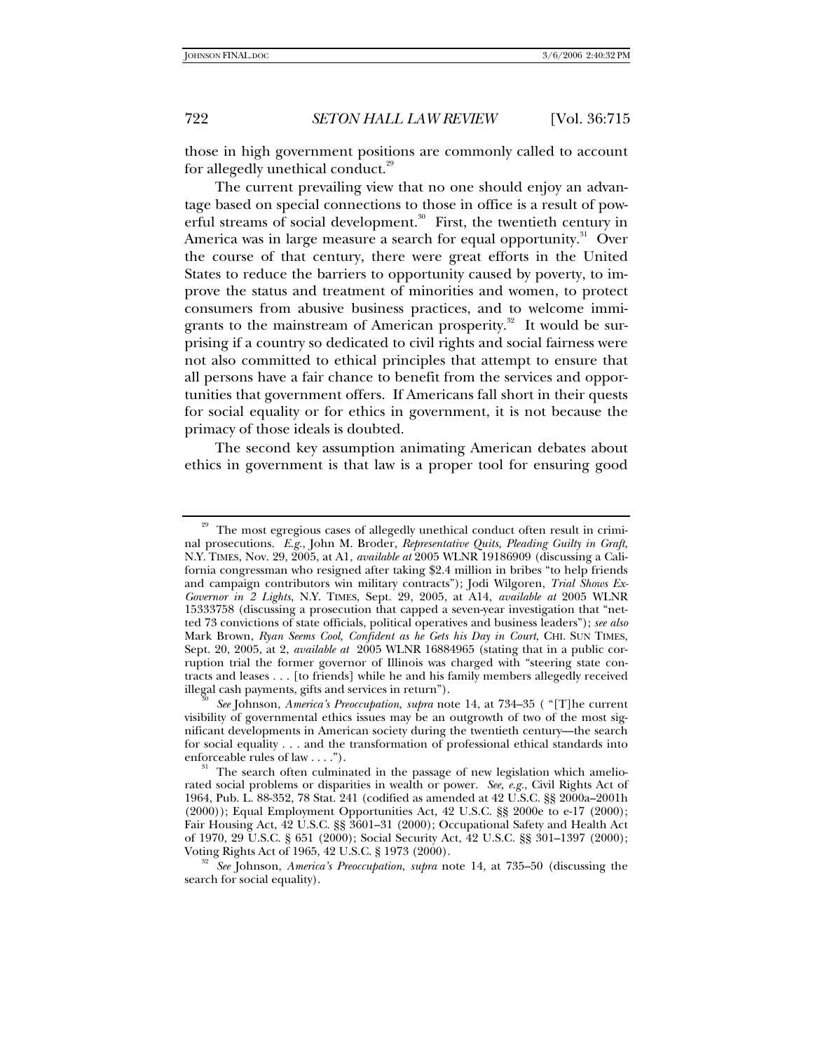those in high government positions are commonly called to account for allegedly unethical conduct.[29]

The current prevailing view that no one should enjoy an advantage based on special connections to those in office is a result of powerful streams of social development.[30] First, the twentieth century in America was in large measure a search for equal opportunity.[31] Over the course of that century, there were great efforts in the United States to reduce the barriers to opportunity caused by poverty, to improve the status and treatment of minorities and women, to protect consumers from abusive business practices, and to welcome immigrants to the mainstream of American prosperity.[32] It would be surprising if a country so dedicated to civil rights and social fairness were not also committed to ethical principles that attempt to ensure that all persons have a fair chance to benefit from the services and opportunities that government offers. If Americans fall short in their quests for social equality or for ethics in government, it is not because the primacy of those ideals is doubted.

The second key assumption animating American debates about ethics in government is that law is a proper tool for ensuring good

---

[29] The most egregious cases of allegedly unethical conduct often result in criminal prosecutions. *E.g.*, John M. Broder, *Representative Quits, Pleading Guilty in Graft*, N.Y. TIMES, Nov. 29, 2005, at A1, *available at* 2005 WLNR 19186909 (discussing a California congressman who resigned after taking $2.4 million in bribes "to help friends and campaign contributors win military contracts"); Jodi Wilgoren, *Trial Shows Ex-Governor in 2 Lights*, N.Y. TIMES, Sept. 29, 2005, at A14, *available at* 2005 WLNR 15333758 (discussing a prosecution that capped a seven-year investigation that "netted 73 convictions of state officials, political operatives and business leaders"); *see also* Mark Brown, *Ryan Seems Cool, Confident as he Gets his Day in Court*, CHI. SUN TIMES, Sept. 20, 2005, at 2, *available at* 2005 WLNR 16884965 (stating that in a public corruption trial the former governor of Illinois was charged with "steering state contracts and leases . . . [to friends] while he and his family members allegedly received illegal cash payments, gifts and services in return").

[30] *See* Johnson, *America's Preoccupation*, *supra* note 14, at 734–35 ( "[T]he current visibility of governmental ethics issues may be an outgrowth of two of the most significant developments in American society during the twentieth century—the search for social equality . . . and the transformation of professional ethical standards into enforceable rules of law . . . .").

[31] The search often culminated in the passage of new legislation which ameliorated social problems or disparities in wealth or power. *See, e.g.*, Civil Rights Act of 1964, Pub. L. 88-352, 78 Stat. 241 (codified as amended at 42 U.S.C. §§ 2000a–2001h (2000)); Equal Employment Opportunities Act, 42 U.S.C. §§ 2000e to e-17 (2000); Fair Housing Act, 42 U.S.C. §§ 3601–31 (2000); Occupational Safety and Health Act of 1970, 29 U.S.C. § 651 (2000); Social Security Act, 42 U.S.C. §§ 301–1397 (2000); Voting Rights Act of 1965, 42 U.S.C. § 1973 (2000).

[32] *See* Johnson, *America's Preoccupation*, *supra* note 14, at 735–50 (discussing the search for social equality).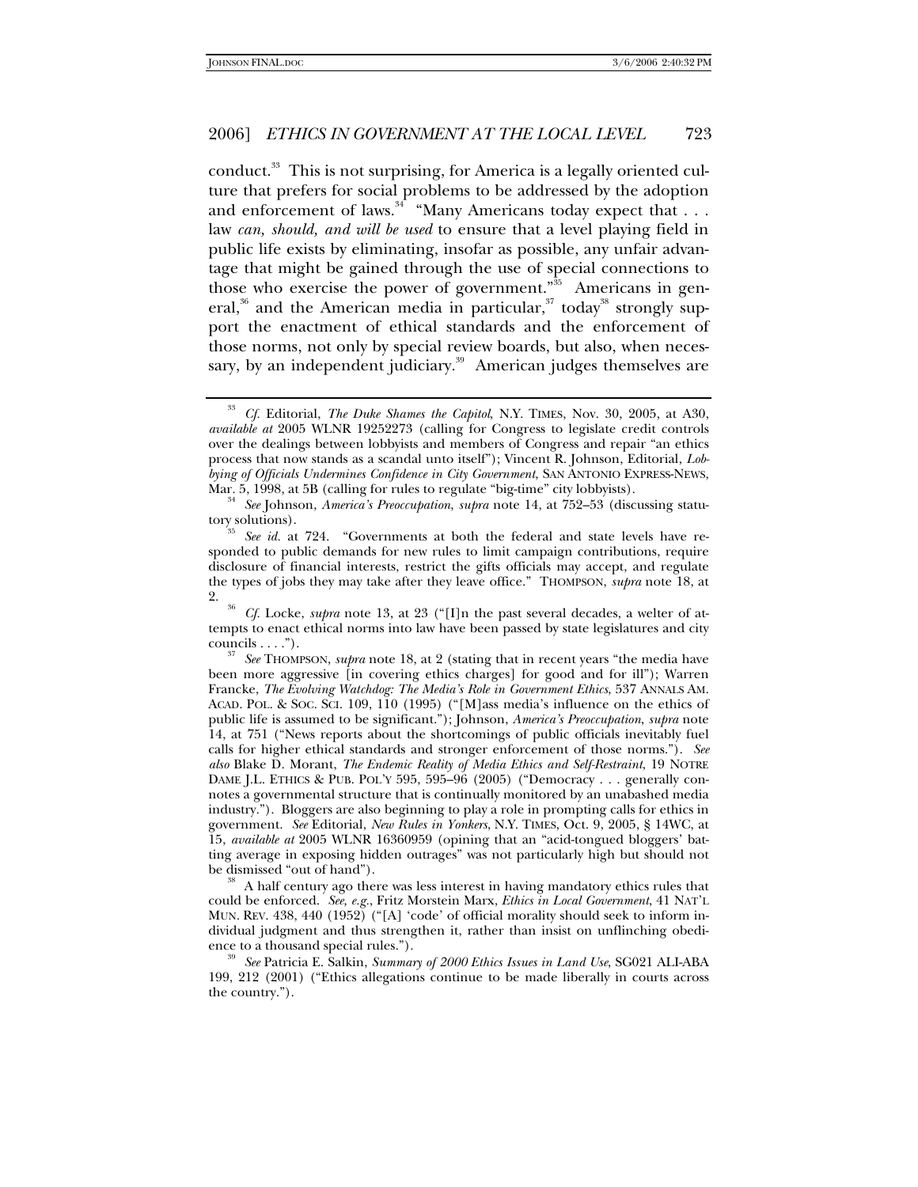conduct.[33] This is not surprising, for America is a legally oriented culture that prefers for social problems to be addressed by the adoption and enforcement of laws.[34] "Many Americans today expect that . . . law *can, should, and will be used* to ensure that a level playing field in public life exists by eliminating, insofar as possible, any unfair advantage that might be gained through the use of special connections to those who exercise the power of government."[35] Americans in general,[36] and the American media in particular,[37] today[38] strongly support the enactment of ethical standards and the enforcement of those norms, not only by special review boards, but also, when necessary, by an independent judiciary.[39] American judges themselves are

---

[33] *Cf.* Editorial, *The Duke Shames the Capitol*, N.Y. TIMES, Nov. 30, 2005, at A30, *available at* 2005 WLNR 19252273 (calling for Congress to legislate credit controls over the dealings between lobbyists and members of Congress and repair "an ethics process that now stands as a scandal unto itself"); Vincent R. Johnson, Editorial, *Lobbying of Officials Undermines Confidence in City Government*, SAN ANTONIO EXPRESS-NEWS, Mar. 5, 1998, at 5B (calling for rules to regulate "big-time" city lobbyists).

[34] *See* Johnson, *America's Preoccupation*, *supra* note 14, at 752–53 (discussing statutory solutions).

[35] *See id.* at 724. "Governments at both the federal and state levels have responded to public demands for new rules to limit campaign contributions, require disclosure of financial interests, restrict the gifts officials may accept, and regulate the types of jobs they may take after they leave office." THOMPSON, *supra* note 18, at 2.

[36] *Cf.* Locke, *supra* note 13, at 23 ("[I]n the past several decades, a welter of attempts to enact ethical norms into law have been passed by state legislatures and city councils . . . .").

[37] *See* THOMPSON, *supra* note 18, at 2 (stating that in recent years "the media have been more aggressive [in covering ethics charges] for good and for ill"); Warren Francke, *The Evolving Watchdog: The Media's Role in Government Ethics*, 537 ANNALS AM. ACAD. POL. & SOC. SCI. 109, 110 (1995) ("[M]ass media's influence on the ethics of public life is assumed to be significant."); Johnson, *America's Preoccupation*, *supra* note 14, at 751 ("News reports about the shortcomings of public officials inevitably fuel calls for higher ethical standards and stronger enforcement of those norms."). *See also* Blake D. Morant, *The Endemic Reality of Media Ethics and Self-Restraint*, 19 NOTRE DAME J.L. ETHICS & PUB. POL'Y 595, 595–96 (2005) ("Democracy . . . generally connotes a governmental structure that is continually monitored by an unabashed media industry."). Bloggers are also beginning to play a role in prompting calls for ethics in government. *See* Editorial, *New Rules in Yonkers*, N.Y. TIMES, Oct. 9, 2005, § 14WC, at 15, *available at* 2005 WLNR 16360959 (opining that an "acid-tongued bloggers' batting average in exposing hidden outrages" was not particularly high but should not be dismissed "out of hand").

[38] A half century ago there was less interest in having mandatory ethics rules that could be enforced. *See, e.g.*, Fritz Morstein Marx, *Ethics in Local Government*, 41 NAT'L MUN. REV. 438, 440 (1952) ("[A] 'code' of official morality should seek to inform individual judgment and thus strengthen it, rather than insist on unflinching obedience to a thousand special rules.").

[39] *See* Patricia E. Salkin, *Summary of 2000 Ethics Issues in Land Use*, SG021 ALI-ABA 199, 212 (2001) ("Ethics allegations continue to be made liberally in courts across the country.").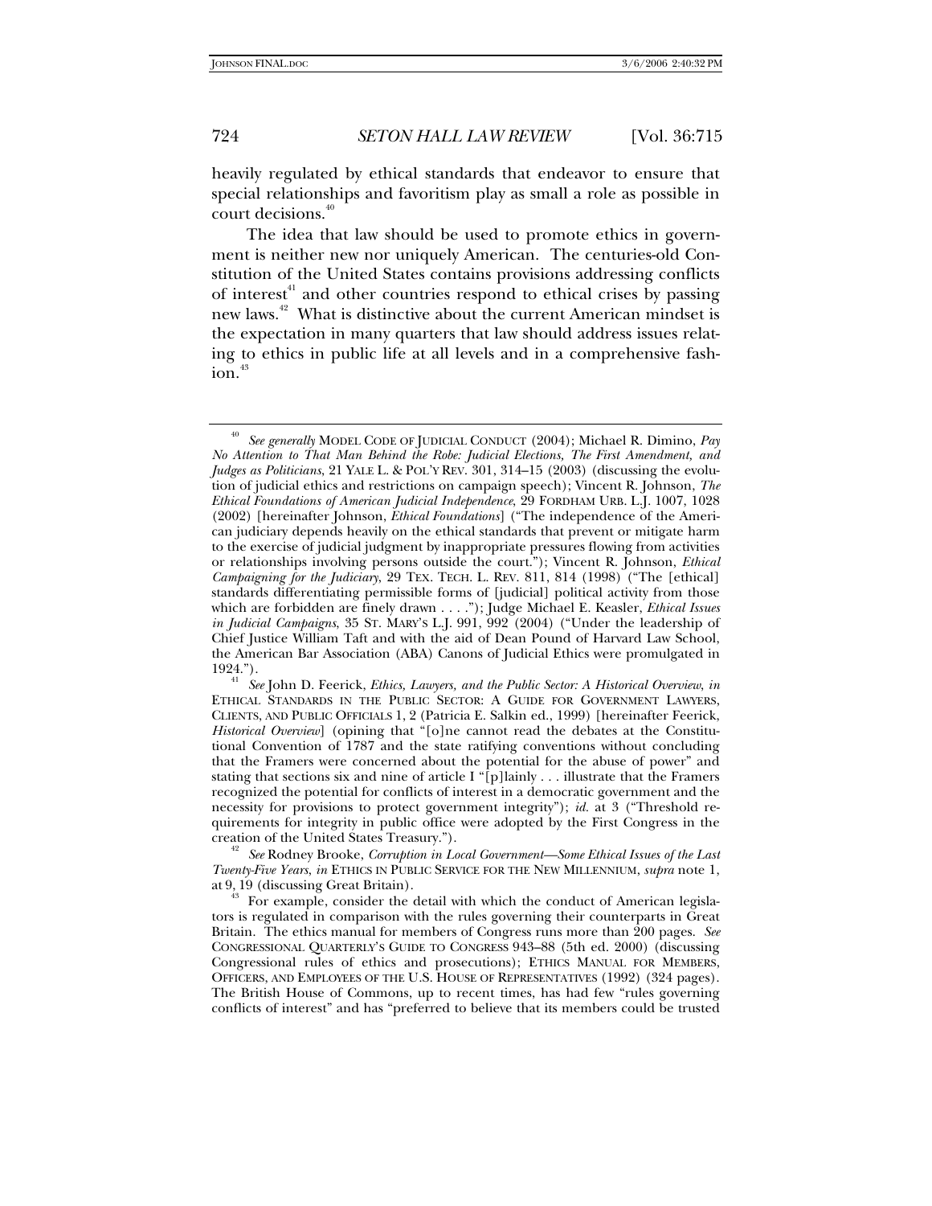heavily regulated by ethical standards that endeavor to ensure that special relationships and favoritism play as small a role as possible in court decisions.[40]

The idea that law should be used to promote ethics in government is neither new nor uniquely American. The centuries-old Constitution of the United States contains provisions addressing conflicts of interest[41] and other countries respond to ethical crises by passing new laws.[42] What is distinctive about the current American mindset is the expectation in many quarters that law should address issues relating to ethics in public life at all levels and in a comprehensive fashion.[43]

---

[40] *See generally* MODEL CODE OF JUDICIAL CONDUCT (2004); Michael R. Dimino, *Pay No Attention to That Man Behind the Robe: Judicial Elections, The First Amendment, and Judges as Politicians*, 21 YALE L. & POL'Y REV. 301, 314–15 (2003) (discussing the evolution of judicial ethics and restrictions on campaign speech); Vincent R. Johnson, *The Ethical Foundations of American Judicial Independence*, 29 FORDHAM URB. L.J. 1007, 1028 (2002) [hereinafter Johnson, *Ethical Foundations*] ("The independence of the American judiciary depends heavily on the ethical standards that prevent or mitigate harm to the exercise of judicial judgment by inappropriate pressures flowing from activities or relationships involving persons outside the court."); Vincent R. Johnson, *Ethical Campaigning for the Judiciary*, 29 TEX. TECH. L. REV. 811, 814 (1998) ("The [ethical] standards differentiating permissible forms of [judicial] political activity from those which are forbidden are finely drawn . . . ."); Judge Michael E. Keasler, *Ethical Issues in Judicial Campaigns*, 35 ST. MARY'S L.J. 991, 992 (2004) ("Under the leadership of Chief Justice William Taft and with the aid of Dean Pound of Harvard Law School, the American Bar Association (ABA) Canons of Judicial Ethics were promulgated in 1924.").

[41] *See* John D. Feerick, *Ethics, Lawyers, and the Public Sector: A Historical Overview*, *in* ETHICAL STANDARDS IN THE PUBLIC SECTOR: A GUIDE FOR GOVERNMENT LAWYERS, CLIENTS, AND PUBLIC OFFICIALS 1, 2 (Patricia E. Salkin ed., 1999) [hereinafter Feerick, *Historical Overview*] (opining that "[o]ne cannot read the debates at the Constitutional Convention of 1787 and the state ratifying conventions without concluding that the Framers were concerned about the potential for the abuse of power" and stating that sections six and nine of article I "[p]lainly . . . illustrate that the Framers recognized the potential for conflicts of interest in a democratic government and the necessity for provisions to protect government integrity"); *id.* at 3 ("Threshold requirements for integrity in public office were adopted by the First Congress in the creation of the United States Treasury.").

[42] *See* Rodney Brooke, *Corruption in Local Government—Some Ethical Issues of the Last Twenty-Five Years*, *in* ETHICS IN PUBLIC SERVICE FOR THE NEW MILLENNIUM, *supra* note 1, at 9, 19 (discussing Great Britain).

[43] For example, consider the detail with which the conduct of American legislators is regulated in comparison with the rules governing their counterparts in Great Britain. The ethics manual for members of Congress runs more than 200 pages. *See* CONGRESSIONAL QUARTERLY'S GUIDE TO CONGRESS 943–88 (5th ed. 2000) (discussing Congressional rules of ethics and prosecutions); ETHICS MANUAL FOR MEMBERS, OFFICERS, AND EMPLOYEES OF THE U.S. HOUSE OF REPRESENTATIVES (1992) (324 pages). The British House of Commons, up to recent times, has had few "rules governing conflicts of interest" and has "preferred to believe that its members could be trusted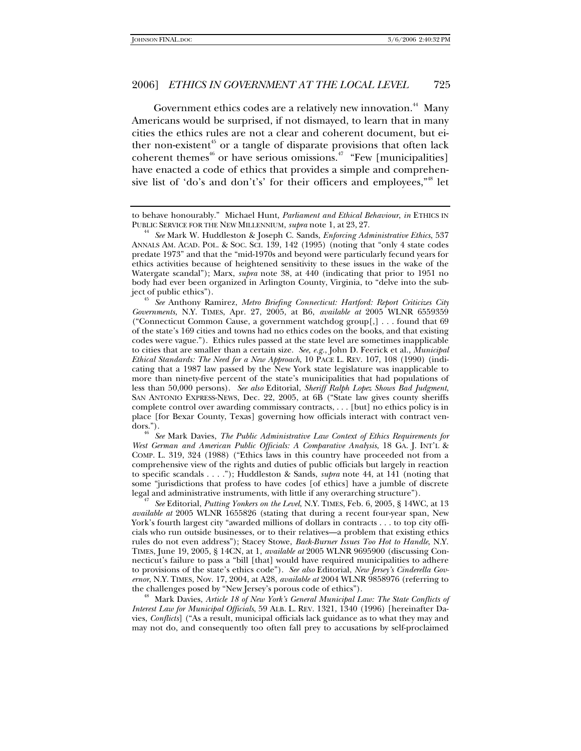Government ethics codes are a relatively new innovation.[44] Many Americans would be surprised, if not dismayed, to learn that in many cities the ethics rules are not a clear and coherent document, but either non-existent[45] or a tangle of disparate provisions that often lack coherent themes[46] or have serious omissions.[47] "Few [municipalities] have enacted a code of ethics that provides a simple and comprehensive list of 'do's and don't's' for their officers and employees,"[48] let

---

to behave honourably." Michael Hunt, *Parliament and Ethical Behaviour*, *in* ETHICS IN PUBLIC SERVICE FOR THE NEW MILLENNIUM, *supra* note 1, at 23, 27.

[44] *See* Mark W. Huddleston & Joseph C. Sands, *Enforcing Administrative Ethics*, 537 ANNALS AM. ACAD. POL. & SOC. SCI. 139, 142 (1995) (noting that "only 4 state codes predate 1973" and that the "mid-1970s and beyond were particularly fecund years for ethics activities because of heightened sensitivity to these issues in the wake of the Watergate scandal"); Marx, *supra* note 38, at 440 (indicating that prior to 1951 no body had ever been organized in Arlington County, Virginia, to "delve into the subject of public ethics").

[45] *See* Anthony Ramirez, *Metro Briefing Connecticut: Hartford: Report Criticizes City Governments*, N.Y. TIMES, Apr. 27, 2005, at B6, *available at* 2005 WLNR 6559359 ("Connecticut Common Cause, a government watchdog group[,] . . . found that 69 of the state's 169 cities and towns had no ethics codes on the books, and that existing codes were vague."). Ethics rules passed at the state level are sometimes inapplicable to cities that are smaller than a certain size. *See, e.g.*, John D. Feerick et al., *Municipal Ethical Standards: The Need for a New Approach*, 10 PACE L. REV. 107, 108 (1990) (indicating that a 1987 law passed by the New York state legislature was inapplicable to more than ninety-five percent of the state's municipalities that had populations of less than 50,000 persons). *See also* Editorial, *Sheriff Ralph Lopez Shows Bad Judgment*, SAN ANTONIO EXPRESS-NEWS, Dec. 22, 2005, at 6B ("State law gives county sheriffs complete control over awarding commissary contracts, . . . [but] no ethics policy is in place [for Bexar County, Texas] governing how officials interact with contract vendors.").

[46] *See* Mark Davies, *The Public Administrative Law Context of Ethics Requirements for West German and American Public Officials: A Comparative Analysis*, 18 GA. J. INT'L & COMP. L. 319, 324 (1988) ("Ethics laws in this country have proceeded not from a comprehensive view of the rights and duties of public officials but largely in reaction to specific scandals . . . ."); Huddleston & Sands, *supra* note 44, at 141 (noting that some "jurisdictions that profess to have codes [of ethics] have a jumble of discrete legal and administrative instruments, with little if any overarching structure").

[47] *See* Editorial, *Putting Yonkers on the Level*, N.Y. TIMES, Feb. 6, 2005, § 14WC, at 13 *available at* 2005 WLNR 1655826 (stating that during a recent four-year span, New York's fourth largest city "awarded millions of dollars in contracts . . . to top city officials who run outside businesses, or to their relatives—a problem that existing ethics rules do not even address"); Stacey Stowe, *Back-Burner Issues Too Hot to Handle*, N.Y. TIMES, June 19, 2005, § 14CN, at 1, *available at* 2005 WLNR 9695900 (discussing Connecticut's failure to pass a "bill [that] would have required municipalities to adhere to provisions of the state's ethics code"). *See also* Editorial, *New Jersey's Cinderella Governor*, N.Y. TIMES, Nov. 17, 2004, at A28, *available at* 2004 WLNR 9858976 (referring to the challenges posed by "New Jersey's porous code of ethics").

[48] Mark Davies, *Article 18 of New York's General Municipal Law: The State Conflicts of Interest Law for Municipal Officials*, 59 ALB. L. REV. 1321, 1340 (1996) [hereinafter Davies, *Conflicts*] ("As a result, municipal officials lack guidance as to what they may and may not do, and consequently too often fall prey to accusations by self-proclaimed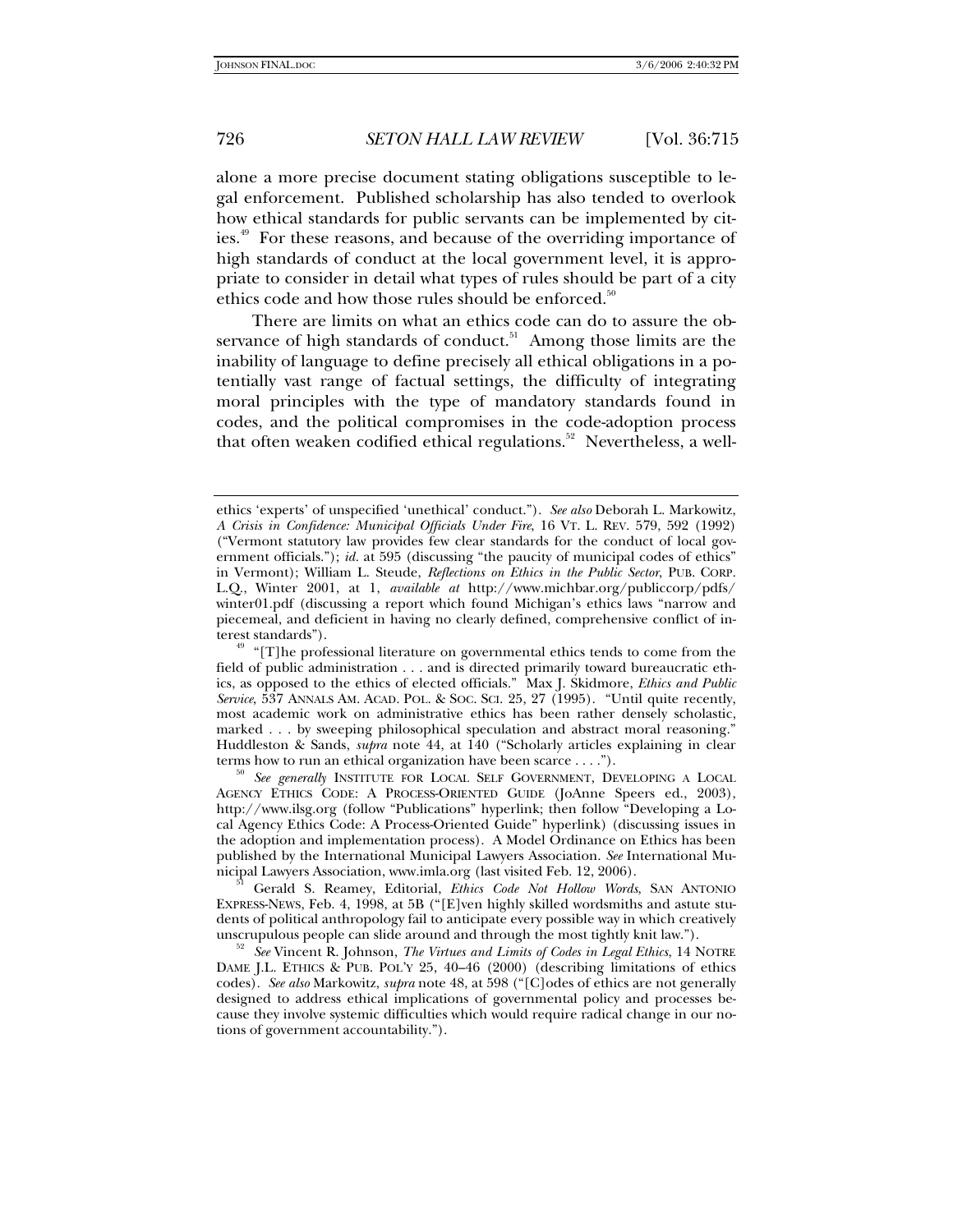alone a more precise document stating obligations susceptible to legal enforcement. Published scholarship has also tended to overlook how ethical standards for public servants can be implemented by cities.[49] For these reasons, and because of the overriding importance of high standards of conduct at the local government level, it is appropriate to consider in detail what types of rules should be part of a city ethics code and how those rules should be enforced.[50]

There are limits on what an ethics code can do to assure the observance of high standards of conduct.[51] Among those limits are the inability of language to define precisely all ethical obligations in a potentially vast range of factual settings, the difficulty of integrating moral principles with the type of mandatory standards found in codes, and the political compromises in the code-adoption process that often weaken codified ethical regulations.[52] Nevertheless, a well-

---

ethics 'experts' of unspecified 'unethical' conduct."). *See also* Deborah L. Markowitz, *A Crisis in Confidence: Municipal Officials Under Fire*, 16 VT. L. REV. 579, 592 (1992) ("Vermont statutory law provides few clear standards for the conduct of local government officials."); *id.* at 595 (discussing "the paucity of municipal codes of ethics" in Vermont); William L. Steude, *Reflections on Ethics in the Public Sector*, PUB. CORP. L.Q., Winter 2001, at 1, *available at* http://www.michbar.org/publiccorp/pdfs/winter01.pdf (discussing a report which found Michigan's ethics laws "narrow and piecemeal, and deficient in having no clearly defined, comprehensive conflict of interest standards").

[49] "[T]he professional literature on governmental ethics tends to come from the field of public administration . . . and is directed primarily toward bureaucratic ethics, as opposed to the ethics of elected officials." Max J. Skidmore, *Ethics and Public Service*, 537 ANNALS AM. ACAD. POL. & SOC. SCI. 25, 27 (1995). "Until quite recently, most academic work on administrative ethics has been rather densely scholastic, marked . . . by sweeping philosophical speculation and abstract moral reasoning." Huddleston & Sands, *supra* note 44, at 140 ("Scholarly articles explaining in clear terms how to run an ethical organization have been scarce . . . .").

[50] *See generally* INSTITUTE FOR LOCAL SELF GOVERNMENT, DEVELOPING A LOCAL AGENCY ETHICS CODE: A PROCESS-ORIENTED GUIDE (JoAnne Speers ed., 2003), http://www.ilsg.org (follow "Publications" hyperlink; then follow "Developing a Local Agency Ethics Code: A Process-Oriented Guide" hyperlink) (discussing issues in the adoption and implementation process). A Model Ordinance on Ethics has been published by the International Municipal Lawyers Association. *See* International Municipal Lawyers Association, www.imla.org (last visited Feb. 12, 2006).

[51] Gerald S. Reamey, Editorial, *Ethics Code Not Hollow Words*, SAN ANTONIO EXPRESS-NEWS, Feb. 4, 1998, at 5B ("[E]ven highly skilled wordsmiths and astute students of political anthropology fail to anticipate every possible way in which creatively unscrupulous people can slide around and through the most tightly knit law.").

[52] *See* Vincent R. Johnson, *The Virtues and Limits of Codes in Legal Ethics*, 14 NOTRE DAME J.L. ETHICS & PUB. POL'Y 25, 40–46 (2000) (describing limitations of ethics codes). *See also* Markowitz, *supra* note 48, at 598 ("[C]odes of ethics are not generally designed to address ethical implications of governmental policy and processes because they involve systemic difficulties which would require radical change in our notions of government accountability.").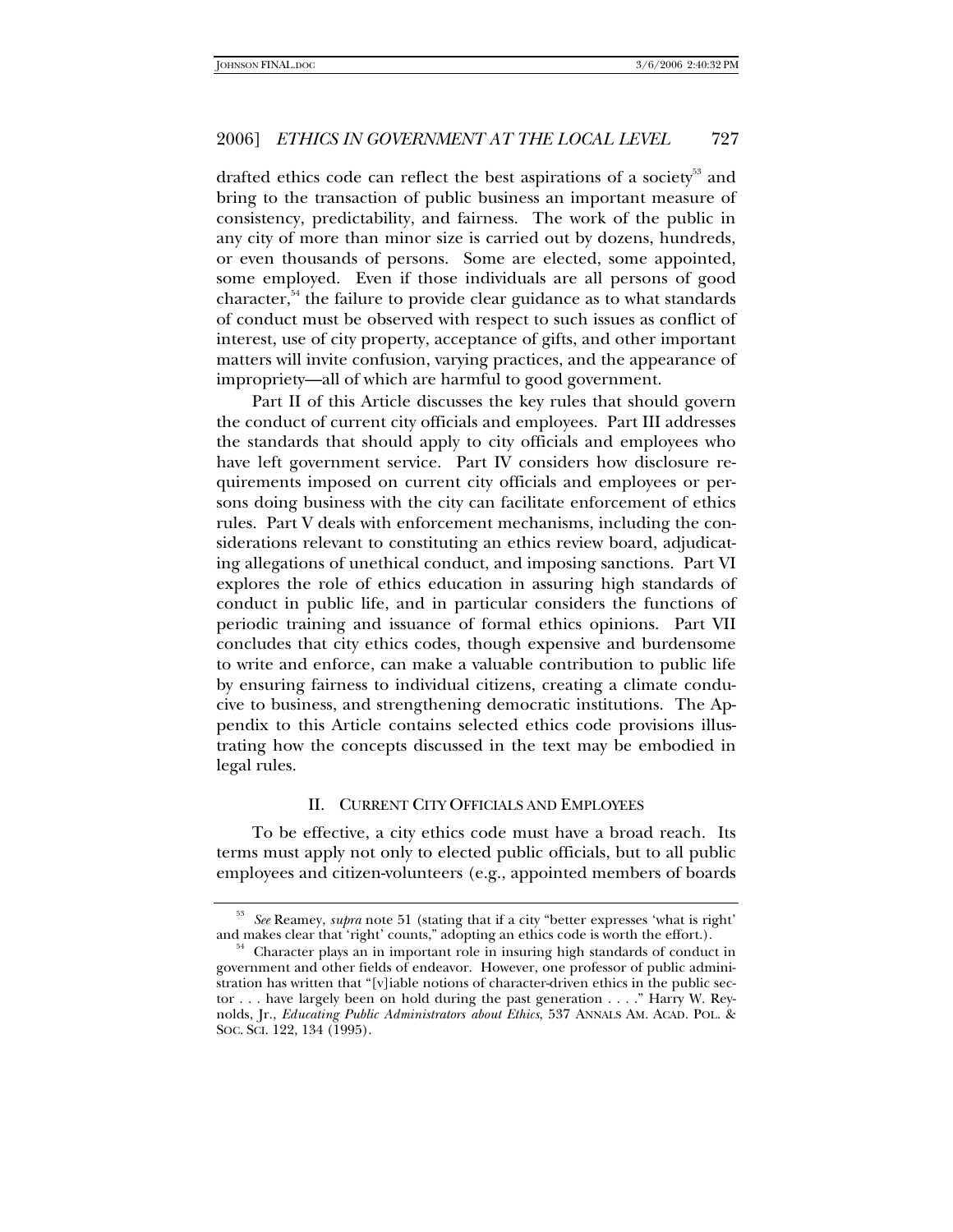drafted ethics code can reflect the best aspirations of a society[53] and bring to the transaction of public business an important measure of consistency, predictability, and fairness. The work of the public in any city of more than minor size is carried out by dozens, hundreds, or even thousands of persons. Some are elected, some appointed, some employed. Even if those individuals are all persons of good character,[54] the failure to provide clear guidance as to what standards of conduct must be observed with respect to such issues as conflict of interest, use of city property, acceptance of gifts, and other important matters will invite confusion, varying practices, and the appearance of impropriety—all of which are harmful to good government.

Part II of this Article discusses the key rules that should govern the conduct of current city officials and employees. Part III addresses the standards that should apply to city officials and employees who have left government service. Part IV considers how disclosure requirements imposed on current city officials and employees or persons doing business with the city can facilitate enforcement of ethics rules. Part V deals with enforcement mechanisms, including the considerations relevant to constituting an ethics review board, adjudicating allegations of unethical conduct, and imposing sanctions. Part VI explores the role of ethics education in assuring high standards of conduct in public life, and in particular considers the functions of periodic training and issuance of formal ethics opinions. Part VII concludes that city ethics codes, though expensive and burdensome to write and enforce, can make a valuable contribution to public life by ensuring fairness to individual citizens, creating a climate conducive to business, and strengthening democratic institutions. The Appendix to this Article contains selected ethics code provisions illustrating how the concepts discussed in the text may be embodied in legal rules.

## II. CURRENT CITY OFFICIALS AND EMPLOYEES

To be effective, a city ethics code must have a broad reach. Its terms must apply not only to elected public officials, but to all public employees and citizen-volunteers (e.g., appointed members of boards

---

[53] *See* Reamey, *supra* note 51 (stating that if a city "better expresses 'what is right' and makes clear that 'right' counts," adopting an ethics code is worth the effort.).

[54] Character plays an in important role in insuring high standards of conduct in government and other fields of endeavor. However, one professor of public administration has written that "[v]iable notions of character-driven ethics in the public sector . . . have largely been on hold during the past generation . . . ." Harry W. Reynolds, Jr., *Educating Public Administrators about Ethics*, 537 ANNALS AM. ACAD. POL. & SOC. SCI. 122, 134 (1995).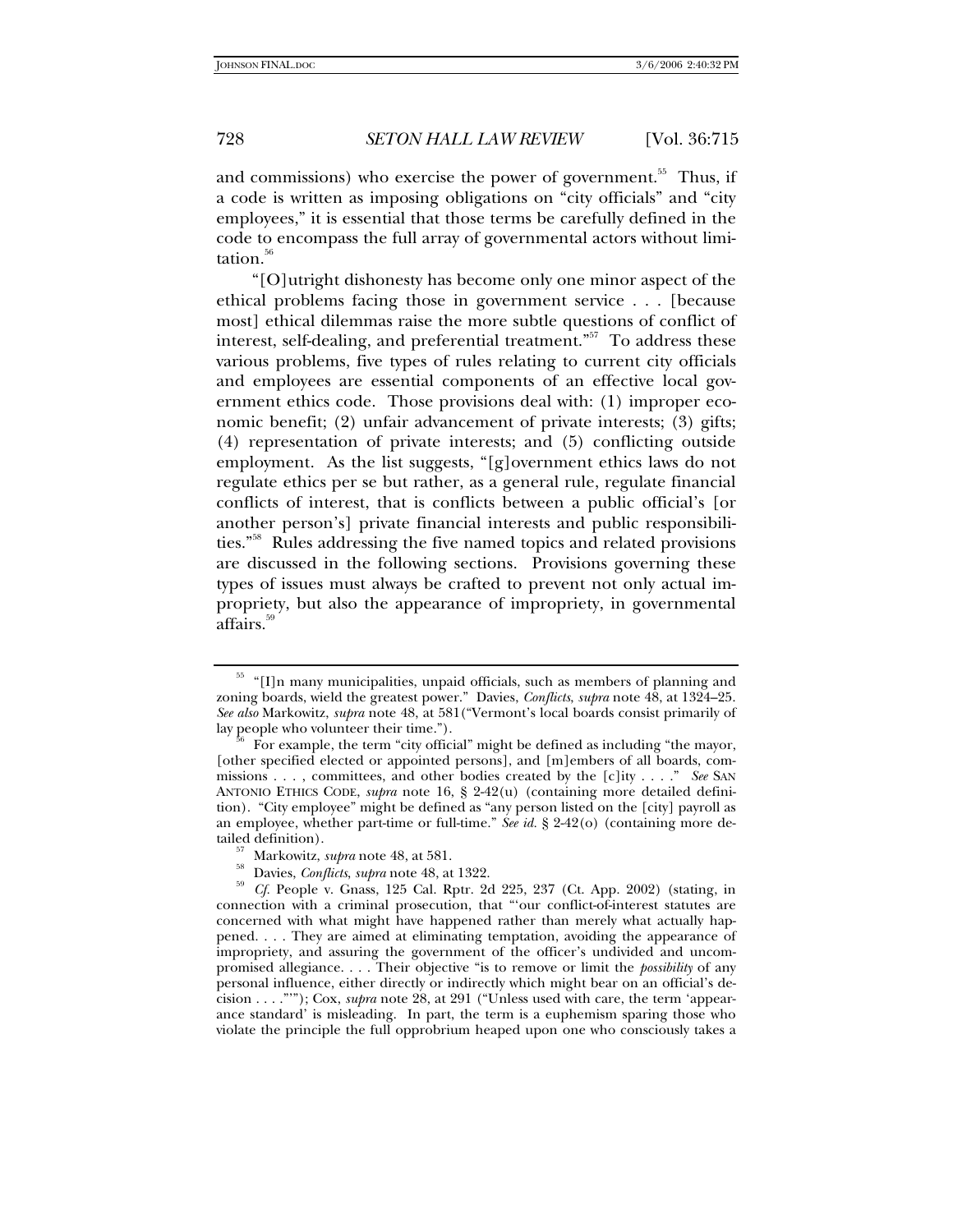and commissions) who exercise the power of government.[55] Thus, if a code is written as imposing obligations on "city officials" and "city employees," it is essential that those terms be carefully defined in the code to encompass the full array of governmental actors without limitation.[56]

"[O]utright dishonesty has become only one minor aspect of the ethical problems facing those in government service . . . [because most] ethical dilemmas raise the more subtle questions of conflict of interest, self-dealing, and preferential treatment."[57] To address these various problems, five types of rules relating to current city officials and employees are essential components of an effective local government ethics code. Those provisions deal with: (1) improper economic benefit; (2) unfair advancement of private interests; (3) gifts; (4) representation of private interests; and (5) conflicting outside employment. As the list suggests, "[g]overnment ethics laws do not regulate ethics per se but rather, as a general rule, regulate financial conflicts of interest, that is conflicts between a public official's [or another person's] private financial interests and public responsibilities."[58] Rules addressing the five named topics and related provisions are discussed in the following sections. Provisions governing these types of issues must always be crafted to prevent not only actual impropriety, but also the appearance of impropriety, in governmental affairs.[59]

---

[55] "[I]n many municipalities, unpaid officials, such as members of planning and zoning boards, wield the greatest power." Davies, *Conflicts*, *supra* note 48, at 1324–25. *See also* Markowitz, *supra* note 48, at 581("Vermont's local boards consist primarily of lay people who volunteer their time.").

[56] For example, the term "city official" might be defined as including "the mayor, [other specified elected or appointed persons], and [m]embers of all boards, commissions . . . , committees, and other bodies created by the [c]ity . . . ." *See* SAN ANTONIO ETHICS CODE, *supra* note 16, § 2-42(u) (containing more detailed definition). "City employee" might be defined as "any person listed on the [city] payroll as an employee, whether part-time or full-time." *See id.* § 2-42(o) (containing more detailed definition).

[57] Markowitz, *supra* note 48, at 581.

[58] Davies, *Conflicts*, *supra* note 48, at 1322.

[59] *Cf.* People v. Gnass, 125 Cal. Rptr. 2d 225, 237 (Ct. App. 2002) (stating, in connection with a criminal prosecution, that "'our conflict-of-interest statutes are concerned with what might have happened rather than merely what actually happened. . . . They are aimed at eliminating temptation, avoiding the appearance of impropriety, and assuring the government of the officer's undivided and uncompromised allegiance. . . . Their objective "is to remove or limit the *possibility* of any personal influence, either directly or indirectly which might bear on an official's decision . . . ."'"); Cox, *supra* note 28, at 291 ("Unless used with care, the term 'appearance standard' is misleading. In part, the term is a euphemism sparing those who violate the principle the full opprobrium heaped upon one who consciously takes a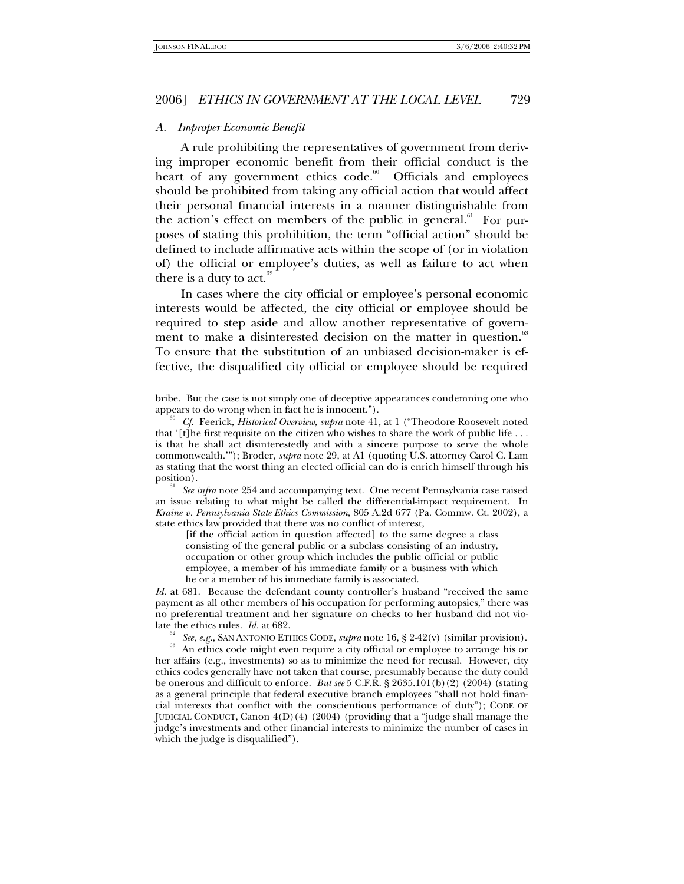### *A. Improper Economic Benefit*

A rule prohibiting the representatives of government from deriving improper economic benefit from their official conduct is the heart of any government ethics code.[60] Officials and employees should be prohibited from taking any official action that would affect their personal financial interests in a manner distinguishable from the action's effect on members of the public in general.[61] For purposes of stating this prohibition, the term "official action" should be defined to include affirmative acts within the scope of (or in violation of) the official or employee's duties, as well as failure to act when there is a duty to act.[62]

In cases where the city official or employee's personal economic interests would be affected, the city official or employee should be required to step aside and allow another representative of government to make a disinterested decision on the matter in question.[63] To ensure that the substitution of an unbiased decision-maker is effective, the disqualified city official or employee should be required

---

bribe. But the case is not simply one of deceptive appearances condemning one who appears to do wrong when in fact he is innocent.").

[60] *Cf.* Feerick, *Historical Overview*, *supra* note 41, at 1 ("Theodore Roosevelt noted that '[t]he first requisite on the citizen who wishes to share the work of public life . . . is that he shall act disinterestedly and with a sincere purpose to serve the whole commonwealth.'"); Broder, *supra* note 29, at A1 (quoting U.S. attorney Carol C. Lam as stating that the worst thing an elected official can do is enrich himself through his position).

[61] *See infra* note 254 and accompanying text. One recent Pennsylvania case raised an issue relating to what might be called the differential-impact requirement. In *Kraine v. Pennsylvania State Ethics Commission*, 805 A.2d 677 (Pa. Commw. Ct. 2002), a state ethics law provided that there was no conflict of interest,

> [if the official action in question affected] to the same degree a class consisting of the general public or a subclass consisting of an industry, occupation or other group which includes the public official or public employee, a member of his immediate family or a business with which he or a member of his immediate family is associated.

*Id.* at 681. Because the defendant county controller's husband "received the same payment as all other members of his occupation for performing autopsies," there was no preferential treatment and her signature on checks to her husband did not violate the ethics rules. *Id.* at 682.

[62] *See, e.g.*, SAN ANTONIO ETHICS CODE, *supra* note 16, § 2-42(v) (similar provision).

[63] An ethics code might even require a city official or employee to arrange his or her affairs (e.g., investments) so as to minimize the need for recusal. However, city ethics codes generally have not taken that course, presumably because the duty could be onerous and difficult to enforce. *But see* 5 C.F.R. § 2635.101(b)(2) (2004) (stating as a general principle that federal executive branch employees "shall not hold financial interests that conflict with the conscientious performance of duty"); CODE OF JUDICIAL CONDUCT, Canon 4(D)(4) (2004) (providing that a "judge shall manage the judge's investments and other financial interests to minimize the number of cases in which the judge is disqualified").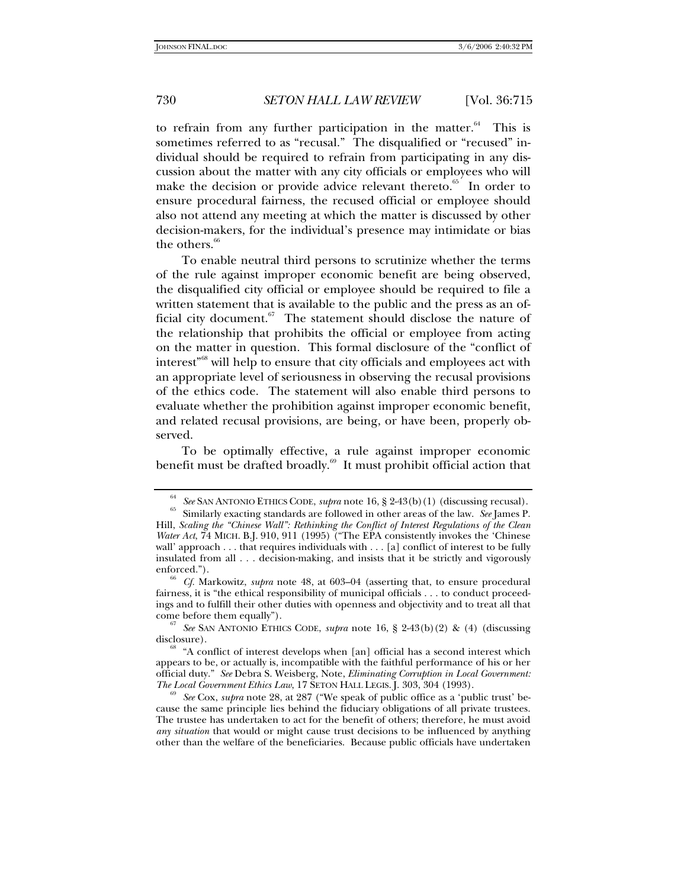to refrain from any further participation in the matter.[64] This is sometimes referred to as "recusal." The disqualified or "recused" individual should be required to refrain from participating in any discussion about the matter with any city officials or employees who will make the decision or provide advice relevant thereto.[65] In order to ensure procedural fairness, the recused official or employee should also not attend any meeting at which the matter is discussed by other decision-makers, for the individual's presence may intimidate or bias the others.[66]

To enable neutral third persons to scrutinize whether the terms of the rule against improper economic benefit are being observed, the disqualified city official or employee should be required to file a written statement that is available to the public and the press as an official city document.[67] The statement should disclose the nature of the relationship that prohibits the official or employee from acting on the matter in question. This formal disclosure of the "conflict of interest"[68] will help to ensure that city officials and employees act with an appropriate level of seriousness in observing the recusal provisions of the ethics code. The statement will also enable third persons to evaluate whether the prohibition against improper economic benefit, and related recusal provisions, are being, or have been, properly observed.

To be optimally effective, a rule against improper economic benefit must be drafted broadly.[69] It must prohibit official action that

---

[64] *See* SAN ANTONIO ETHICS CODE, *supra* note 16, § 2-43(b)(1) (discussing recusal).

[65] Similarly exacting standards are followed in other areas of the law. *See* James P. Hill, *Scaling the "Chinese Wall": Rethinking the Conflict of Interest Regulations of the Clean Water Act*, 74 MICH. B.J. 910, 911 (1995) ("The EPA consistently invokes the 'Chinese wall' approach . . . that requires individuals with . . . [a] conflict of interest to be fully insulated from all . . . decision-making, and insists that it be strictly and vigorously enforced.").

[66] *Cf.* Markowitz, *supra* note 48, at 603–04 (asserting that, to ensure procedural fairness, it is "the ethical responsibility of municipal officials . . . to conduct proceedings and to fulfill their other duties with openness and objectivity and to treat all that come before them equally").

[67] *See* SAN ANTONIO ETHICS CODE, *supra* note 16, § 2-43(b)(2) & (4) (discussing disclosure).

[68] "A conflict of interest develops when [an] official has a second interest which appears to be, or actually is, incompatible with the faithful performance of his or her official duty." *See* Debra S. Weisberg, Note, *Eliminating Corruption in Local Government: The Local Government Ethics Law*, 17 SETON HALL LEGIS. J. 303, 304 (1993).

[69] *See* Cox, *supra* note 28, at 287 ("We speak of public office as a 'public trust' because the same principle lies behind the fiduciary obligations of all private trustees. The trustee has undertaken to act for the benefit of others; therefore, he must avoid *any situation* that would or might cause trust decisions to be influenced by anything other than the welfare of the beneficiaries. Because public officials have undertaken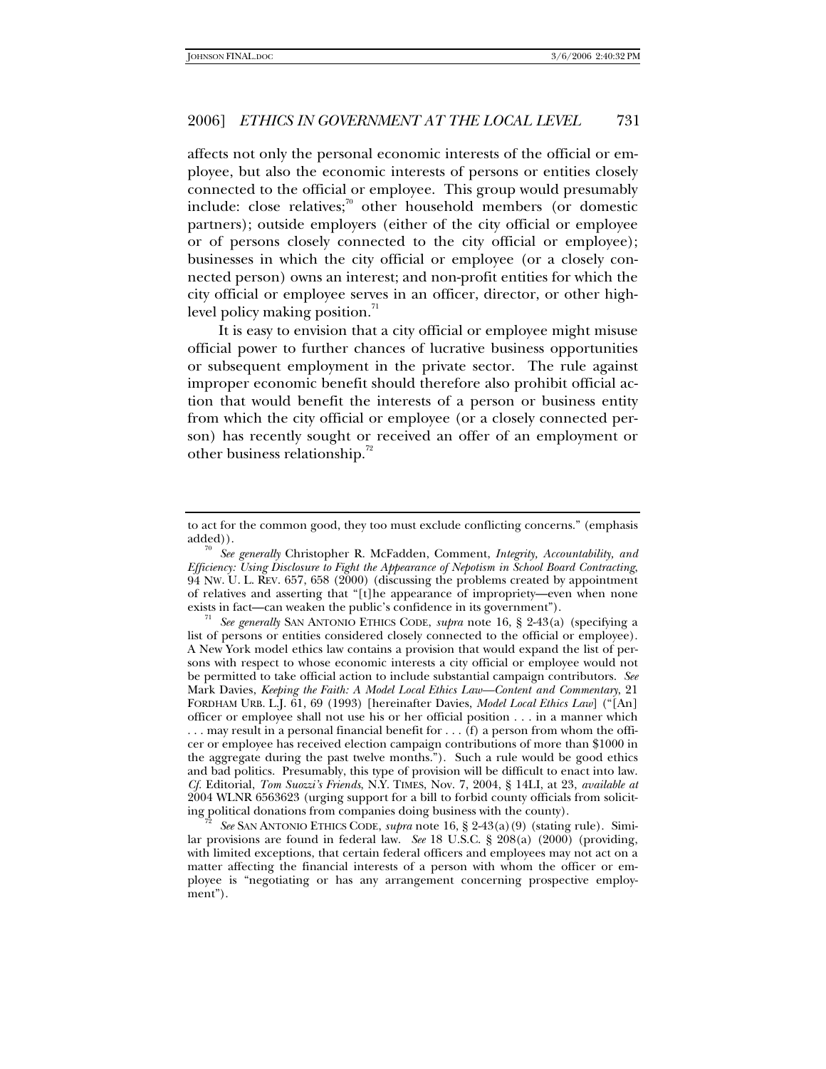affects not only the personal economic interests of the official or employee, but also the economic interests of persons or entities closely connected to the official or employee. This group would presumably include: close relatives;[70] other household members (or domestic partners); outside employers (either of the city official or employee or of persons closely connected to the city official or employee); businesses in which the city official or employee (or a closely connected person) owns an interest; and non-profit entities for which the city official or employee serves in an officer, director, or other high-level policy making position.[71]

It is easy to envision that a city official or employee might misuse official power to further chances of lucrative business opportunities or subsequent employment in the private sector. The rule against improper economic benefit should therefore also prohibit official action that would benefit the interests of a person or business entity from which the city official or employee (or a closely connected person) has recently sought or received an offer of an employment or other business relationship.[72]

---

to act for the common good, they too must exclude conflicting concerns." (emphasis added)).

[70] *See generally* Christopher R. McFadden, Comment, *Integrity, Accountability, and Efficiency: Using Disclosure to Fight the Appearance of Nepotism in School Board Contracting*, 94 NW. U. L. REV. 657, 658 (2000) (discussing the problems created by appointment of relatives and asserting that "[t]he appearance of impropriety—even when none exists in fact—can weaken the public's confidence in its government").

[71] *See generally* SAN ANTONIO ETHICS CODE, *supra* note 16, § 2-43(a) (specifying a list of persons or entities considered closely connected to the official or employee). A New York model ethics law contains a provision that would expand the list of persons with respect to whose economic interests a city official or employee would not be permitted to take official action to include substantial campaign contributors. *See* Mark Davies, *Keeping the Faith: A Model Local Ethics Law—Content and Commentary*, 21 FORDHAM URB. L.J. 61, 69 (1993) [hereinafter Davies, *Model Local Ethics Law*] ("[An] officer or employee shall not use his or her official position . . . in a manner which . . . may result in a personal financial benefit for . . . (f) a person from whom the officer or employee has received election campaign contributions of more than $1000 in the aggregate during the past twelve months."). Such a rule would be good ethics and bad politics. Presumably, this type of provision will be difficult to enact into law. *Cf.* Editorial, *Tom Suozzi's Friends*, N.Y. TIMES, Nov. 7, 2004, § 14LI, at 23, *available at* 2004 WLNR 6563623 (urging support for a bill to forbid county officials from soliciting political donations from companies doing business with the county).

[72] *See* SAN ANTONIO ETHICS CODE, *supra* note 16, § 2-43(a)(9) (stating rule). Similar provisions are found in federal law. *See* 18 U.S.C. § 208(a) (2000) (providing, with limited exceptions, that certain federal officers and employees may not act on a matter affecting the financial interests of a person with whom the officer or employee is "negotiating or has any arrangement concerning prospective employment").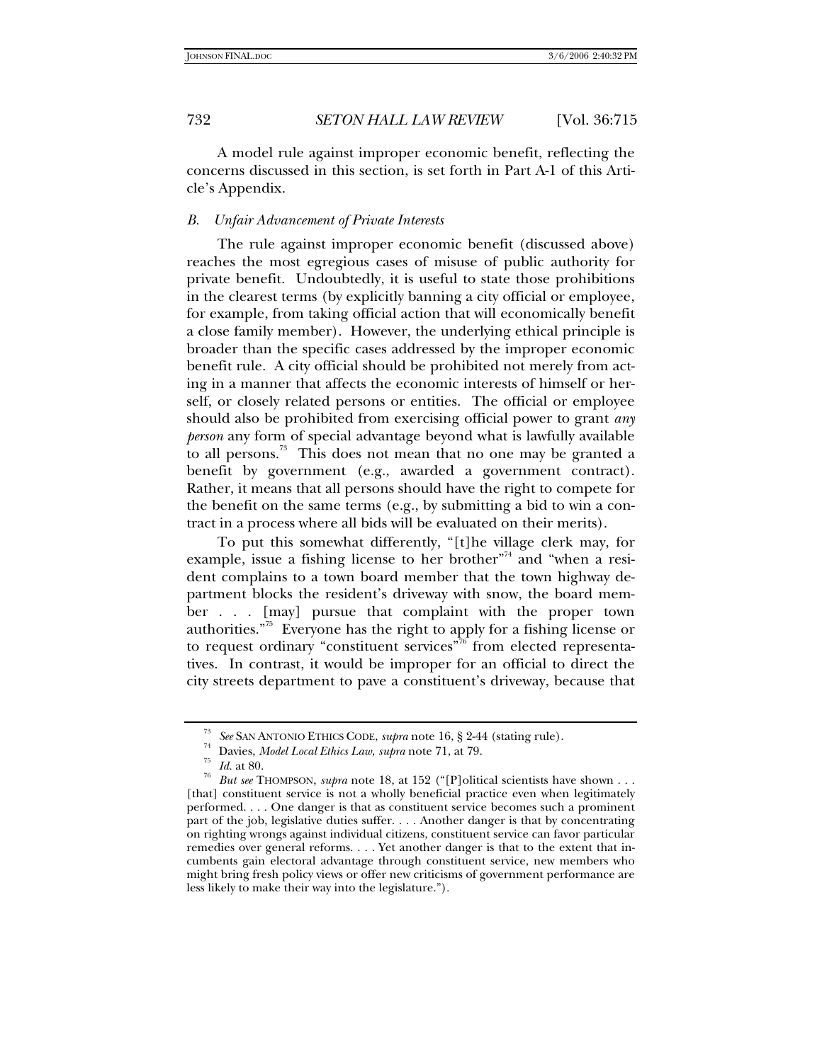A model rule against improper economic benefit, reflecting the concerns discussed in this section, is set forth in Part A-1 of this Article's Appendix.

### *B. Unfair Advancement of Private Interests*

The rule against improper economic benefit (discussed above) reaches the most egregious cases of misuse of public authority for private benefit. Undoubtedly, it is useful to state those prohibitions in the clearest terms (by explicitly banning a city official or employee, for example, from taking official action that will economically benefit a close family member). However, the underlying ethical principle is broader than the specific cases addressed by the improper economic benefit rule. A city official should be prohibited not merely from acting in a manner that affects the economic interests of himself or herself, or closely related persons or entities. The official or employee should also be prohibited from exercising official power to grant *any person* any form of special advantage beyond what is lawfully available to all persons.[73] This does not mean that no one may be granted a benefit by government (e.g., awarded a government contract). Rather, it means that all persons should have the right to compete for the benefit on the same terms (e.g., by submitting a bid to win a contract in a process where all bids will be evaluated on their merits).

To put this somewhat differently, "[t]he village clerk may, for example, issue a fishing license to her brother"[74] and "when a resident complains to a town board member that the town highway department blocks the resident's driveway with snow, the board member . . . [may] pursue that complaint with the proper town authorities."[75] Everyone has the right to apply for a fishing license or to request ordinary "constituent services"[76] from elected representatives. In contrast, it would be improper for an official to direct the city streets department to pave a constituent's driveway, because that

---

[73] *See* SAN ANTONIO ETHICS CODE, *supra* note 16, § 2-44 (stating rule).

[74] Davies, *Model Local Ethics Law*, *supra* note 71, at 79.

[75] *Id.* at 80.

[76] *But see* THOMPSON, *supra* note 18, at 152 ("[P]olitical scientists have shown . . . [that] constituent service is not a wholly beneficial practice even when legitimately performed. . . . One danger is that as constituent service becomes such a prominent part of the job, legislative duties suffer. . . . Another danger is that by concentrating on righting wrongs against individual citizens, constituent service can favor particular remedies over general reforms. . . . Yet another danger is that to the extent that incumbents gain electoral advantage through constituent service, new members who might bring fresh policy views or offer new criticisms of government performance are less likely to make their way into the legislature.").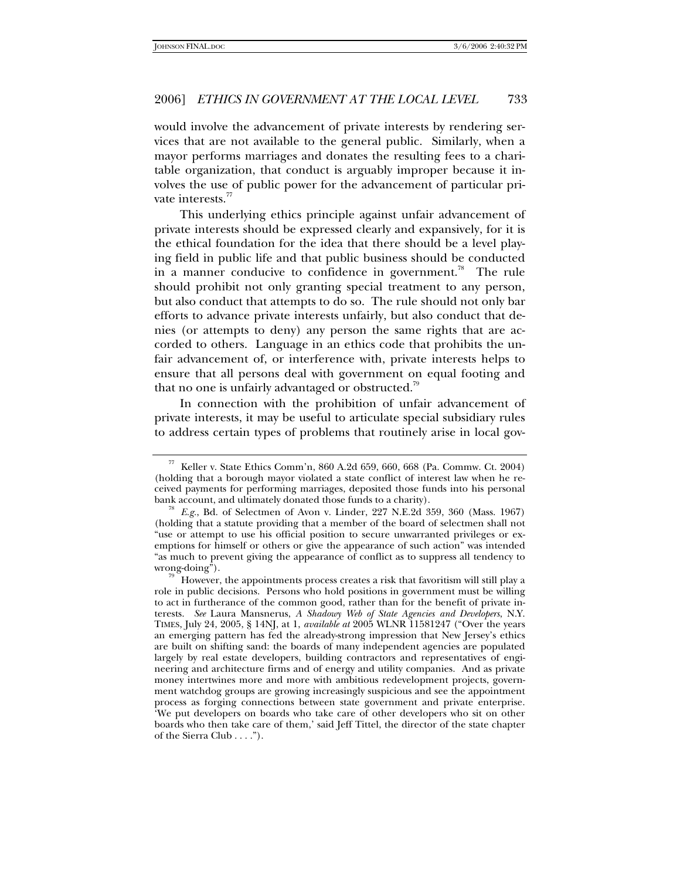would involve the advancement of private interests by rendering services that are not available to the general public. Similarly, when a mayor performs marriages and donates the resulting fees to a charitable organization, that conduct is arguably improper because it involves the use of public power for the advancement of particular private interests.[77]

This underlying ethics principle against unfair advancement of private interests should be expressed clearly and expansively, for it is the ethical foundation for the idea that there should be a level playing field in public life and that public business should be conducted in a manner conducive to confidence in government.[78] The rule should prohibit not only granting special treatment to any person, but also conduct that attempts to do so. The rule should not only bar efforts to advance private interests unfairly, but also conduct that denies (or attempts to deny) any person the same rights that are accorded to others. Language in an ethics code that prohibits the unfair advancement of, or interference with, private interests helps to ensure that all persons deal with government on equal footing and that no one is unfairly advantaged or obstructed.[79]

In connection with the prohibition of unfair advancement of private interests, it may be useful to articulate special subsidiary rules to address certain types of problems that routinely arise in local gov-

---

[77] Keller v. State Ethics Comm'n, 860 A.2d 659, 660, 668 (Pa. Commw. Ct. 2004) (holding that a borough mayor violated a state conflict of interest law when he received payments for performing marriages, deposited those funds into his personal bank account, and ultimately donated those funds to a charity).

[78] *E.g.*, Bd. of Selectmen of Avon v. Linder, 227 N.E.2d 359, 360 (Mass. 1967) (holding that a statute providing that a member of the board of selectmen shall not "use or attempt to use his official position to secure unwarranted privileges or exemptions for himself or others or give the appearance of such action" was intended "as much to prevent giving the appearance of conflict as to suppress all tendency to wrong-doing").

[79] However, the appointments process creates a risk that favoritism will still play a role in public decisions. Persons who hold positions in government must be willing to act in furtherance of the common good, rather than for the benefit of private interests. *See* Laura Mansnerus, *A Shadowy Web of State Agencies and Developers*, N.Y. TIMES, July 24, 2005, § 14NJ, at 1, *available at* 2005 WLNR 11581247 ("Over the years an emerging pattern has fed the already-strong impression that New Jersey's ethics are built on shifting sand: the boards of many independent agencies are populated largely by real estate developers, building contractors and representatives of engineering and architecture firms and of energy and utility companies. And as private money intertwines more and more with ambitious redevelopment projects, government watchdog groups are growing increasingly suspicious and see the appointment process as forging connections between state government and private enterprise. 'We put developers on boards who take care of other developers who sit on other boards who then take care of them,' said Jeff Tittel, the director of the state chapter of the Sierra Club . . . .").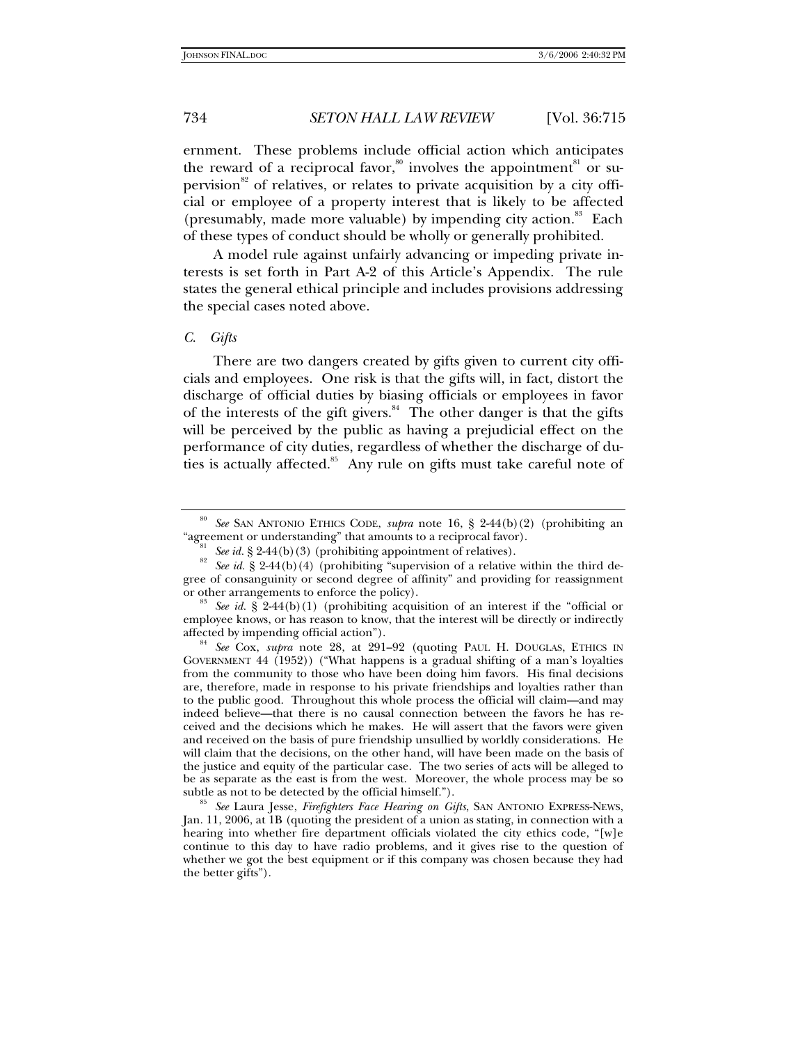ernment. These problems include official action which anticipates the reward of a reciprocal favor,[80] involves the appointment[81] or supervision[82] of relatives, or relates to private acquisition by a city official or employee of a property interest that is likely to be affected (presumably, made more valuable) by impending city action.[83] Each of these types of conduct should be wholly or generally prohibited.

A model rule against unfairly advancing or impeding private interests is set forth in Part A-2 of this Article's Appendix. The rule states the general ethical principle and includes provisions addressing the special cases noted above.

### *C. Gifts*

There are two dangers created by gifts given to current city officials and employees. One risk is that the gifts will, in fact, distort the discharge of official duties by biasing officials or employees in favor of the interests of the gift givers.[84] The other danger is that the gifts will be perceived by the public as having a prejudicial effect on the performance of city duties, regardless of whether the discharge of duties is actually affected.[85] Any rule on gifts must take careful note of

---

[80] *See* SAN ANTONIO ETHICS CODE, *supra* note 16, § 2-44(b)(2) (prohibiting an "agreement or understanding" that amounts to a reciprocal favor).

[81] *See id.* § 2-44(b)(3) (prohibiting appointment of relatives).

[82] *See id.* § 2-44(b)(4) (prohibiting "supervision of a relative within the third degree of consanguinity or second degree of affinity" and providing for reassignment or other arrangements to enforce the policy).

[83] *See id.* § 2-44(b)(1) (prohibiting acquisition of an interest if the "official or employee knows, or has reason to know, that the interest will be directly or indirectly affected by impending official action").

[84] *See* Cox, *supra* note 28, at 291–92 (quoting PAUL H. DOUGLAS, ETHICS IN GOVERNMENT 44 (1952)) ("What happens is a gradual shifting of a man's loyalties from the community to those who have been doing him favors. His final decisions are, therefore, made in response to his private friendships and loyalties rather than to the public good. Throughout this whole process the official will claim—and may indeed believe—that there is no causal connection between the favors he has received and the decisions which he makes. He will assert that the favors were given and received on the basis of pure friendship unsullied by worldly considerations. He will claim that the decisions, on the other hand, will have been made on the basis of the justice and equity of the particular case. The two series of acts will be alleged to be as separate as the east is from the west. Moreover, the whole process may be so subtle as not to be detected by the official himself.").

[85] *See* Laura Jesse, *Firefighters Face Hearing on Gifts*, SAN ANTONIO EXPRESS-NEWS, Jan. 11, 2006, at 1B (quoting the president of a union as stating, in connection with a hearing into whether fire department officials violated the city ethics code, "[w]e continue to this day to have radio problems, and it gives rise to the question of whether we got the best equipment or if this company was chosen because they had the better gifts").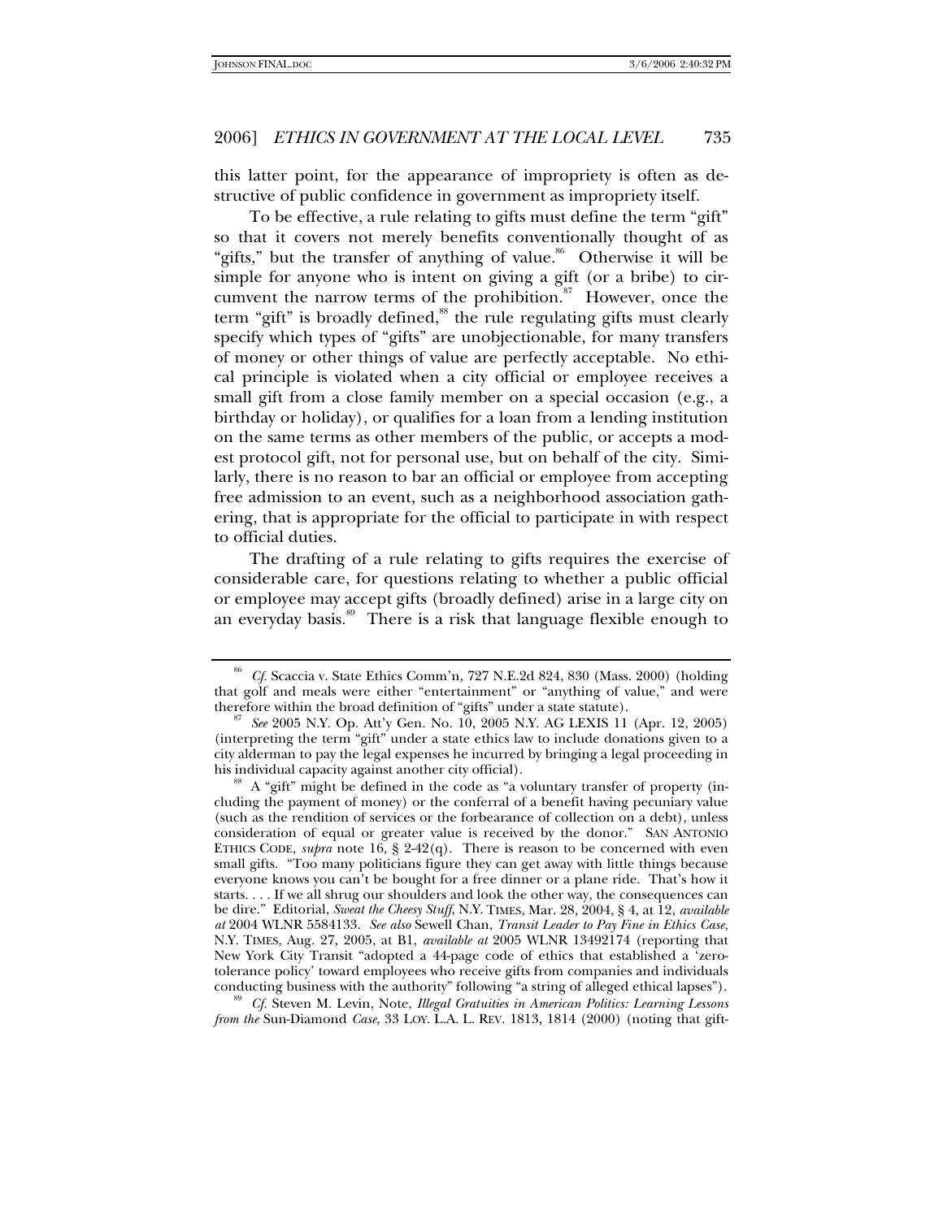this latter point, for the appearance of impropriety is often as destructive of public confidence in government as impropriety itself.

To be effective, a rule relating to gifts must define the term "gift" so that it covers not merely benefits conventionally thought of as "gifts," but the transfer of anything of value.[86] Otherwise it will be simple for anyone who is intent on giving a gift (or a bribe) to circumvent the narrow terms of the prohibition.[87] However, once the term "gift" is broadly defined,[88] the rule regulating gifts must clearly specify which types of "gifts" are unobjectionable, for many transfers of money or other things of value are perfectly acceptable. No ethical principle is violated when a city official or employee receives a small gift from a close family member on a special occasion (e.g., a birthday or holiday), or qualifies for a loan from a lending institution on the same terms as other members of the public, or accepts a modest protocol gift, not for personal use, but on behalf of the city. Similarly, there is no reason to bar an official or employee from accepting free admission to an event, such as a neighborhood association gathering, that is appropriate for the official to participate in with respect to official duties.

The drafting of a rule relating to gifts requires the exercise of considerable care, for questions relating to whether a public official or employee may accept gifts (broadly defined) arise in a large city on an everyday basis.[89] There is a risk that language flexible enough to

---

[86] *Cf.* Scaccia v. State Ethics Comm'n, 727 N.E.2d 824, 830 (Mass. 2000) (holding that golf and meals were either "entertainment" or "anything of value," and were therefore within the broad definition of "gifts" under a state statute).

[87] *See* 2005 N.Y. Op. Att'y Gen. No. 10, 2005 N.Y. AG LEXIS 11 (Apr. 12, 2005) (interpreting the term "gift" under a state ethics law to include donations given to a city alderman to pay the legal expenses he incurred by bringing a legal proceeding in his individual capacity against another city official).

[88] A "gift" might be defined in the code as "a voluntary transfer of property (including the payment of money) or the conferral of a benefit having pecuniary value (such as the rendition of services or the forbearance of collection on a debt), unless consideration of equal or greater value is received by the donor." SAN ANTONIO ETHICS CODE, *supra* note 16, § 2-42(q). There is reason to be concerned with even small gifts. "Too many politicians figure they can get away with little things because everyone knows you can't be bought for a free dinner or a plane ride. That's how it starts. . . . If we all shrug our shoulders and look the other way, the consequences can be dire." Editorial, *Sweat the Cheesy Stuff*, N.Y. TIMES, Mar. 28, 2004, § 4, at 12, *available at* 2004 WLNR 5584133. *See also* Sewell Chan, *Transit Leader to Pay Fine in Ethics Case*, N.Y. TIMES, Aug. 27, 2005, at B1, *available at* 2005 WLNR 13492174 (reporting that New York City Transit "adopted a 44-page code of ethics that established a 'zero-tolerance policy' toward employees who receive gifts from companies and individuals conducting business with the authority" following "a string of alleged ethical lapses").

[89] *Cf.* Steven M. Levin, Note, *Illegal Gratuities in American Politics: Learning Lessons from the* Sun-Diamond *Case*, 33 LOY. L.A. L. REV. 1813, 1814 (2000) (noting that gift-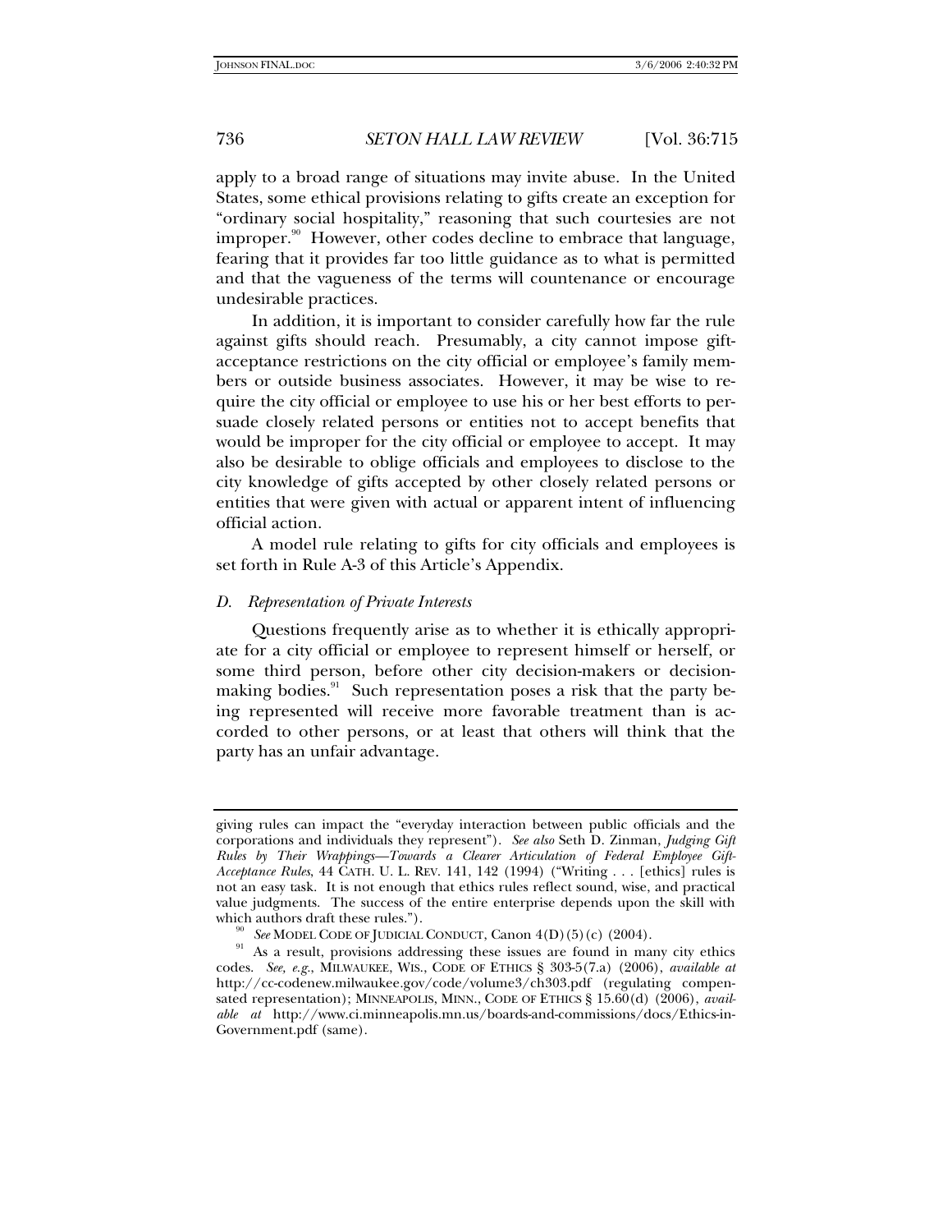apply to a broad range of situations may invite abuse. In the United States, some ethical provisions relating to gifts create an exception for "ordinary social hospitality," reasoning that such courtesies are not improper.[90] However, other codes decline to embrace that language, fearing that it provides far too little guidance as to what is permitted and that the vagueness of the terms will countenance or encourage undesirable practices.

In addition, it is important to consider carefully how far the rule against gifts should reach. Presumably, a city cannot impose gift-acceptance restrictions on the city official or employee's family members or outside business associates. However, it may be wise to require the city official or employee to use his or her best efforts to persuade closely related persons or entities not to accept benefits that would be improper for the city official or employee to accept. It may also be desirable to oblige officials and employees to disclose to the city knowledge of gifts accepted by other closely related persons or entities that were given with actual or apparent intent of influencing official action.

A model rule relating to gifts for city officials and employees is set forth in Rule A-3 of this Article's Appendix.

### *D. Representation of Private Interests*

Questions frequently arise as to whether it is ethically appropriate for a city official or employee to represent himself or herself, or some third person, before other city decision-makers or decision-making bodies.[91] Such representation poses a risk that the party being represented will receive more favorable treatment than is accorded to other persons, or at least that others will think that the party has an unfair advantage.

---

giving rules can impact the "everyday interaction between public officials and the corporations and individuals they represent"). *See also* Seth D. Zinman, *Judging Gift Rules by Their Wrappings—Towards a Clearer Articulation of Federal Employee Gift-Acceptance Rules*, 44 CATH. U. L. REV. 141, 142 (1994) ("Writing . . . [ethics] rules is not an easy task. It is not enough that ethics rules reflect sound, wise, and practical value judgments. The success of the entire enterprise depends upon the skill with which authors draft these rules.").

[90] *See* MODEL CODE OF JUDICIAL CONDUCT, Canon 4(D)(5)(c) (2004).

[91] As a result, provisions addressing these issues are found in many city ethics codes. *See, e.g.*, MILWAUKEE, WIS., CODE OF ETHICS § 303-5(7.a) (2006), *available at* http://cc-codenew.milwaukee.gov/code/volume3/ch303.pdf (regulating compensated representation); MINNEAPOLIS, MINN., CODE OF ETHICS § 15.60(d) (2006), *available at* http://www.ci.minneapolis.mn.us/boards-and-commissions/docs/Ethics-in-Government.pdf (same).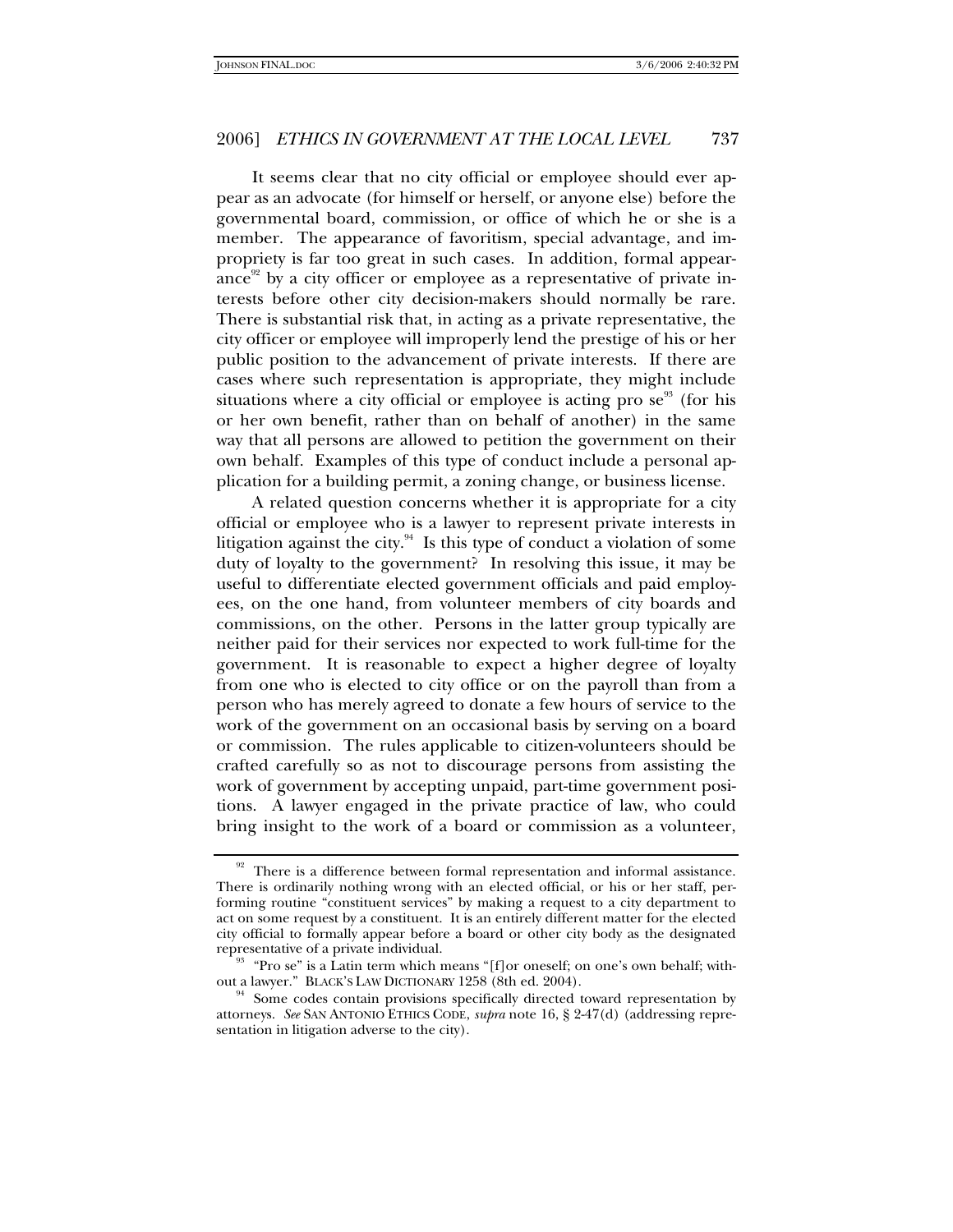It seems clear that no city official or employee should ever appear as an advocate (for himself or herself, or anyone else) before the governmental board, commission, or office of which he or she is a member. The appearance of favoritism, special advantage, and impropriety is far too great in such cases. In addition, formal appearance[92] by a city officer or employee as a representative of private interests before other city decision-makers should normally be rare. There is substantial risk that, in acting as a private representative, the city officer or employee will improperly lend the prestige of his or her public position to the advancement of private interests. If there are cases where such representation is appropriate, they might include situations where a city official or employee is acting pro se[93] (for his or her own benefit, rather than on behalf of another) in the same way that all persons are allowed to petition the government on their own behalf. Examples of this type of conduct include a personal application for a building permit, a zoning change, or business license.

A related question concerns whether it is appropriate for a city official or employee who is a lawyer to represent private interests in litigation against the city.[94] Is this type of conduct a violation of some duty of loyalty to the government? In resolving this issue, it may be useful to differentiate elected government officials and paid employees, on the one hand, from volunteer members of city boards and commissions, on the other. Persons in the latter group typically are neither paid for their services nor expected to work full-time for the government. It is reasonable to expect a higher degree of loyalty from one who is elected to city office or on the payroll than from a person who has merely agreed to donate a few hours of service to the work of the government on an occasional basis by serving on a board or commission. The rules applicable to citizen-volunteers should be crafted carefully so as not to discourage persons from assisting the work of government by accepting unpaid, part-time government positions. A lawyer engaged in the private practice of law, who could bring insight to the work of a board or commission as a volunteer,

---

[92] There is a difference between formal representation and informal assistance. There is ordinarily nothing wrong with an elected official, or his or her staff, performing routine "constituent services" by making a request to a city department to act on some request by a constituent. It is an entirely different matter for the elected city official to formally appear before a board or other city body as the designated representative of a private individual.

[93] "Pro se" is a Latin term which means "[f]or oneself; on one's own behalf; without a lawyer." BLACK'S LAW DICTIONARY 1258 (8th ed. 2004).

[94] Some codes contain provisions specifically directed toward representation by attorneys. *See* SAN ANTONIO ETHICS CODE, *supra* note 16, § 2-47(d) (addressing representation in litigation adverse to the city).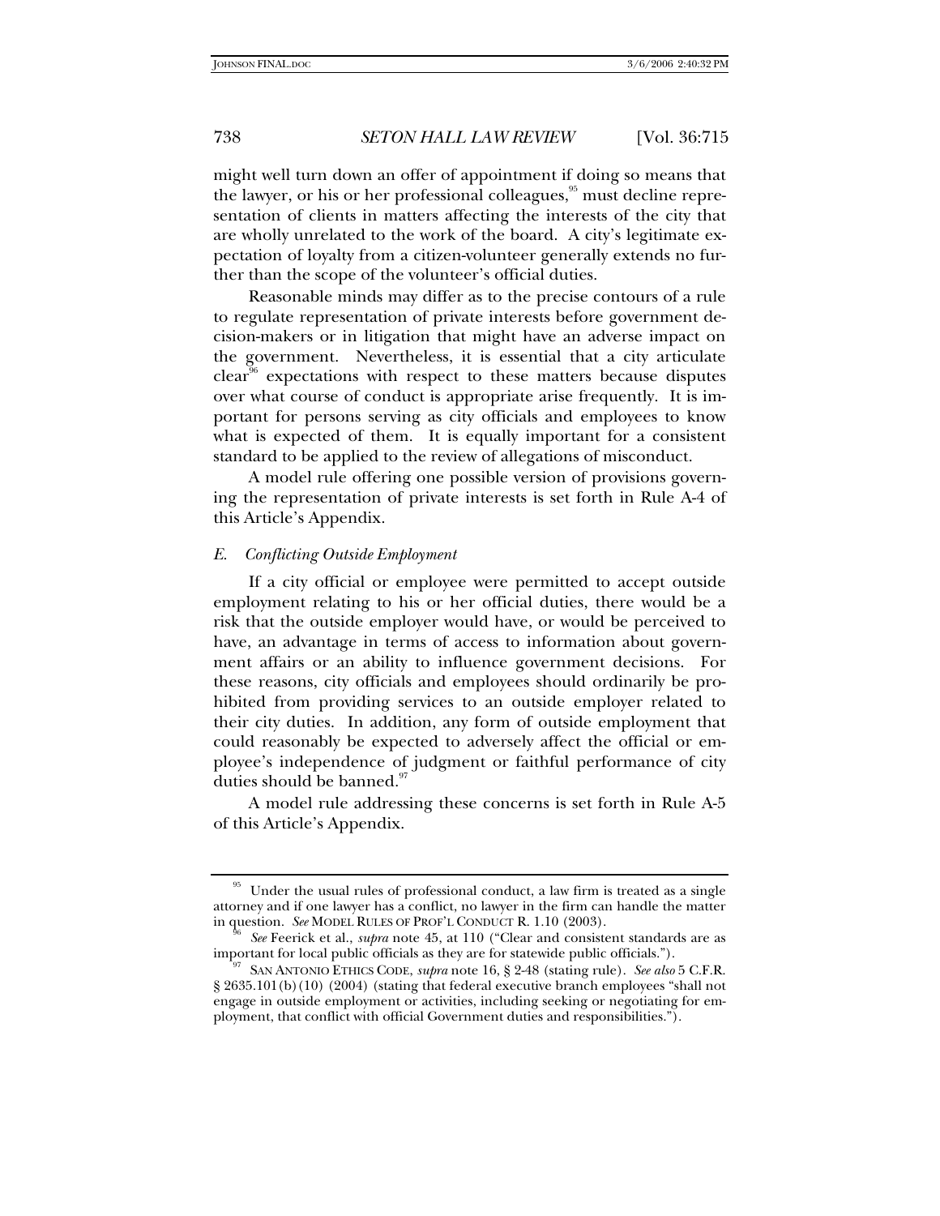might well turn down an offer of appointment if doing so means that the lawyer, or his or her professional colleagues,[95] must decline representation of clients in matters affecting the interests of the city that are wholly unrelated to the work of the board. A city's legitimate expectation of loyalty from a citizen-volunteer generally extends no further than the scope of the volunteer's official duties.

Reasonable minds may differ as to the precise contours of a rule to regulate representation of private interests before government decision-makers or in litigation that might have an adverse impact on the government. Nevertheless, it is essential that a city articulate clear[96] expectations with respect to these matters because disputes over what course of conduct is appropriate arise frequently. It is important for persons serving as city officials and employees to know what is expected of them. It is equally important for a consistent standard to be applied to the review of allegations of misconduct.

A model rule offering one possible version of provisions governing the representation of private interests is set forth in Rule A-4 of this Article's Appendix.

### *E. Conflicting Outside Employment*

If a city official or employee were permitted to accept outside employment relating to his or her official duties, there would be a risk that the outside employer would have, or would be perceived to have, an advantage in terms of access to information about government affairs or an ability to influence government decisions. For these reasons, city officials and employees should ordinarily be prohibited from providing services to an outside employer related to their city duties. In addition, any form of outside employment that could reasonably be expected to adversely affect the official or employee's independence of judgment or faithful performance of city duties should be banned.[97]

A model rule addressing these concerns is set forth in Rule A-5 of this Article's Appendix.

---

[95] Under the usual rules of professional conduct, a law firm is treated as a single attorney and if one lawyer has a conflict, no lawyer in the firm can handle the matter in question. *See* MODEL RULES OF PROF'L CONDUCT R. 1.10 (2003).

[96] *See* Feerick et al., *supra* note 45, at 110 ("Clear and consistent standards are as important for local public officials as they are for statewide public officials.").

[97] SAN ANTONIO ETHICS CODE, *supra* note 16, § 2-48 (stating rule). *See also* 5 C.F.R. § 2635.101(b)(10) (2004) (stating that federal executive branch employees "shall not engage in outside employment or activities, including seeking or negotiating for employment, that conflict with official Government duties and responsibilities.").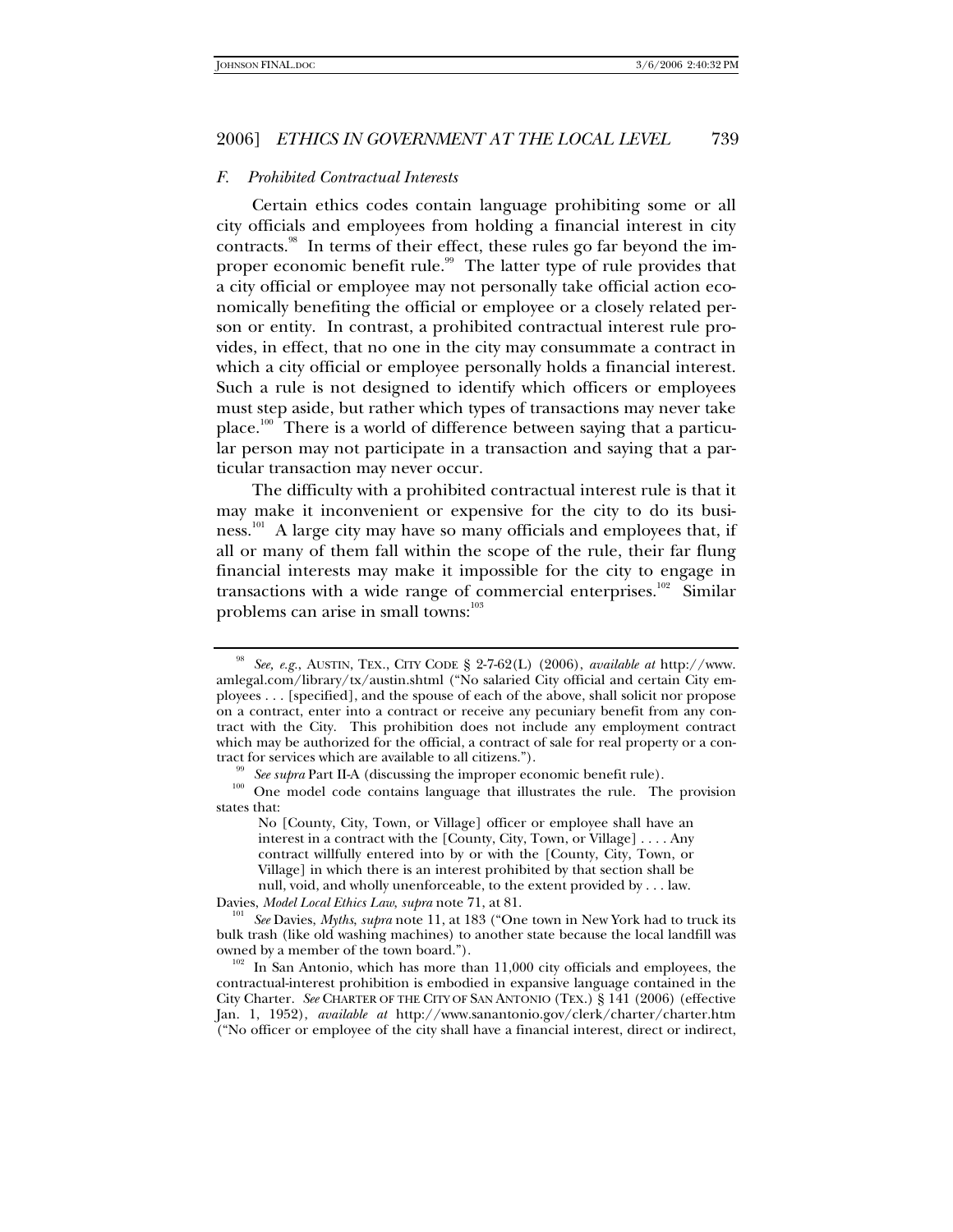### *F. Prohibited Contractual Interests*

Certain ethics codes contain language prohibiting some or all city officials and employees from holding a financial interest in city contracts.[98] In terms of their effect, these rules go far beyond the improper economic benefit rule.[99] The latter type of rule provides that a city official or employee may not personally take official action economically benefiting the official or employee or a closely related person or entity. In contrast, a prohibited contractual interest rule provides, in effect, that no one in the city may consummate a contract in which a city official or employee personally holds a financial interest. Such a rule is not designed to identify which officers or employees must step aside, but rather which types of transactions may never take place.[100] There is a world of difference between saying that a particular person may not participate in a transaction and saying that a particular transaction may never occur.

The difficulty with a prohibited contractual interest rule is that it may make it inconvenient or expensive for the city to do its business.[101] A large city may have so many officials and employees that, if all or many of them fall within the scope of the rule, their far flung financial interests may make it impossible for the city to engage in transactions with a wide range of commercial enterprises.[102] Similar problems can arise in small towns:[103]

---

[98] *See, e.g.*, AUSTIN, TEX., CITY CODE § 2-7-62(L) (2006), *available at* http://www.amlegal.com/library/tx/austin.shtml ("No salaried City official and certain City employees . . . [specified], and the spouse of each of the above, shall solicit nor propose on a contract, enter into a contract or receive any pecuniary benefit from any contract with the City. This prohibition does not include any employment contract which may be authorized for the official, a contract of sale for real property or a contract for services which are available to all citizens.").

[99] *See supra* Part II-A (discussing the improper economic benefit rule).

[100] One model code contains language that illustrates the rule. The provision states that:

> No [County, City, Town, or Village] officer or employee shall have an interest in a contract with the [County, City, Town, or Village] . . . . Any contract willfully entered into by or with the [County, City, Town, or Village] in which there is an interest prohibited by that section shall be null, void, and wholly unenforceable, to the extent provided by . . . law.

Davies, *Model Local Ethics Law*, *supra* note 71, at 81.

[101] *See* Davies, *Myths*, *supra* note 11, at 183 ("One town in New York had to truck its bulk trash (like old washing machines) to another state because the local landfill was owned by a member of the town board.").

[102] In San Antonio, which has more than 11,000 city officials and employees, the contractual-interest prohibition is embodied in expansive language contained in the City Charter. *See* CHARTER OF THE CITY OF SAN ANTONIO (TEX.) § 141 (2006) (effective Jan. 1, 1952), *available at* http://www.sanantonio.gov/clerk/charter/charter.htm ("No officer or employee of the city shall have a financial interest, direct or indirect,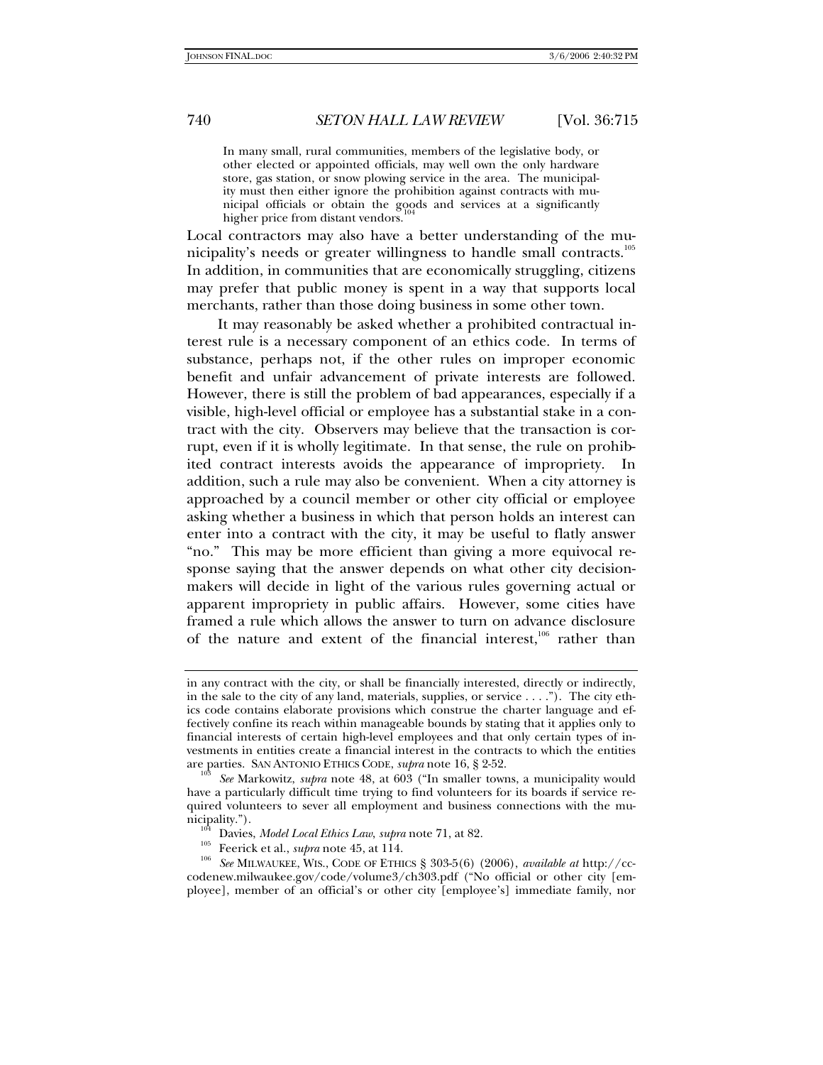> In many small, rural communities, members of the legislative body, or other elected or appointed officials, may well own the only hardware store, gas station, or snow plowing service in the area. The municipality must then either ignore the prohibition against contracts with municipal officials or obtain the goods and services at a significantly higher price from distant vendors.[104]

Local contractors may also have a better understanding of the municipality's needs or greater willingness to handle small contracts.[105] In addition, in communities that are economically struggling, citizens may prefer that public money is spent in a way that supports local merchants, rather than those doing business in some other town.

It may reasonably be asked whether a prohibited contractual interest rule is a necessary component of an ethics code. In terms of substance, perhaps not, if the other rules on improper economic benefit and unfair advancement of private interests are followed. However, there is still the problem of bad appearances, especially if a visible, high-level official or employee has a substantial stake in a contract with the city. Observers may believe that the transaction is corrupt, even if it is wholly legitimate. In that sense, the rule on prohibited contract interests avoids the appearance of impropriety. In addition, such a rule may also be convenient. When a city attorney is approached by a council member or other city official or employee asking whether a business in which that person holds an interest can enter into a contract with the city, it may be useful to flatly answer "no." This may be more efficient than giving a more equivocal response saying that the answer depends on what other city decision-makers will decide in light of the various rules governing actual or apparent impropriety in public affairs. However, some cities have framed a rule which allows the answer to turn on advance disclosure of the nature and extent of the financial interest,[106] rather than

---

in any contract with the city, or shall be financially interested, directly or indirectly, in the sale to the city of any land, materials, supplies, or service . . . ."). The city ethics code contains elaborate provisions which construe the charter language and effectively confine its reach within manageable bounds by stating that it applies only to financial interests of certain high-level employees and that only certain types of investments in entities create a financial interest in the contracts to which the entities are parties. SAN ANTONIO ETHICS CODE, *supra* note 16, § 2-52.

[103] *See* Markowitz, *supra* note 48, at 603 ("In smaller towns, a municipality would have a particularly difficult time trying to find volunteers for its boards if service required volunteers to sever all employment and business connections with the municipality.").

[104] Davies, *Model Local Ethics Law*, *supra* note 71, at 82.

[105] Feerick et al., *supra* note 45, at 114.

[106] *See* MILWAUKEE, WIS., CODE OF ETHICS § 303-5(6) (2006), *available at* http://cccodenew.milwaukee.gov/code/volume3/ch303.pdf ("No official or other city [employee], member of an official's or other city [employee's] immediate family, nor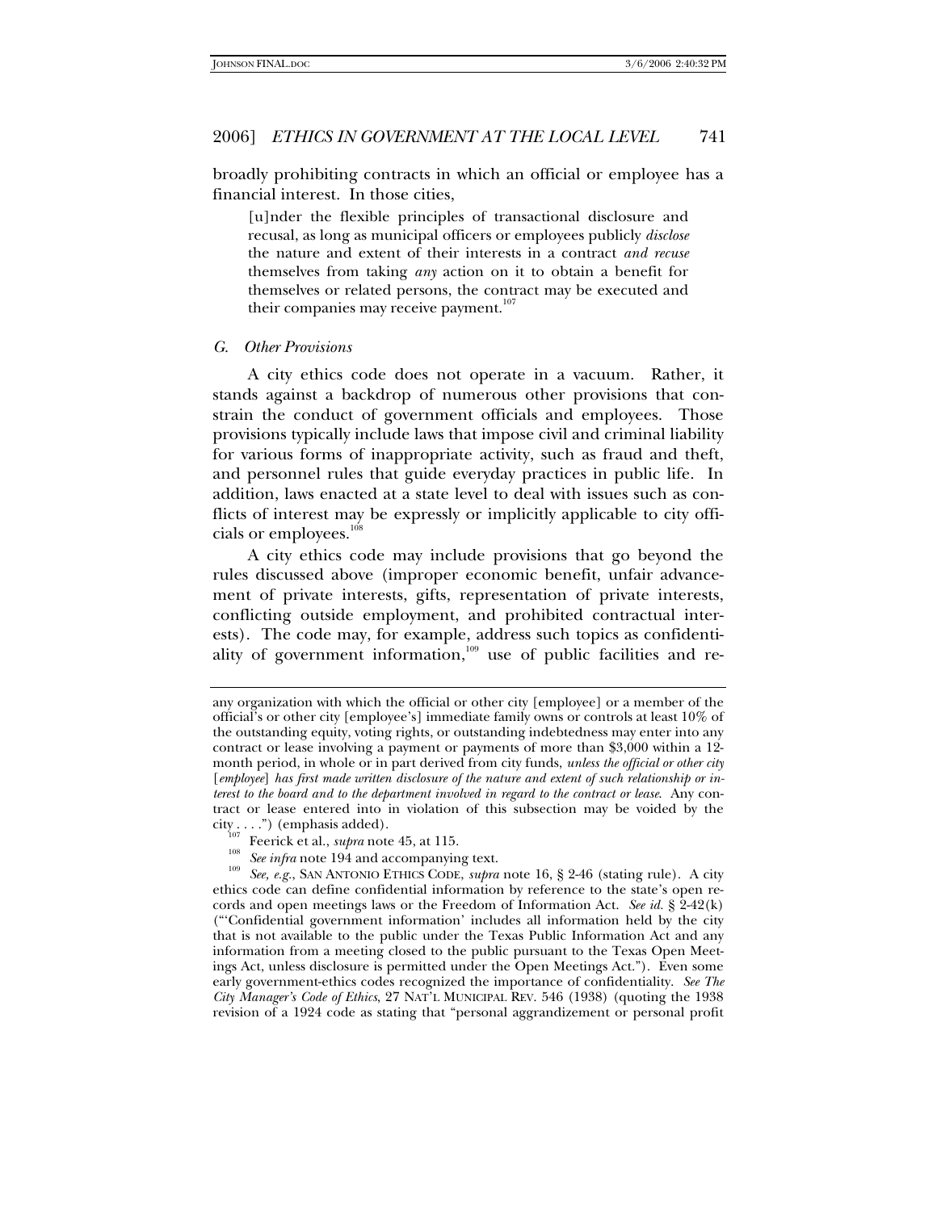broadly prohibiting contracts in which an official or employee has a financial interest. In those cities,

> [u]nder the flexible principles of transactional disclosure and recusal, as long as municipal officers or employees publicly *disclose* the nature and extent of their interests in a contract *and recuse* themselves from taking *any* action on it to obtain a benefit for themselves or related persons, the contract may be executed and their companies may receive payment.[107]

### *G. Other Provisions*

A city ethics code does not operate in a vacuum. Rather, it stands against a backdrop of numerous other provisions that constrain the conduct of government officials and employees. Those provisions typically include laws that impose civil and criminal liability for various forms of inappropriate activity, such as fraud and theft, and personnel rules that guide everyday practices in public life. In addition, laws enacted at a state level to deal with issues such as conflicts of interest may be expressly or implicitly applicable to city officials or employees.[108]

A city ethics code may include provisions that go beyond the rules discussed above (improper economic benefit, unfair advancement of private interests, gifts, representation of private interests, conflicting outside employment, and prohibited contractual interests). The code may, for example, address such topics as confidentiality of government information,[109] use of public facilities and re-

---

any organization with which the official or other city [employee] or a member of the official's or other city [employee's] immediate family owns or controls at least 10% of the outstanding equity, voting rights, or outstanding indebtedness may enter into any contract or lease involving a payment or payments of more than $3,000 within a 12-month period, in whole or in part derived from city funds, *unless the official or other city [employee] has first made written disclosure of the nature and extent of such relationship or interest to the board and to the department involved in regard to the contract or lease*. Any contract or lease entered into in violation of this subsection may be voided by the city . . . .") (emphasis added).

[107] Feerick et al., *supra* note 45, at 115.

[108] *See infra* note 194 and accompanying text.

[109] *See, e.g.*, SAN ANTONIO ETHICS CODE, *supra* note 16, § 2-46 (stating rule). A city ethics code can define confidential information by reference to the state's open records and open meetings laws or the Freedom of Information Act. *See id.* § 2-42(k) ("'Confidential government information' includes all information held by the city that is not available to the public under the Texas Public Information Act and any information from a meeting closed to the public pursuant to the Texas Open Meetings Act, unless disclosure is permitted under the Open Meetings Act."). Even some early government-ethics codes recognized the importance of confidentiality. *See The City Manager's Code of Ethics*, 27 NAT'L MUNICIPAL REV. 546 (1938) (quoting the 1938 revision of a 1924 code as stating that "personal aggrandizement or personal profit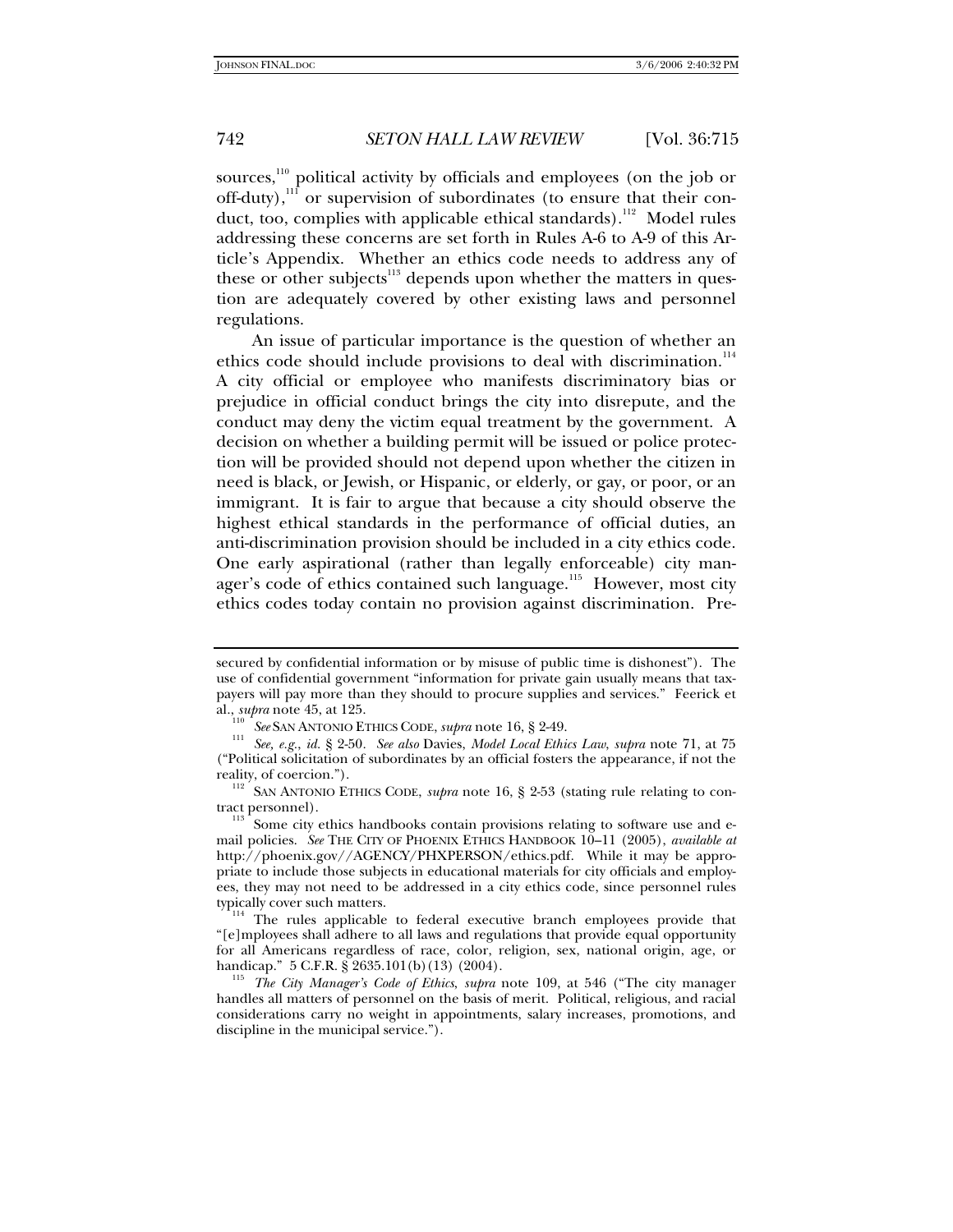sources,[110] political activity by officials and employees (on the job or off-duty),[111] or supervision of subordinates (to ensure that their conduct, too, complies with applicable ethical standards).[112] Model rules addressing these concerns are set forth in Rules A-6 to A-9 of this Article's Appendix. Whether an ethics code needs to address any of these or other subjects[113] depends upon whether the matters in question are adequately covered by other existing laws and personnel regulations.

An issue of particular importance is the question of whether an ethics code should include provisions to deal with discrimination.[114] A city official or employee who manifests discriminatory bias or prejudice in official conduct brings the city into disrepute, and the conduct may deny the victim equal treatment by the government. A decision on whether a building permit will be issued or police protection will be provided should not depend upon whether the citizen in need is black, or Jewish, or Hispanic, or elderly, or gay, or poor, or an immigrant. It is fair to argue that because a city should observe the highest ethical standards in the performance of official duties, an anti-discrimination provision should be included in a city ethics code. One early aspirational (rather than legally enforceable) city manager's code of ethics contained such language.[115] However, most city ethics codes today contain no provision against discrimination. Pre-

---

secured by confidential information or by misuse of public time is dishonest"). The use of confidential government "information for private gain usually means that taxpayers will pay more than they should to procure supplies and services." Feerick et al., *supra* note 45, at 125.

[110] *See* SAN ANTONIO ETHICS CODE, *supra* note 16, § 2-49.

[111] *See, e.g.*, *id.* § 2-50. *See also* Davies, *Model Local Ethics Law*, *supra* note 71, at 75 ("Political solicitation of subordinates by an official fosters the appearance, if not the reality, of coercion.").

[112] SAN ANTONIO ETHICS CODE, *supra* note 16, § 2-53 (stating rule relating to contract personnel).

[113] Some city ethics handbooks contain provisions relating to software use and e-mail policies. *See* THE CITY OF PHOENIX ETHICS HANDBOOK 10–11 (2005), *available at* http://phoenix.gov//AGENCY/PHXPERSON/ethics.pdf. While it may be appropriate to include those subjects in educational materials for city officials and employees, they may not need to be addressed in a city ethics code, since personnel rules typically cover such matters.

[114] The rules applicable to federal executive branch employees provide that "[e]mployees shall adhere to all laws and regulations that provide equal opportunity for all Americans regardless of race, color, religion, sex, national origin, age, or handicap." 5 C.F.R. § 2635.101(b)(13) (2004).

[115] *The City Manager's Code of Ethics*, *supra* note 109, at 546 ("The city manager handles all matters of personnel on the basis of merit. Political, religious, and racial considerations carry no weight in appointments, salary increases, promotions, and discipline in the municipal service.").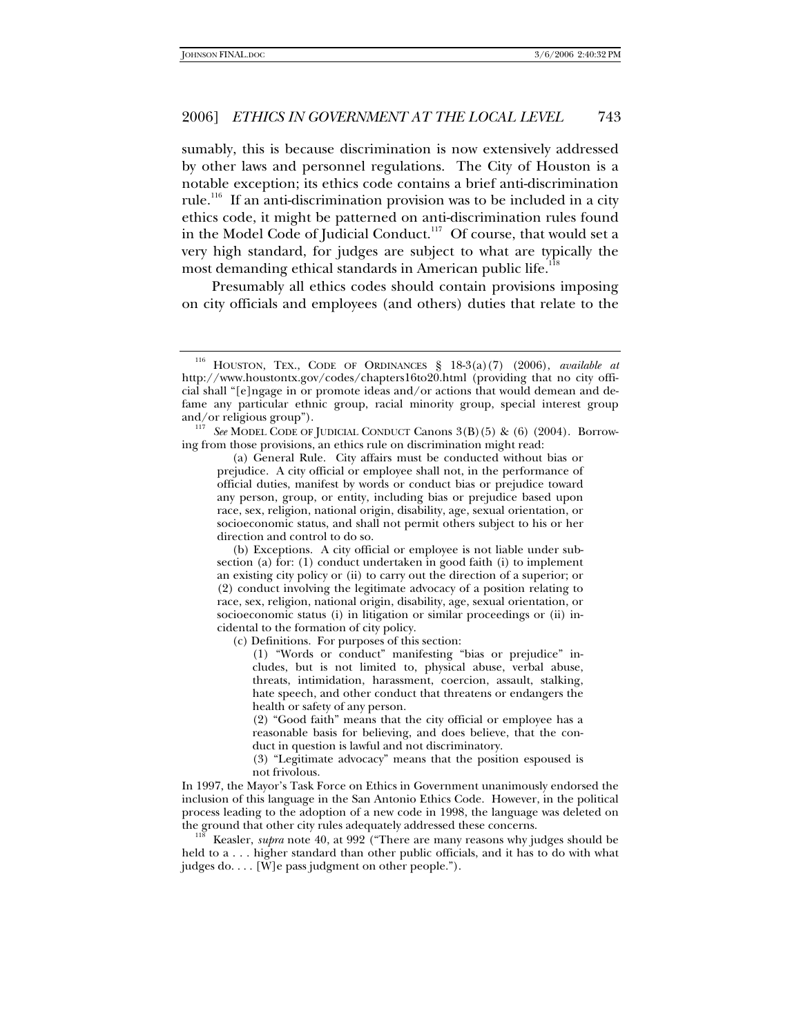sumably, this is because discrimination is now extensively addressed by other laws and personnel regulations. The City of Houston is a notable exception; its ethics code contains a brief anti-discrimination rule.[116] If an anti-discrimination provision was to be included in a city ethics code, it might be patterned on anti-discrimination rules found in the Model Code of Judicial Conduct.[117] Of course, that would set a very high standard, for judges are subject to what are typically the most demanding ethical standards in American public life.[118]

Presumably all ethics codes should contain provisions imposing on city officials and employees (and others) duties that relate to the

---

[116] HOUSTON, TEX., CODE OF ORDINANCES § 18-3(a)(7) (2006), *available at* http://www.houstontx.gov/codes/chapters16to20.html (providing that no city official shall "[e]ngage in or promote ideas and/or actions that would demean and defame any particular ethnic group, racial minority group, special interest group and/or religious group").

[117] *See* MODEL CODE OF JUDICIAL CONDUCT Canons 3(B)(5) & (6) (2004). Borrowing from those provisions, an ethics rule on discrimination might read:

> (a) General Rule. City affairs must be conducted without bias or prejudice. A city official or employee shall not, in the performance of official duties, manifest by words or conduct bias or prejudice toward any person, group, or entity, including bias or prejudice based upon race, sex, religion, national origin, disability, age, sexual orientation, or socioeconomic status, and shall not permit others subject to his or her direction and control to do so.
>
> (b) Exceptions. A city official or employee is not liable under subsection (a) for: (1) conduct undertaken in good faith (i) to implement an existing city policy or (ii) to carry out the direction of a superior; or (2) conduct involving the legitimate advocacy of a position relating to race, sex, religion, national origin, disability, age, sexual orientation, or socioeconomic status (i) in litigation or similar proceedings or (ii) incidental to the formation of city policy.
>
> (c) Definitions. For purposes of this section:
>
> > (1) "Words or conduct" manifesting "bias or prejudice" includes, but is not limited to, physical abuse, verbal abuse, threats, intimidation, harassment, coercion, assault, stalking, hate speech, and other conduct that threatens or endangers the health or safety of any person.
> >
> > (2) "Good faith" means that the city official or employee has a reasonable basis for believing, and does believe, that the conduct in question is lawful and not discriminatory.
> >
> > (3) "Legitimate advocacy" means that the position espoused is not frivolous.

In 1997, the Mayor's Task Force on Ethics in Government unanimously endorsed the inclusion of this language in the San Antonio Ethics Code. However, in the political process leading to the adoption of a new code in 1998, the language was deleted on the ground that other city rules adequately addressed these concerns.

[118] Keasler, *supra* note 40, at 992 ("There are many reasons why judges should be held to a . . . higher standard than other public officials, and it has to do with what judges do. . . . [W]e pass judgment on other people.").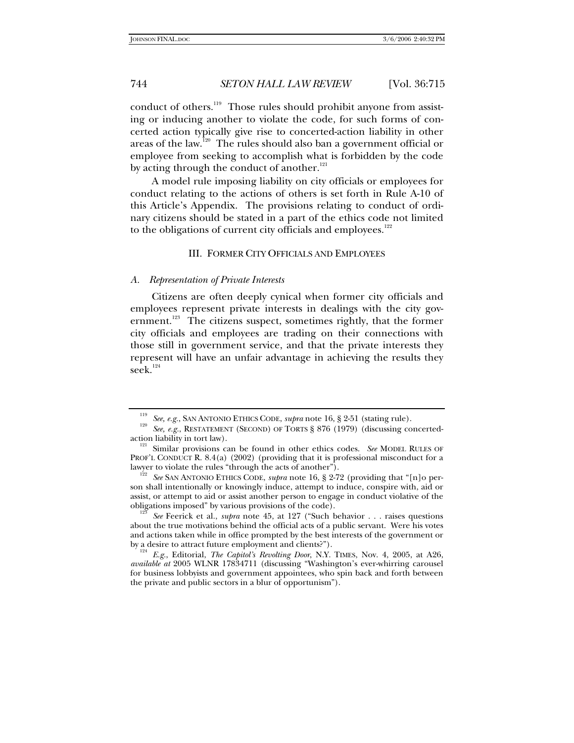conduct of others.[119] Those rules should prohibit anyone from assisting or inducing another to violate the code, for such forms of concerted action typically give rise to concerted-action liability in other areas of the law.[120] The rules should also ban a government official or employee from seeking to accomplish what is forbidden by the code by acting through the conduct of another.[121]

A model rule imposing liability on city officials or employees for conduct relating to the actions of others is set forth in Rule A-10 of this Article's Appendix. The provisions relating to conduct of ordinary citizens should be stated in a part of the ethics code not limited to the obligations of current city officials and employees.[122]

## III. FORMER CITY OFFICIALS AND EMPLOYEES

### *A. Representation of Private Interests*

Citizens are often deeply cynical when former city officials and employees represent private interests in dealings with the city government.[123] The citizens suspect, sometimes rightly, that the former city officials and employees are trading on their connections with those still in government service, and that the private interests they represent will have an unfair advantage in achieving the results they seek.[124]

---

[119] *See, e.g.*, SAN ANTONIO ETHICS CODE, *supra* note 16, § 2-51 (stating rule).

[120] *See, e.g.*, RESTATEMENT (SECOND) OF TORTS § 876 (1979) (discussing concerted-action liability in tort law).

[121] Similar provisions can be found in other ethics codes. *See* MODEL RULES OF PROF'L CONDUCT R. 8.4(a) (2002) (providing that it is professional misconduct for a lawyer to violate the rules "through the acts of another").

[122] *See* SAN ANTONIO ETHICS CODE, *supra* note 16, § 2-72 (providing that "[n]o person shall intentionally or knowingly induce, attempt to induce, conspire with, aid or assist, or attempt to aid or assist another person to engage in conduct violative of the obligations imposed" by various provisions of the code).

[123] *See* Feerick et al., *supra* note 45, at 127 ("Such behavior . . . raises questions about the true motivations behind the official acts of a public servant. Were his votes and actions taken while in office prompted by the best interests of the government or by a desire to attract future employment and clients?").

[124] *E.g.*, Editorial, *The Capitol's Revolting Door*, N.Y. TIMES, Nov. 4, 2005, at A26, *available at* 2005 WLNR 17834711 (discussing "Washington's ever-whirring carousel for business lobbyists and government appointees, who spin back and forth between the private and public sectors in a blur of opportunism").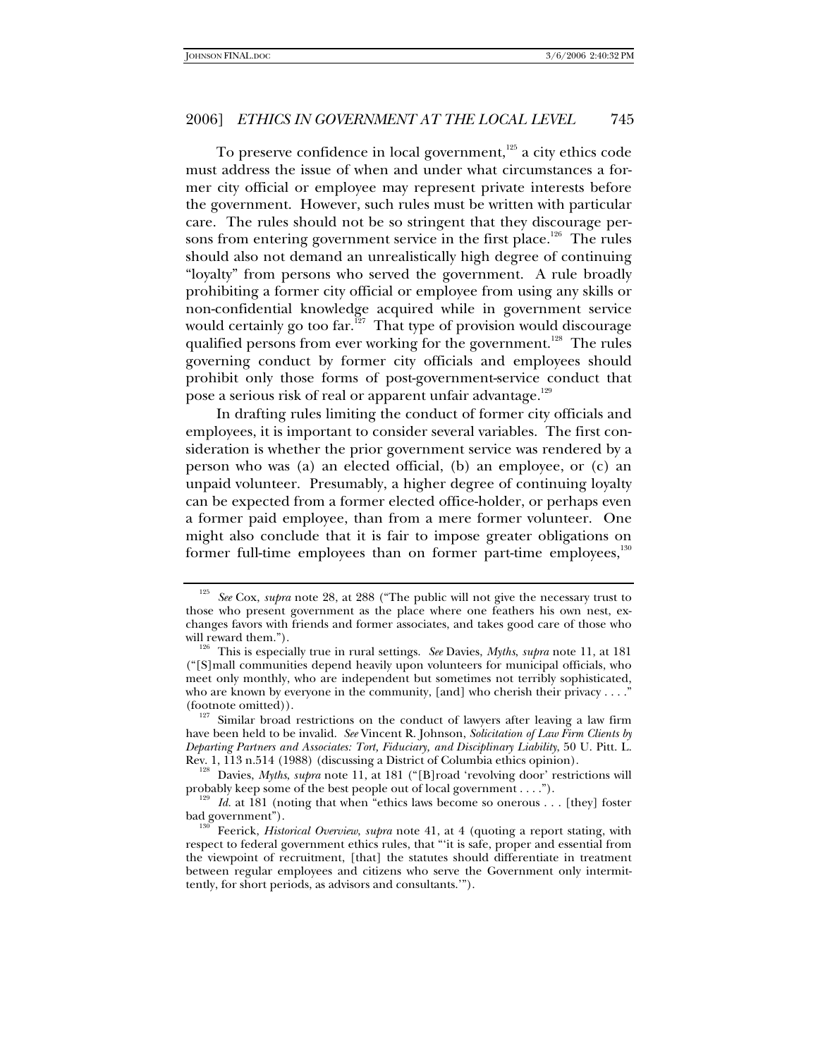To preserve confidence in local government,[125] a city ethics code must address the issue of when and under what circumstances a former city official or employee may represent private interests before the government. However, such rules must be written with particular care. The rules should not be so stringent that they discourage persons from entering government service in the first place.[126] The rules should also not demand an unrealistically high degree of continuing "loyalty" from persons who served the government. A rule broadly prohibiting a former city official or employee from using any skills or non-confidential knowledge acquired while in government service would certainly go too far.[127] That type of provision would discourage qualified persons from ever working for the government.[128] The rules governing conduct by former city officials and employees should prohibit only those forms of post-government-service conduct that pose a serious risk of real or apparent unfair advantage.[129]

In drafting rules limiting the conduct of former city officials and employees, it is important to consider several variables. The first consideration is whether the prior government service was rendered by a person who was (a) an elected official, (b) an employee, or (c) an unpaid volunteer. Presumably, a higher degree of continuing loyalty can be expected from a former elected office-holder, or perhaps even a former paid employee, than from a mere former volunteer. One might also conclude that it is fair to impose greater obligations on former full-time employees than on former part-time employees,[130]

---

[125] *See* Cox, *supra* note 28, at 288 ("The public will not give the necessary trust to those who present government as the place where one feathers his own nest, exchanges favors with friends and former associates, and takes good care of those who will reward them.").

[126] This is especially true in rural settings. *See* Davies, *Myths*, *supra* note 11, at 181 ("[S]mall communities depend heavily upon volunteers for municipal officials, who meet only monthly, who are independent but sometimes not terribly sophisticated, who are known by everyone in the community, [and] who cherish their privacy . . . ." (footnote omitted)).

[127] Similar broad restrictions on the conduct of lawyers after leaving a law firm have been held to be invalid. *See* Vincent R. Johnson, *Solicitation of Law Firm Clients by Departing Partners and Associates: Tort, Fiduciary, and Disciplinary Liability*, 50 U. Pitt. L. Rev. 1, 113 n.514 (1988) (discussing a District of Columbia ethics opinion).

[128] Davies, *Myths*, *supra* note 11, at 181 ("[B]road 'revolving door' restrictions will probably keep some of the best people out of local government . . . .").

[129] *Id.* at 181 (noting that when "ethics laws become so onerous . . . [they] foster bad government").

[130] Feerick, *Historical Overview*, *supra* note 41, at 4 (quoting a report stating, with respect to federal government ethics rules, that "'it is safe, proper and essential from the viewpoint of recruitment, [that] the statutes should differentiate in treatment between regular employees and citizens who serve the Government only intermittently, for short periods, as advisors and consultants.'").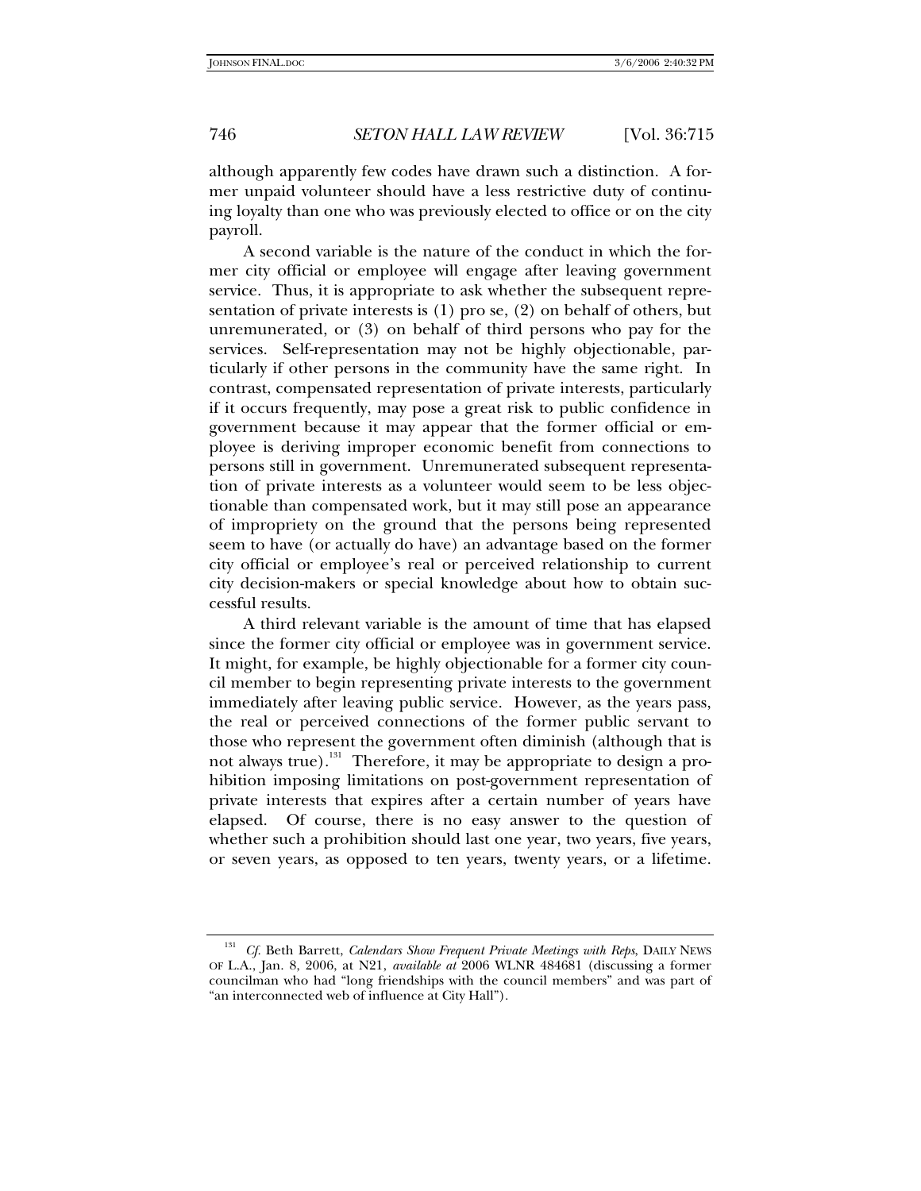although apparently few codes have drawn such a distinction. A former unpaid volunteer should have a less restrictive duty of continuing loyalty than one who was previously elected to office or on the city payroll.

A second variable is the nature of the conduct in which the former city official or employee will engage after leaving government service. Thus, it is appropriate to ask whether the subsequent representation of private interests is (1) pro se, (2) on behalf of others, but unremunerated, or (3) on behalf of third persons who pay for the services. Self-representation may not be highly objectionable, particularly if other persons in the community have the same right. In contrast, compensated representation of private interests, particularly if it occurs frequently, may pose a great risk to public confidence in government because it may appear that the former official or employee is deriving improper economic benefit from connections to persons still in government. Unremunerated subsequent representation of private interests as a volunteer would seem to be less objectionable than compensated work, but it may still pose an appearance of impropriety on the ground that the persons being represented seem to have (or actually do have) an advantage based on the former city official or employee's real or perceived relationship to current city decision-makers or special knowledge about how to obtain successful results.

A third relevant variable is the amount of time that has elapsed since the former city official or employee was in government service. It might, for example, be highly objectionable for a former city council member to begin representing private interests to the government immediately after leaving public service. However, as the years pass, the real or perceived connections of the former public servant to those who represent the government often diminish (although that is not always true).[131] Therefore, it may be appropriate to design a prohibition imposing limitations on post-government representation of private interests that expires after a certain number of years have elapsed. Of course, there is no easy answer to the question of whether such a prohibition should last one year, two years, five years, or seven years, as opposed to ten years, twenty years, or a lifetime.

---

[131] *Cf.* Beth Barrett, *Calendars Show Frequent Private Meetings with Reps*, DAILY NEWS OF L.A., Jan. 8, 2006, at N21, *available at* 2006 WLNR 484681 (discussing a former councilman who had "long friendships with the council members" and was part of "an interconnected web of influence at City Hall").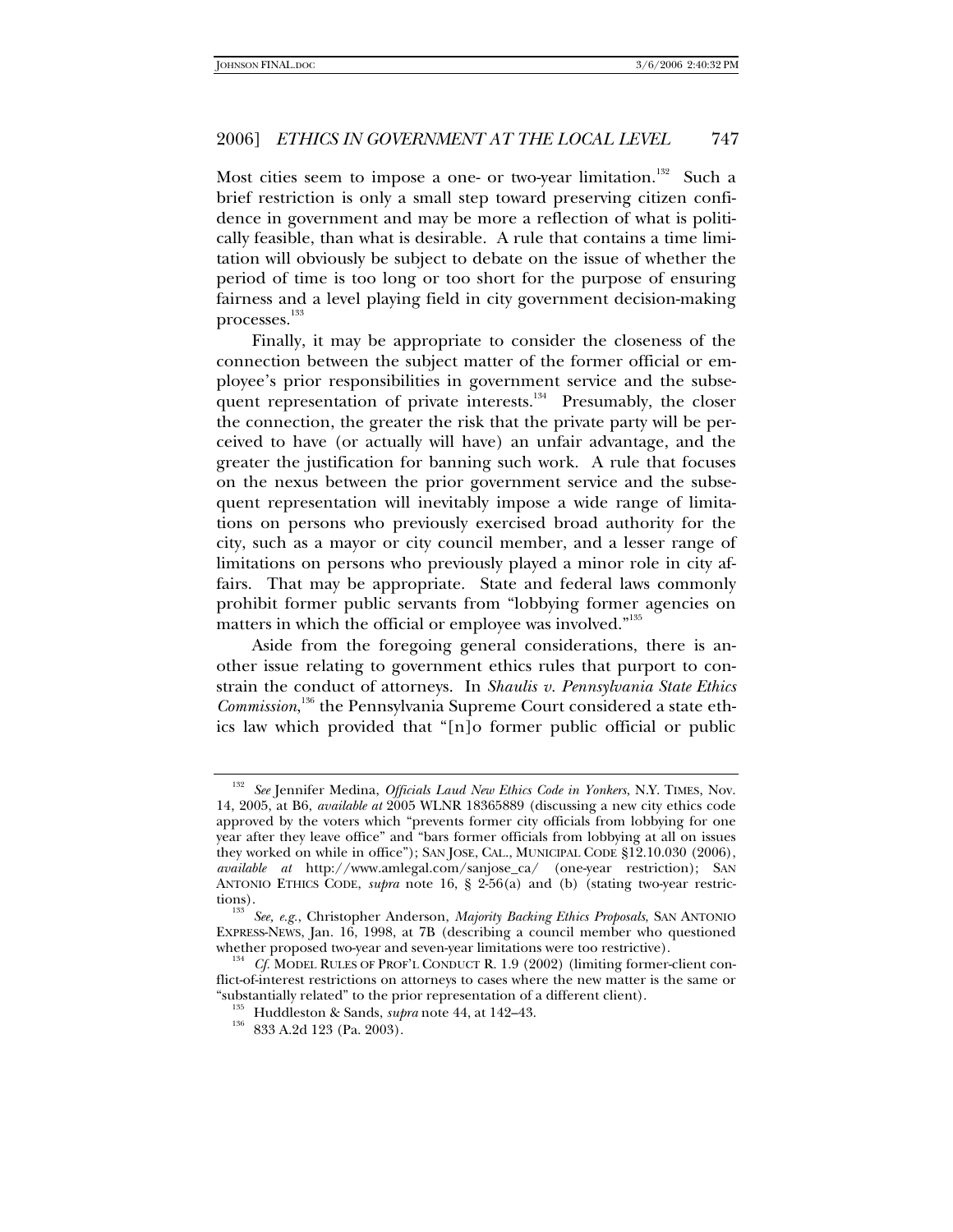Most cities seem to impose a one- or two-year limitation.[132] Such a brief restriction is only a small step toward preserving citizen confidence in government and may be more a reflection of what is politically feasible, than what is desirable. A rule that contains a time limitation will obviously be subject to debate on the issue of whether the period of time is too long or too short for the purpose of ensuring fairness and a level playing field in city government decision-making processes.[133]

Finally, it may be appropriate to consider the closeness of the connection between the subject matter of the former official or employee's prior responsibilities in government service and the subsequent representation of private interests.[134] Presumably, the closer the connection, the greater the risk that the private party will be perceived to have (or actually will have) an unfair advantage, and the greater the justification for banning such work. A rule that focuses on the nexus between the prior government service and the subsequent representation will inevitably impose a wide range of limitations on persons who previously exercised broad authority for the city, such as a mayor or city council member, and a lesser range of limitations on persons who previously played a minor role in city affairs. That may be appropriate. State and federal laws commonly prohibit former public servants from "lobbying former agencies on matters in which the official or employee was involved."[135]

Aside from the foregoing general considerations, there is another issue relating to government ethics rules that purport to constrain the conduct of attorneys. In *Shaulis v. Pennsylvania State Ethics Commission*,[136] the Pennsylvania Supreme Court considered a state ethics law which provided that "[n]o former public official or public

---

[132] *See* Jennifer Medina, *Officials Laud New Ethics Code in Yonkers*, N.Y. TIMES, Nov. 14, 2005, at B6, *available at* 2005 WLNR 18365889 (discussing a new city ethics code approved by the voters which "prevents former city officials from lobbying for one year after they leave office" and "bars former officials from lobbying at all on issues they worked on while in office"); SAN JOSE, CAL., MUNICIPAL CODE §12.10.030 (2006), *available at* http://www.amlegal.com/sanjose_ca/ (one-year restriction); SAN ANTONIO ETHICS CODE, *supra* note 16, § 2-56(a) and (b) (stating two-year restrictions).

[133] *See, e.g.*, Christopher Anderson, *Majority Backing Ethics Proposals*, SAN ANTONIO EXPRESS-NEWS, Jan. 16, 1998, at 7B (describing a council member who questioned whether proposed two-year and seven-year limitations were too restrictive).

[134] *Cf.* MODEL RULES OF PROF'L CONDUCT R. 1.9 (2002) (limiting former-client conflict-of-interest restrictions on attorneys to cases where the new matter is the same or "substantially related" to the prior representation of a different client).

[135] Huddleston & Sands, *supra* note 44, at 142–43.

[136] 833 A.2d 123 (Pa. 2003).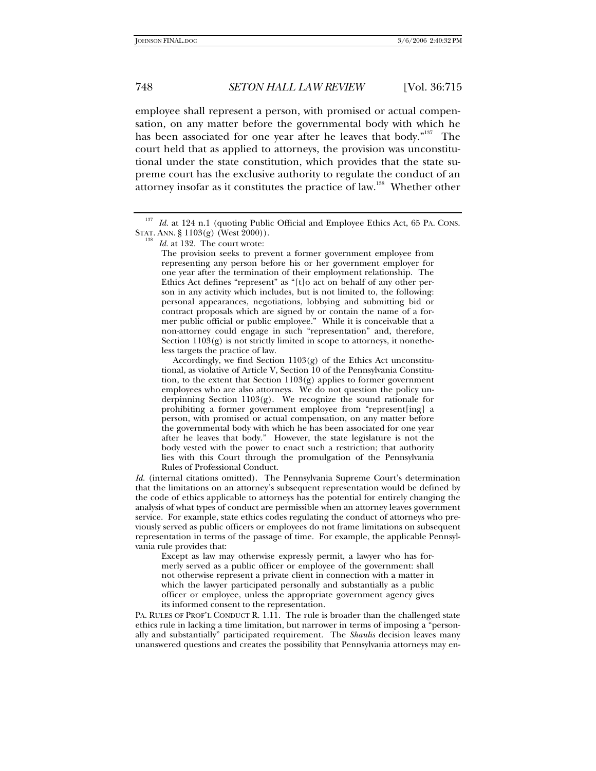employee shall represent a person, with promised or actual compensation, on any matter before the governmental body with which he has been associated for one year after he leaves that body."[137] The court held that as applied to attorneys, the provision was unconstitutional under the state constitution, which provides that the state supreme court has the exclusive authority to regulate the conduct of an attorney insofar as it constitutes the practice of law.[138] Whether other

---

[137] *Id.* at 124 n.1 (quoting Public Official and Employee Ethics Act, 65 PA. CONS. STAT. ANN. § 1103(g) (West 2000)).

[138] *Id.* at 132. The court wrote:

> The provision seeks to prevent a former government employee from representing any person before his or her government employer for one year after the termination of their employment relationship. The Ethics Act defines "represent" as "[t]o act on behalf of any other person in any activity which includes, but is not limited to, the following: personal appearances, negotiations, lobbying and submitting bid or contract proposals which are signed by or contain the name of a former public official or public employee." While it is conceivable that a non-attorney could engage in such "representation" and, therefore, Section 1103(g) is not strictly limited in scope to attorneys, it nonetheless targets the practice of law.
>
> Accordingly, we find Section 1103(g) of the Ethics Act unconstitutional, as violative of Article V, Section 10 of the Pennsylvania Constitution, to the extent that Section 1103(g) applies to former government employees who are also attorneys. We do not question the policy underpinning Section 1103(g). We recognize the sound rationale for prohibiting a former government employee from "represent[ing] a person, with promised or actual compensation, on any matter before the governmental body with which he has been associated for one year after he leaves that body." However, the state legislature is not the body vested with the power to enact such a restriction; that authority lies with this Court through the promulgation of the Pennsylvania Rules of Professional Conduct.

*Id.* (internal citations omitted). The Pennsylvania Supreme Court's determination that the limitations on an attorney's subsequent representation would be defined by the code of ethics applicable to attorneys has the potential for entirely changing the analysis of what types of conduct are permissible when an attorney leaves government service. For example, state ethics codes regulating the conduct of attorneys who previously served as public officers or employees do not frame limitations on subsequent representation in terms of the passage of time. For example, the applicable Pennsylvania rule provides that:

> Except as law may otherwise expressly permit, a lawyer who has formerly served as a public officer or employee of the government: shall not otherwise represent a private client in connection with a matter in which the lawyer participated personally and substantially as a public officer or employee, unless the appropriate government agency gives its informed consent to the representation.

PA. RULES OF PROF'L CONDUCT R. 1.11. The rule is broader than the challenged state ethics rule in lacking a time limitation, but narrower in terms of imposing a "personally and substantially" participated requirement. The *Shaulis* decision leaves many unanswered questions and creates the possibility that Pennsylvania attorneys may en-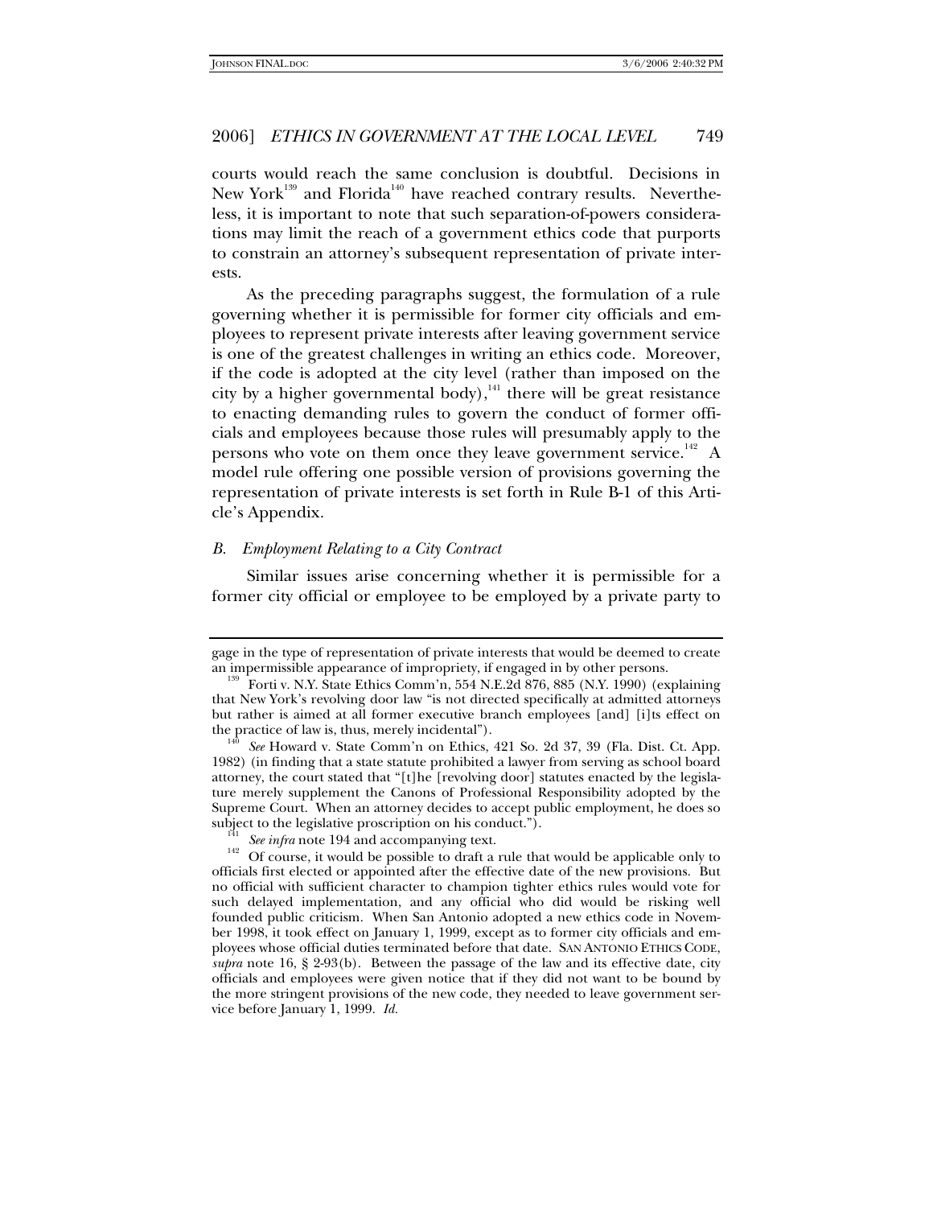courts would reach the same conclusion is doubtful. Decisions in New York[139] and Florida[140] have reached contrary results. Nevertheless, it is important to note that such separation-of-powers considerations may limit the reach of a government ethics code that purports to constrain an attorney's subsequent representation of private interests.

As the preceding paragraphs suggest, the formulation of a rule governing whether it is permissible for former city officials and employees to represent private interests after leaving government service is one of the greatest challenges in writing an ethics code. Moreover, if the code is adopted at the city level (rather than imposed on the city by a higher governmental body),[141] there will be great resistance to enacting demanding rules to govern the conduct of former officials and employees because those rules will presumably apply to the persons who vote on them once they leave government service.[142] A model rule offering one possible version of provisions governing the representation of private interests is set forth in Rule B-1 of this Article's Appendix.

### *B. Employment Relating to a City Contract*

Similar issues arise concerning whether it is permissible for a former city official or employee to be employed by a private party to

---

gage in the type of representation of private interests that would be deemed to create an impermissible appearance of impropriety, if engaged in by other persons.

[139] Forti v. N.Y. State Ethics Comm'n, 554 N.E.2d 876, 885 (N.Y. 1990) (explaining that New York's revolving door law "is not directed specifically at admitted attorneys but rather is aimed at all former executive branch employees [and] [i]ts effect on the practice of law is, thus, merely incidental").

[140] *See* Howard v. State Comm'n on Ethics, 421 So. 2d 37, 39 (Fla. Dist. Ct. App. 1982) (in finding that a state statute prohibited a lawyer from serving as school board attorney, the court stated that "[t]he [revolving door] statutes enacted by the legislature merely supplement the Canons of Professional Responsibility adopted by the Supreme Court. When an attorney decides to accept public employment, he does so subject to the legislative proscription on his conduct.").

[141] *See infra* note 194 and accompanying text.

[142] Of course, it would be possible to draft a rule that would be applicable only to officials first elected or appointed after the effective date of the new provisions. But no official with sufficient character to champion tighter ethics rules would vote for such delayed implementation, and any official who did would be risking well founded public criticism. When San Antonio adopted a new ethics code in November 1998, it took effect on January 1, 1999, except as to former city officials and employees whose official duties terminated before that date. SAN ANTONIO ETHICS CODE, *supra* note 16, § 2-93(b). Between the passage of the law and its effective date, city officials and employees were given notice that if they did not want to be bound by the more stringent provisions of the new code, they needed to leave government service before January 1, 1999. *Id.*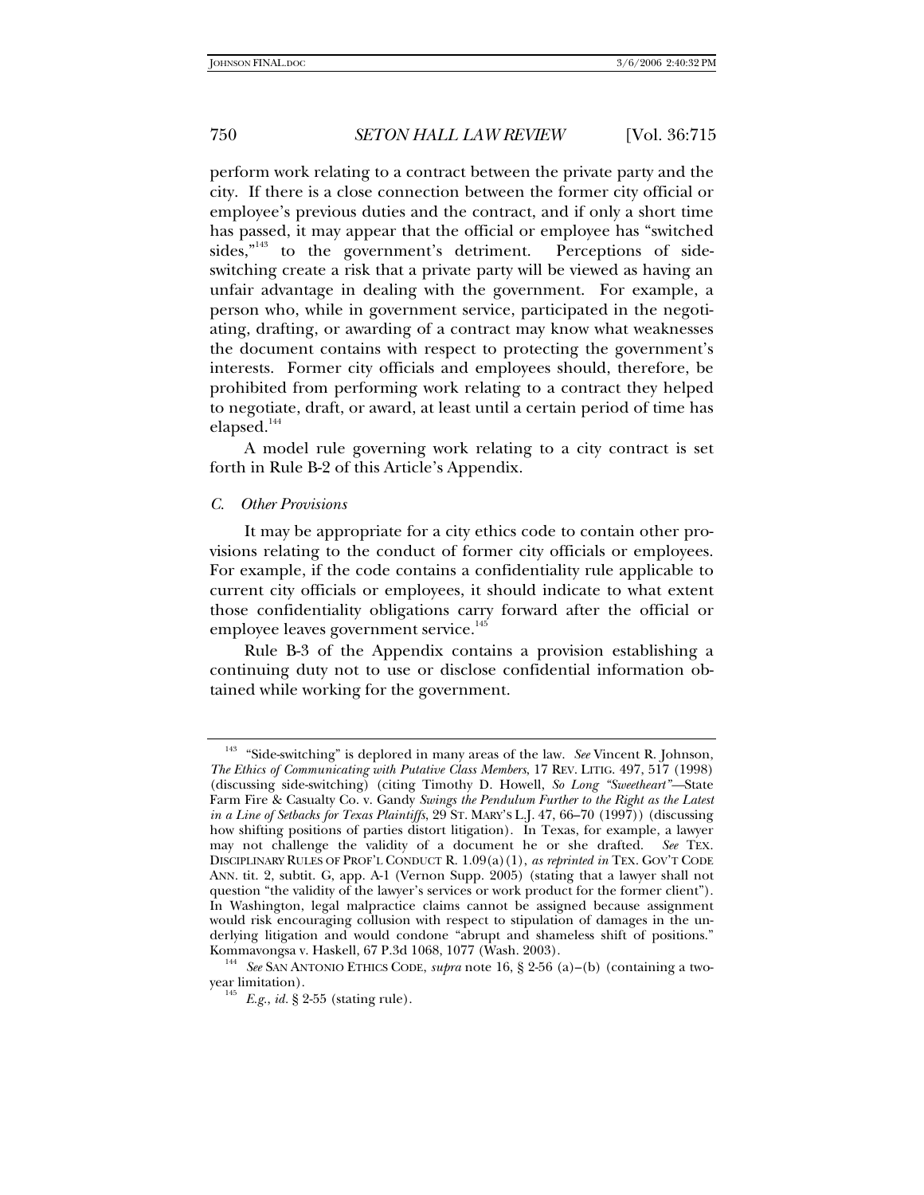perform work relating to a contract between the private party and the city. If there is a close connection between the former city official or employee's previous duties and the contract, and if only a short time has passed, it may appear that the official or employee has "switched sides,"[143] to the government's detriment. Perceptions of side-switching create a risk that a private party will be viewed as having an unfair advantage in dealing with the government. For example, a person who, while in government service, participated in the negotiating, drafting, or awarding of a contract may know what weaknesses the document contains with respect to protecting the government's interests. Former city officials and employees should, therefore, be prohibited from performing work relating to a contract they helped to negotiate, draft, or award, at least until a certain period of time has elapsed.[144]

A model rule governing work relating to a city contract is set forth in Rule B-2 of this Article's Appendix.

### *C. Other Provisions*

It may be appropriate for a city ethics code to contain other provisions relating to the conduct of former city officials or employees. For example, if the code contains a confidentiality rule applicable to current city officials or employees, it should indicate to what extent those confidentiality obligations carry forward after the official or employee leaves government service.[145]

Rule B-3 of the Appendix contains a provision establishing a continuing duty not to use or disclose confidential information obtained while working for the government.

---

[143] "Side-switching" is deplored in many areas of the law. *See* Vincent R. Johnson, *The Ethics of Communicating with Putative Class Members*, 17 REV. LITIG. 497, 517 (1998) (discussing side-switching) (citing Timothy D. Howell, *So Long "Sweetheart"*—State Farm Fire & Casualty Co. v. Gandy *Swings the Pendulum Further to the Right as the Latest in a Line of Setbacks for Texas Plaintiffs*, 29 ST. MARY'S L.J. 47, 66–70 (1997)) (discussing how shifting positions of parties distort litigation). In Texas, for example, a lawyer may not challenge the validity of a document he or she drafted. *See* TEX. DISCIPLINARY RULES OF PROF'L CONDUCT R. 1.09(a)(1), *as reprinted in* TEX. GOV'T CODE ANN. tit. 2, subtit. G, app. A-1 (Vernon Supp. 2005) (stating that a lawyer shall not question "the validity of the lawyer's services or work product for the former client"). In Washington, legal malpractice claims cannot be assigned because assignment would risk encouraging collusion with respect to stipulation of damages in the underlying litigation and would condone "abrupt and shameless shift of positions." Kommavongsa v. Haskell, 67 P.3d 1068, 1077 (Wash. 2003).

[144] *See* SAN ANTONIO ETHICS CODE, *supra* note 16, § 2-56 (a)–(b) (containing a two-year limitation).

[145] *E.g.*, *id.* § 2-55 (stating rule).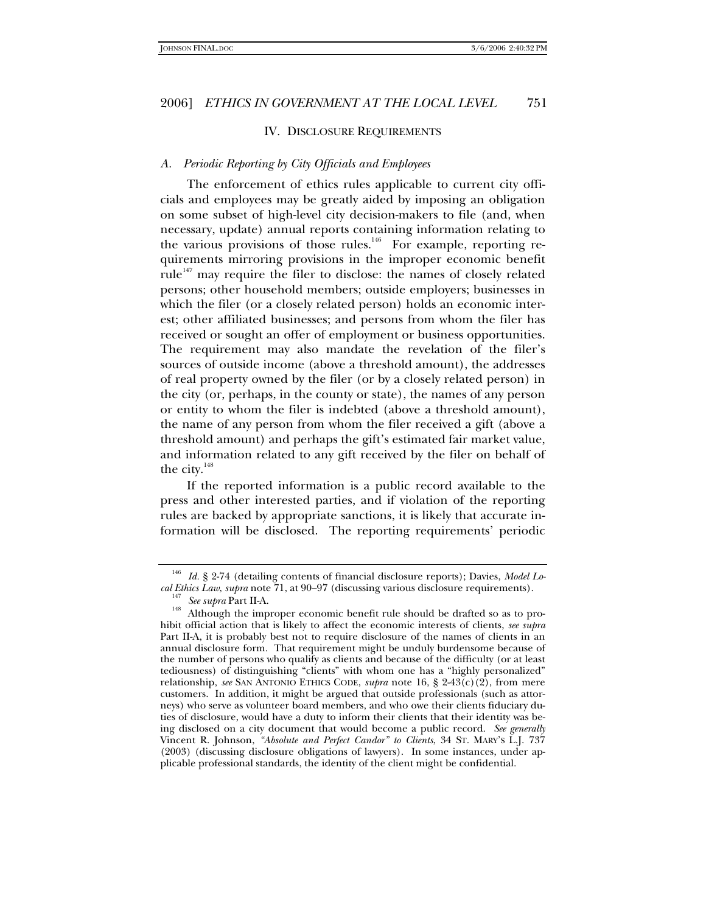## IV. DISCLOSURE REQUIREMENTS

### *A. Periodic Reporting by City Officials and Employees*

The enforcement of ethics rules applicable to current city officials and employees may be greatly aided by imposing an obligation on some subset of high-level city decision-makers to file (and, when necessary, update) annual reports containing information relating to the various provisions of those rules.[146] For example, reporting requirements mirroring provisions in the improper economic benefit rule[147] may require the filer to disclose: the names of closely related persons; other household members; outside employers; businesses in which the filer (or a closely related person) holds an economic interest; other affiliated businesses; and persons from whom the filer has received or sought an offer of employment or business opportunities. The requirement may also mandate the revelation of the filer's sources of outside income (above a threshold amount), the addresses of real property owned by the filer (or by a closely related person) in the city (or, perhaps, in the county or state), the names of any person or entity to whom the filer is indebted (above a threshold amount), the name of any person from whom the filer received a gift (above a threshold amount) and perhaps the gift's estimated fair market value, and information related to any gift received by the filer on behalf of the city.[148]

If the reported information is a public record available to the press and other interested parties, and if violation of the reporting rules are backed by appropriate sanctions, it is likely that accurate information will be disclosed. The reporting requirements' periodic

---

[146] *Id.* § 2-74 (detailing contents of financial disclosure reports); Davies, *Model Local Ethics Law*, *supra* note 71, at 90–97 (discussing various disclosure requirements).

[147] *See supra* Part II-A.

[148] Although the improper economic benefit rule should be drafted so as to prohibit official action that is likely to affect the economic interests of clients, *see supra* Part II-A, it is probably best not to require disclosure of the names of clients in an annual disclosure form. That requirement might be unduly burdensome because of the number of persons who qualify as clients and because of the difficulty (or at least tediousness) of distinguishing "clients" with whom one has a "highly personalized" relationship, *see* SAN ANTONIO ETHICS CODE, *supra* note 16, § 2-43(c)(2), from mere customers. In addition, it might be argued that outside professionals (such as attorneys) who serve as volunteer board members, and who owe their clients fiduciary duties of disclosure, would have a duty to inform their clients that their identity was being disclosed on a city document that would become a public record. *See generally* Vincent R. Johnson, *"Absolute and Perfect Candor" to Clients*, 34 ST. MARY'S L.J. 737 (2003) (discussing disclosure obligations of lawyers). In some instances, under applicable professional standards, the identity of the client might be confidential.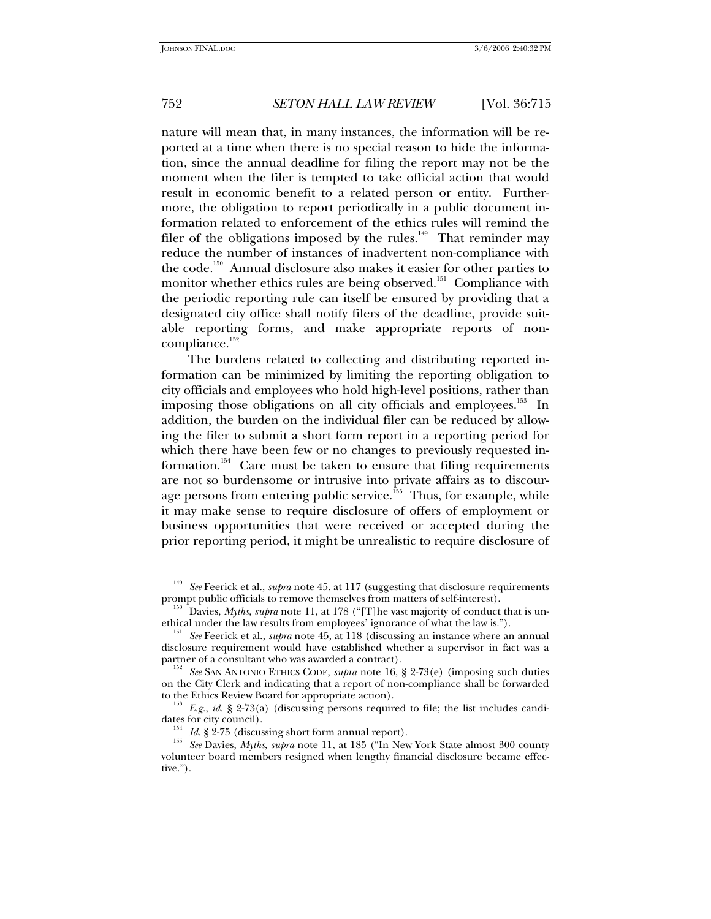nature will mean that, in many instances, the information will be reported at a time when there is no special reason to hide the information, since the annual deadline for filing the report may not be the moment when the filer is tempted to take official action that would result in economic benefit to a related person or entity. Furthermore, the obligation to report periodically in a public document information related to enforcement of the ethics rules will remind the filer of the obligations imposed by the rules.[149] That reminder may reduce the number of instances of inadvertent non-compliance with the code.[150] Annual disclosure also makes it easier for other parties to monitor whether ethics rules are being observed.[151] Compliance with the periodic reporting rule can itself be ensured by providing that a designated city office shall notify filers of the deadline, provide suitable reporting forms, and make appropriate reports of non-compliance.[152]

The burdens related to collecting and distributing reported information can be minimized by limiting the reporting obligation to city officials and employees who hold high-level positions, rather than imposing those obligations on all city officials and employees.[153] In addition, the burden on the individual filer can be reduced by allowing the filer to submit a short form report in a reporting period for which there have been few or no changes to previously requested information.[154] Care must be taken to ensure that filing requirements are not so burdensome or intrusive into private affairs as to discourage persons from entering public service.[155] Thus, for example, while it may make sense to require disclosure of offers of employment or business opportunities that were received or accepted during the prior reporting period, it might be unrealistic to require disclosure of

---

[149] *See* Feerick et al., *supra* note 45, at 117 (suggesting that disclosure requirements prompt public officials to remove themselves from matters of self-interest).

[150] Davies, *Myths*, *supra* note 11, at 178 ("[T]he vast majority of conduct that is unethical under the law results from employees' ignorance of what the law is.").

[151] *See* Feerick et al., *supra* note 45, at 118 (discussing an instance where an annual disclosure requirement would have established whether a supervisor in fact was a partner of a consultant who was awarded a contract).

[152] *See* SAN ANTONIO ETHICS CODE, *supra* note 16, § 2-73(e) (imposing such duties on the City Clerk and indicating that a report of non-compliance shall be forwarded to the Ethics Review Board for appropriate action).

[153] *E.g.*, *id.* § 2-73(a) (discussing persons required to file; the list includes candidates for city council).

[154] *Id.* § 2-75 (discussing short form annual report).

[155] *See* Davies, *Myths*, *supra* note 11, at 185 ("In New York State almost 300 county volunteer board members resigned when lengthy financial disclosure became effective.").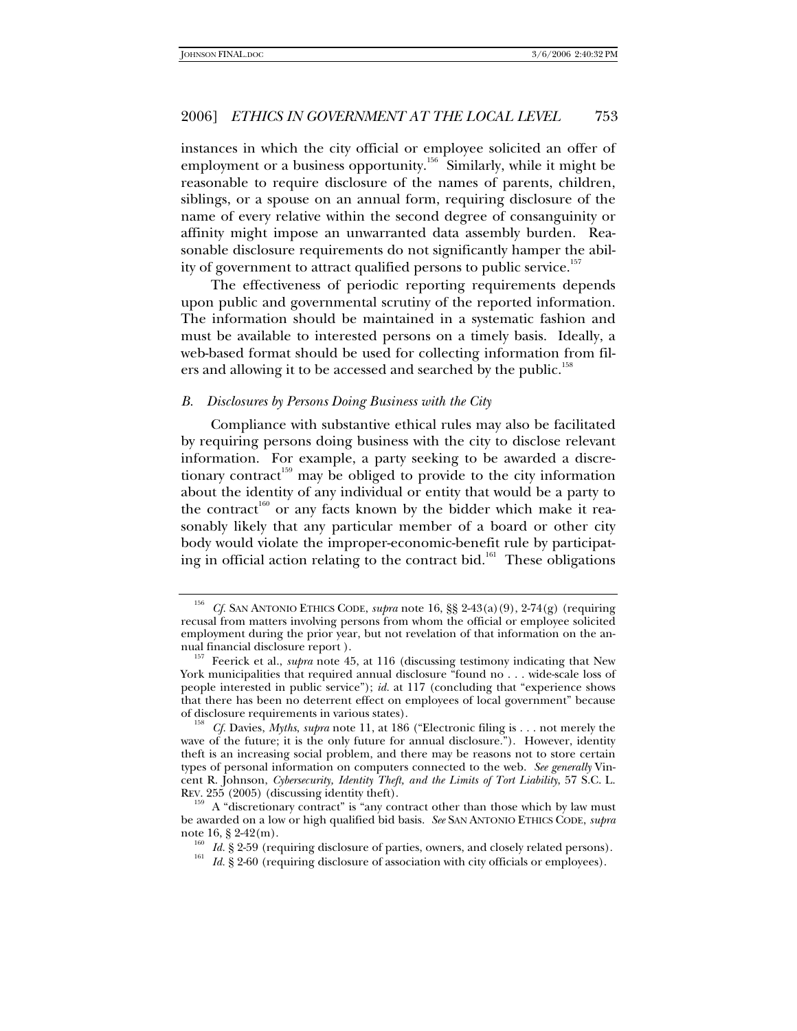instances in which the city official or employee solicited an offer of employment or a business opportunity.[156] Similarly, while it might be reasonable to require disclosure of the names of parents, children, siblings, or a spouse on an annual form, requiring disclosure of the name of every relative within the second degree of consanguinity or affinity might impose an unwarranted data assembly burden. Reasonable disclosure requirements do not significantly hamper the ability of government to attract qualified persons to public service.[157]

The effectiveness of periodic reporting requirements depends upon public and governmental scrutiny of the reported information. The information should be maintained in a systematic fashion and must be available to interested persons on a timely basis. Ideally, a web-based format should be used for collecting information from filers and allowing it to be accessed and searched by the public.[158]

### *B. Disclosures by Persons Doing Business with the City*

Compliance with substantive ethical rules may also be facilitated by requiring persons doing business with the city to disclose relevant information. For example, a party seeking to be awarded a discretionary contract[159] may be obliged to provide to the city information about the identity of any individual or entity that would be a party to the contract[160] or any facts known by the bidder which make it reasonably likely that any particular member of a board or other city body would violate the improper-economic-benefit rule by participating in official action relating to the contract bid.[161] These obligations

---

[156] *Cf.* SAN ANTONIO ETHICS CODE, *supra* note 16, §§ 2-43(a)(9), 2-74(g) (requiring recusal from matters involving persons from whom the official or employee solicited employment during the prior year, but not revelation of that information on the annual financial disclosure report ).

[157] Feerick et al., *supra* note 45, at 116 (discussing testimony indicating that New York municipalities that required annual disclosure "found no . . . wide-scale loss of people interested in public service"); *id.* at 117 (concluding that "experience shows that there has been no deterrent effect on employees of local government" because of disclosure requirements in various states).

[158] *Cf.* Davies, *Myths*, *supra* note 11, at 186 ("Electronic filing is . . . not merely the wave of the future; it is the only future for annual disclosure."). However, identity theft is an increasing social problem, and there may be reasons not to store certain types of personal information on computers connected to the web. *See generally* Vincent R. Johnson, *Cybersecurity, Identity Theft, and the Limits of Tort Liability*, 57 S.C. L. REV. 255 (2005) (discussing identity theft).

[159] A "discretionary contract" is "any contract other than those which by law must be awarded on a low or high qualified bid basis. *See* SAN ANTONIO ETHICS CODE, *supra* note 16, § 2-42(m).

[160] *Id.* § 2-59 (requiring disclosure of parties, owners, and closely related persons).

[161] *Id.* § 2-60 (requiring disclosure of association with city officials or employees).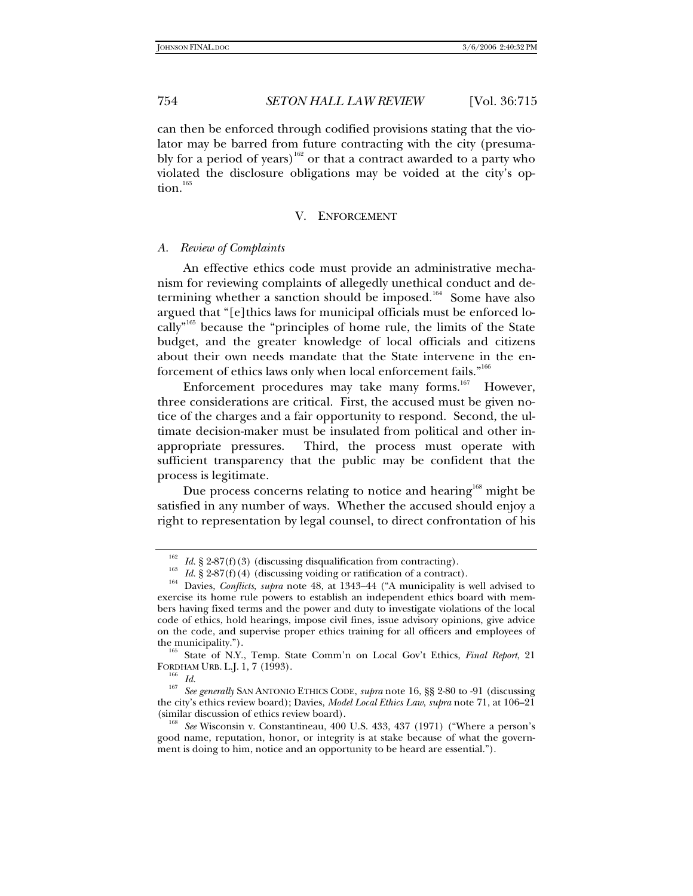can then be enforced through codified provisions stating that the violator may be barred from future contracting with the city (presumably for a period of years)[162] or that a contract awarded to a party who violated the disclosure obligations may be voided at the city's option.[163]

## V. ENFORCEMENT

### *A. Review of Complaints*

An effective ethics code must provide an administrative mechanism for reviewing complaints of allegedly unethical conduct and determining whether a sanction should be imposed.[164] Some have also argued that "[e]thics laws for municipal officials must be enforced locally"[165] because the "principles of home rule, the limits of the State budget, and the greater knowledge of local officials and citizens about their own needs mandate that the State intervene in the enforcement of ethics laws only when local enforcement fails."[166]

Enforcement procedures may take many forms.[167] However, three considerations are critical. First, the accused must be given notice of the charges and a fair opportunity to respond. Second, the ultimate decision-maker must be insulated from political and other inappropriate pressures. Third, the process must operate with sufficient transparency that the public may be confident that the process is legitimate.

Due process concerns relating to notice and hearing[168] might be satisfied in any number of ways. Whether the accused should enjoy a right to representation by legal counsel, to direct confrontation of his

---

[162] *Id.* § 2-87(f)(3) (discussing disqualification from contracting).

[163] *Id.* § 2-87(f)(4) (discussing voiding or ratification of a contract).

[164] Davies, *Conflicts*, *supra* note 48, at 1343–44 ("A municipality is well advised to exercise its home rule powers to establish an independent ethics board with members having fixed terms and the power and duty to investigate violations of the local code of ethics, hold hearings, impose civil fines, issue advisory opinions, give advice on the code, and supervise proper ethics training for all officers and employees of the municipality.").

[165] State of N.Y., Temp. State Comm'n on Local Gov't Ethics, *Final Report*, 21 FORDHAM URB. L.J. 1, 7 (1993).

[166] *Id.*

[167] *See generally* SAN ANTONIO ETHICS CODE, *supra* note 16, §§ 2-80 to -91 (discussing the city's ethics review board); Davies, *Model Local Ethics Law*, *supra* note 71, at 106–21 (similar discussion of ethics review board).

[168] *See* Wisconsin v. Constantineau, 400 U.S. 433, 437 (1971) ("Where a person's good name, reputation, honor, or integrity is at stake because of what the government is doing to him, notice and an opportunity to be heard are essential.").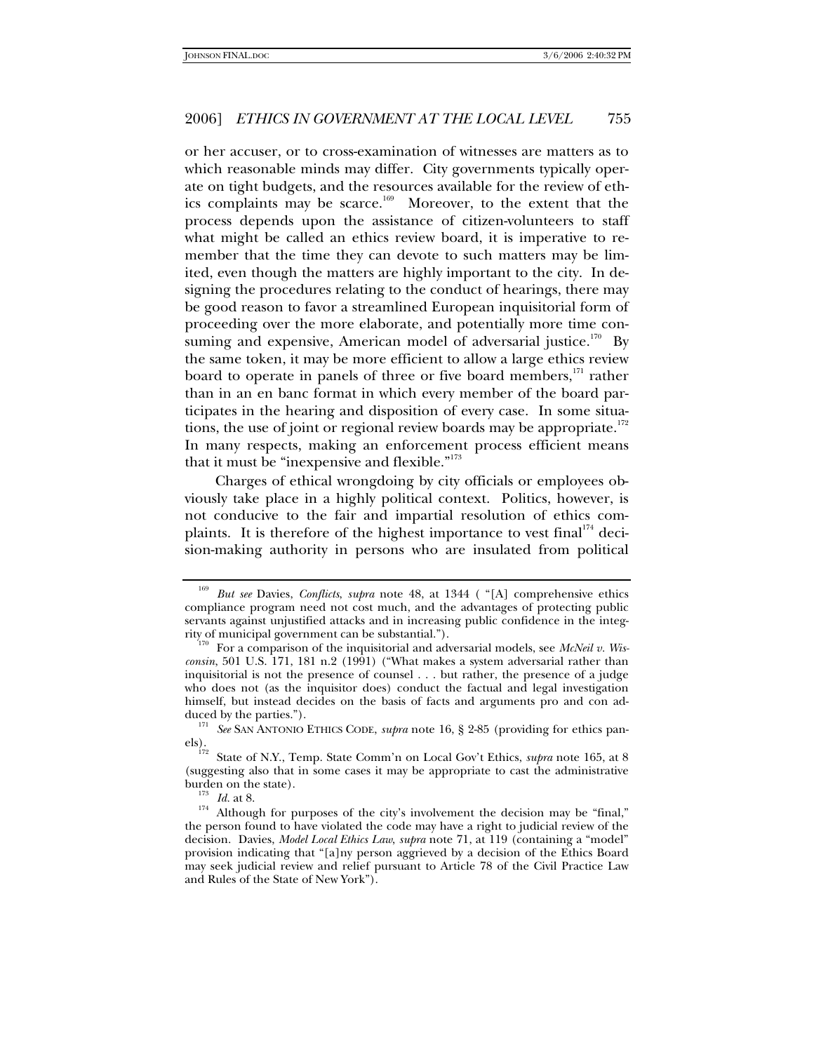or her accuser, or to cross-examination of witnesses are matters as to which reasonable minds may differ. City governments typically operate on tight budgets, and the resources available for the review of ethics complaints may be scarce.[169] Moreover, to the extent that the process depends upon the assistance of citizen-volunteers to staff what might be called an ethics review board, it is imperative to remember that the time they can devote to such matters may be limited, even though the matters are highly important to the city. In designing the procedures relating to the conduct of hearings, there may be good reason to favor a streamlined European inquisitorial form of proceeding over the more elaborate, and potentially more time consuming and expensive, American model of adversarial justice.[170] By the same token, it may be more efficient to allow a large ethics review board to operate in panels of three or five board members,[171] rather than in an en banc format in which every member of the board participates in the hearing and disposition of every case. In some situations, the use of joint or regional review boards may be appropriate.[172] In many respects, making an enforcement process efficient means that it must be "inexpensive and flexible."[173]

Charges of ethical wrongdoing by city officials or employees obviously take place in a highly political context. Politics, however, is not conducive to the fair and impartial resolution of ethics complaints. It is therefore of the highest importance to vest final[174] decision-making authority in persons who are insulated from political

---

[169] *But see* Davies, *Conflicts*, *supra* note 48, at 1344 ( "[A] comprehensive ethics compliance program need not cost much, and the advantages of protecting public servants against unjustified attacks and in increasing public confidence in the integrity of municipal government can be substantial.").

[170] For a comparison of the inquisitorial and adversarial models, see *McNeil v. Wisconsin*, 501 U.S. 171, 181 n.2 (1991) ("What makes a system adversarial rather than inquisitorial is not the presence of counsel . . . but rather, the presence of a judge who does not (as the inquisitor does) conduct the factual and legal investigation himself, but instead decides on the basis of facts and arguments pro and con adduced by the parties.").

[171] *See* SAN ANTONIO ETHICS CODE, *supra* note 16, § 2-85 (providing for ethics panels).

[172] State of N.Y., Temp. State Comm'n on Local Gov't Ethics, *supra* note 165, at 8 (suggesting also that in some cases it may be appropriate to cast the administrative burden on the state).

[173] *Id.* at 8.

[174] Although for purposes of the city's involvement the decision may be "final," the person found to have violated the code may have a right to judicial review of the decision. Davies, *Model Local Ethics Law*, *supra* note 71, at 119 (containing a "model" provision indicating that "[a]ny person aggrieved by a decision of the Ethics Board may seek judicial review and relief pursuant to Article 78 of the Civil Practice Law and Rules of the State of New York").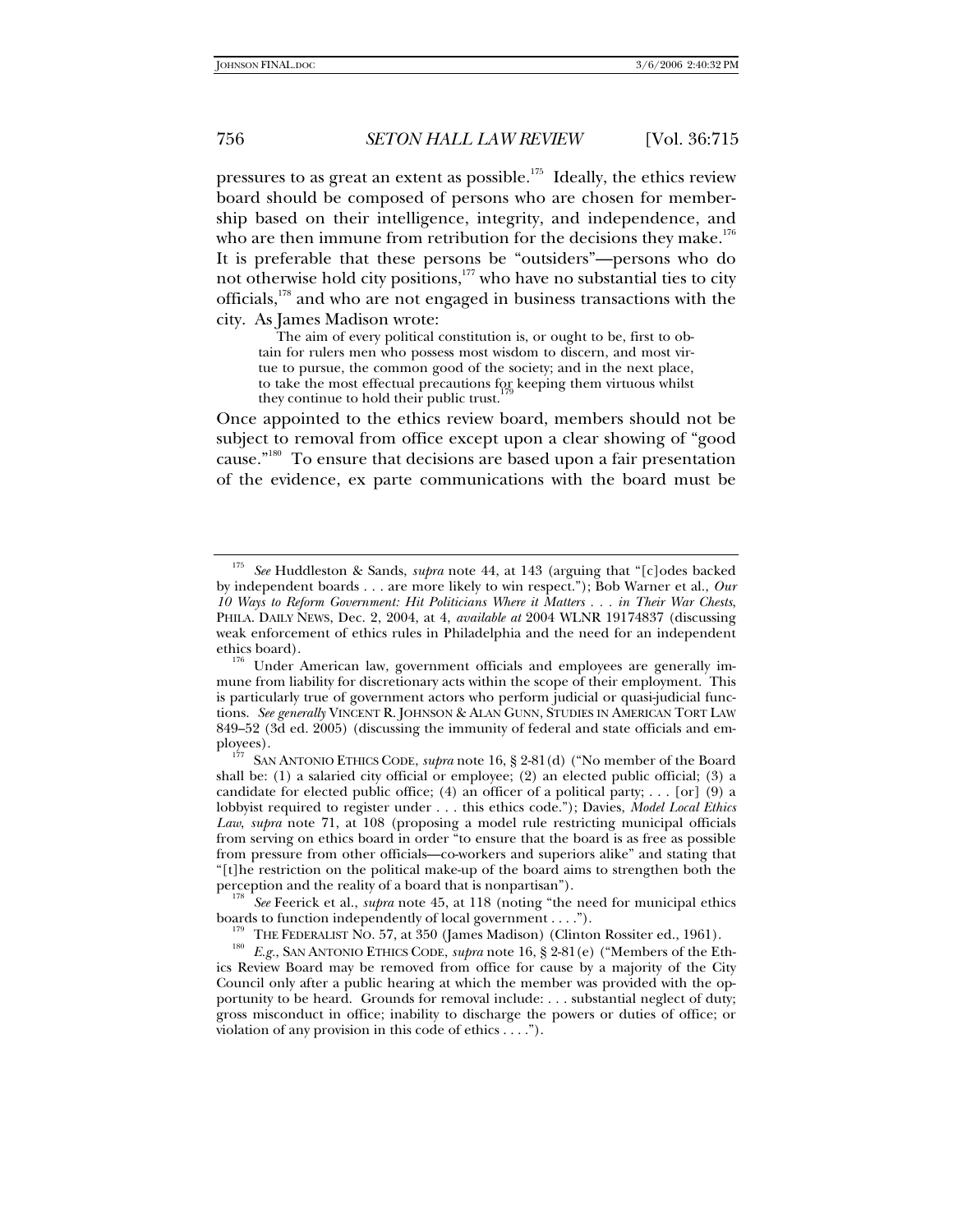pressures to as great an extent as possible.[175] Ideally, the ethics review board should be composed of persons who are chosen for membership based on their intelligence, integrity, and independence, and who are then immune from retribution for the decisions they make.[176] It is preferable that these persons be "outsiders"—persons who do not otherwise hold city positions,[177] who have no substantial ties to city officials,[178] and who are not engaged in business transactions with the city. As James Madison wrote:

> The aim of every political constitution is, or ought to be, first to obtain for rulers men who possess most wisdom to discern, and most virtue to pursue, the common good of the society; and in the next place, to take the most effectual precautions for keeping them virtuous whilst they continue to hold their public trust.[179]

Once appointed to the ethics review board, members should not be subject to removal from office except upon a clear showing of "good cause."[180] To ensure that decisions are based upon a fair presentation of the evidence, ex parte communications with the board must be

---

[175] *See* Huddleston & Sands, *supra* note 44, at 143 (arguing that "[c]odes backed by independent boards . . . are more likely to win respect."); Bob Warner et al., *Our 10 Ways to Reform Government: Hit Politicians Where it Matters . . . in Their War Chests*, PHILA. DAILY NEWS, Dec. 2, 2004, at 4, *available at* 2004 WLNR 19174837 (discussing weak enforcement of ethics rules in Philadelphia and the need for an independent ethics board).

[176] Under American law, government officials and employees are generally immune from liability for discretionary acts within the scope of their employment. This is particularly true of government actors who perform judicial or quasi-judicial functions. *See generally* VINCENT R. JOHNSON & ALAN GUNN, STUDIES IN AMERICAN TORT LAW 849–52 (3d ed. 2005) (discussing the immunity of federal and state officials and employees).

[177] SAN ANTONIO ETHICS CODE, *supra* note 16, § 2-81(d) ("No member of the Board shall be: (1) a salaried city official or employee; (2) an elected public official; (3) a candidate for elected public office; (4) an officer of a political party; . . . [or] (9) a lobbyist required to register under . . . this ethics code."); Davies, *Model Local Ethics Law*, *supra* note 71, at 108 (proposing a model rule restricting municipal officials from serving on ethics board in order "to ensure that the board is as free as possible from pressure from other officials—co-workers and superiors alike" and stating that "[t]he restriction on the political make-up of the board aims to strengthen both the perception and the reality of a board that is nonpartisan").

[178] *See* Feerick et al., *supra* note 45, at 118 (noting "the need for municipal ethics boards to function independently of local government . . . .").

[179] THE FEDERALIST NO. 57, at 350 (James Madison) (Clinton Rossiter ed., 1961).

[180] *E.g.*, SAN ANTONIO ETHICS CODE, *supra* note 16, § 2-81(e) ("Members of the Ethics Review Board may be removed from office for cause by a majority of the City Council only after a public hearing at which the member was provided with the opportunity to be heard. Grounds for removal include: . . . substantial neglect of duty; gross misconduct in office; inability to discharge the powers or duties of office; or violation of any provision in this code of ethics . . . .").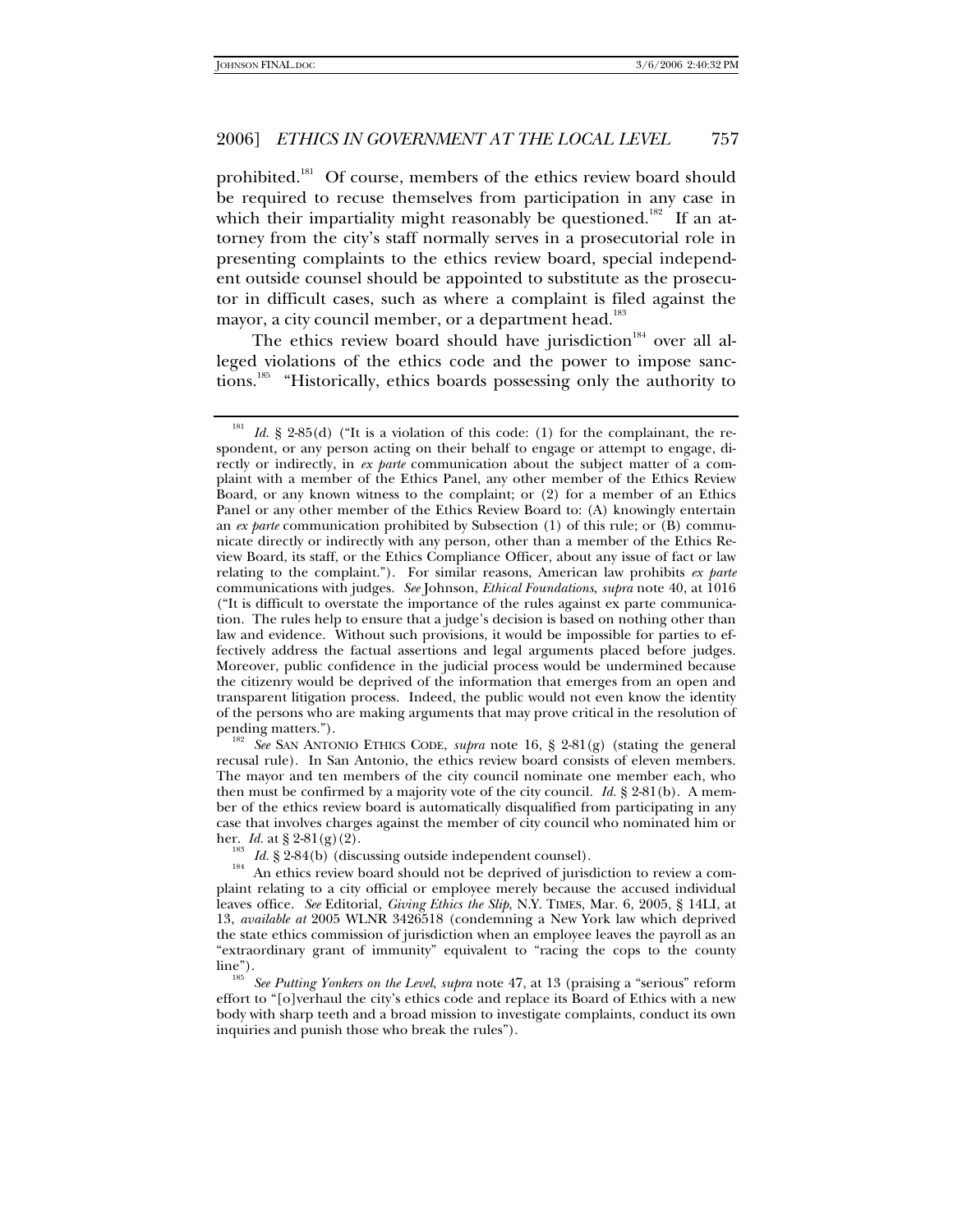prohibited.[181] Of course, members of the ethics review board should be required to recuse themselves from participation in any case in which their impartiality might reasonably be questioned.[182] If an attorney from the city's staff normally serves in a prosecutorial role in presenting complaints to the ethics review board, special independent outside counsel should be appointed to substitute as the prosecutor in difficult cases, such as where a complaint is filed against the mayor, a city council member, or a department head.[183]

The ethics review board should have jurisdiction[184] over all alleged violations of the ethics code and the power to impose sanctions.[185] "Historically, ethics boards possessing only the authority to

---

[181] *Id.* § 2-85(d) ("It is a violation of this code: (1) for the complainant, the respondent, or any person acting on their behalf to engage or attempt to engage, directly or indirectly, in *ex parte* communication about the subject matter of a complaint with a member of the Ethics Panel, any other member of the Ethics Review Board, or any known witness to the complaint; or (2) for a member of an Ethics Panel or any other member of the Ethics Review Board to: (A) knowingly entertain an *ex parte* communication prohibited by Subsection (1) of this rule; or (B) communicate directly or indirectly with any person, other than a member of the Ethics Review Board, its staff, or the Ethics Compliance Officer, about any issue of fact or law relating to the complaint."). For similar reasons, American law prohibits *ex parte* communications with judges. *See* Johnson, *Ethical Foundations*, *supra* note 40, at 1016 ("It is difficult to overstate the importance of the rules against ex parte communication. The rules help to ensure that a judge's decision is based on nothing other than law and evidence. Without such provisions, it would be impossible for parties to effectively address the factual assertions and legal arguments placed before judges. Moreover, public confidence in the judicial process would be undermined because the citizenry would be deprived of the information that emerges from an open and transparent litigation process. Indeed, the public would not even know the identity of the persons who are making arguments that may prove critical in the resolution of pending matters.").

[182] *See* SAN ANTONIO ETHICS CODE, *supra* note 16, § 2-81(g) (stating the general recusal rule). In San Antonio, the ethics review board consists of eleven members. The mayor and ten members of the city council nominate one member each, who then must be confirmed by a majority vote of the city council. *Id.* § 2-81(b). A member of the ethics review board is automatically disqualified from participating in any case that involves charges against the member of city council who nominated him or her. *Id.* at § 2-81(g)(2).

[183] *Id.* § 2-84(b) (discussing outside independent counsel).

[184] An ethics review board should not be deprived of jurisdiction to review a complaint relating to a city official or employee merely because the accused individual leaves office. *See* Editorial, *Giving Ethics the Slip*, N.Y. TIMES, Mar. 6, 2005, § 14LI, at 13, *available at* 2005 WLNR 3426518 (condemning a New York law which deprived the state ethics commission of jurisdiction when an employee leaves the payroll as an "extraordinary grant of immunity" equivalent to "racing the cops to the county line").

[185] *See Putting Yonkers on the Level*, *supra* note 47, at 13 (praising a "serious" reform effort to "[o]verhaul the city's ethics code and replace its Board of Ethics with a new body with sharp teeth and a broad mission to investigate complaints, conduct its own inquiries and punish those who break the rules").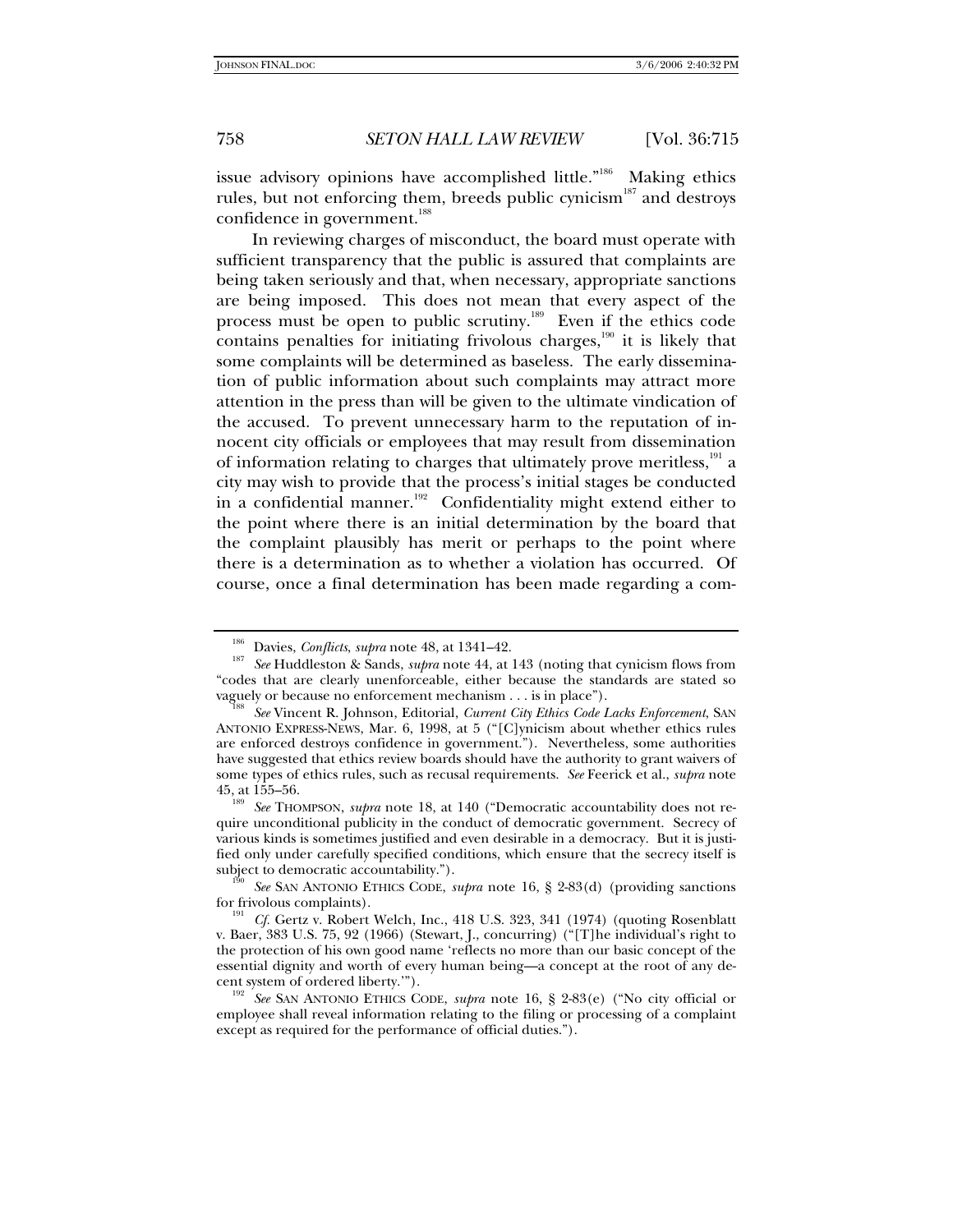issue advisory opinions have accomplished little."[186] Making ethics rules, but not enforcing them, breeds public cynicism[187] and destroys confidence in government.[188]

In reviewing charges of misconduct, the board must operate with sufficient transparency that the public is assured that complaints are being taken seriously and that, when necessary, appropriate sanctions are being imposed. This does not mean that every aspect of the process must be open to public scrutiny.[189] Even if the ethics code contains penalties for initiating frivolous charges,[190] it is likely that some complaints will be determined as baseless. The early dissemination of public information about such complaints may attract more attention in the press than will be given to the ultimate vindication of the accused. To prevent unnecessary harm to the reputation of innocent city officials or employees that may result from dissemination of information relating to charges that ultimately prove meritless,[191] a city may wish to provide that the process's initial stages be conducted in a confidential manner.[192] Confidentiality might extend either to the point where there is an initial determination by the board that the complaint plausibly has merit or perhaps to the point where there is a determination as to whether a violation has occurred. Of course, once a final determination has been made regarding a com-

---

[186] Davies, *Conflicts*, *supra* note 48, at 1341–42.

[187] *See* Huddleston & Sands, *supra* note 44, at 143 (noting that cynicism flows from "codes that are clearly unenforceable, either because the standards are stated so vaguely or because no enforcement mechanism . . . is in place").

[188] *See* Vincent R. Johnson, Editorial, *Current City Ethics Code Lacks Enforcement*, SAN ANTONIO EXPRESS-NEWS, Mar. 6, 1998, at 5 ("[C]ynicism about whether ethics rules are enforced destroys confidence in government."). Nevertheless, some authorities have suggested that ethics review boards should have the authority to grant waivers of some types of ethics rules, such as recusal requirements. *See* Feerick et al., *supra* note 45, at 155–56.

[189] *See* THOMPSON, *supra* note 18, at 140 ("Democratic accountability does not require unconditional publicity in the conduct of democratic government. Secrecy of various kinds is sometimes justified and even desirable in a democracy. But it is justified only under carefully specified conditions, which ensure that the secrecy itself is subject to democratic accountability.").

[190] *See* SAN ANTONIO ETHICS CODE, *supra* note 16, § 2-83(d) (providing sanctions for frivolous complaints).

[191] *Cf.* Gertz v. Robert Welch, Inc., 418 U.S. 323, 341 (1974) (quoting Rosenblatt v. Baer, 383 U.S. 75, 92 (1966) (Stewart, J., concurring) ("[T]he individual's right to the protection of his own good name 'reflects no more than our basic concept of the essential dignity and worth of every human being—a concept at the root of any decent system of ordered liberty.'").

[192] *See* SAN ANTONIO ETHICS CODE, *supra* note 16, § 2-83(e) ("No city official or employee shall reveal information relating to the filing or processing of a complaint except as required for the performance of official duties.").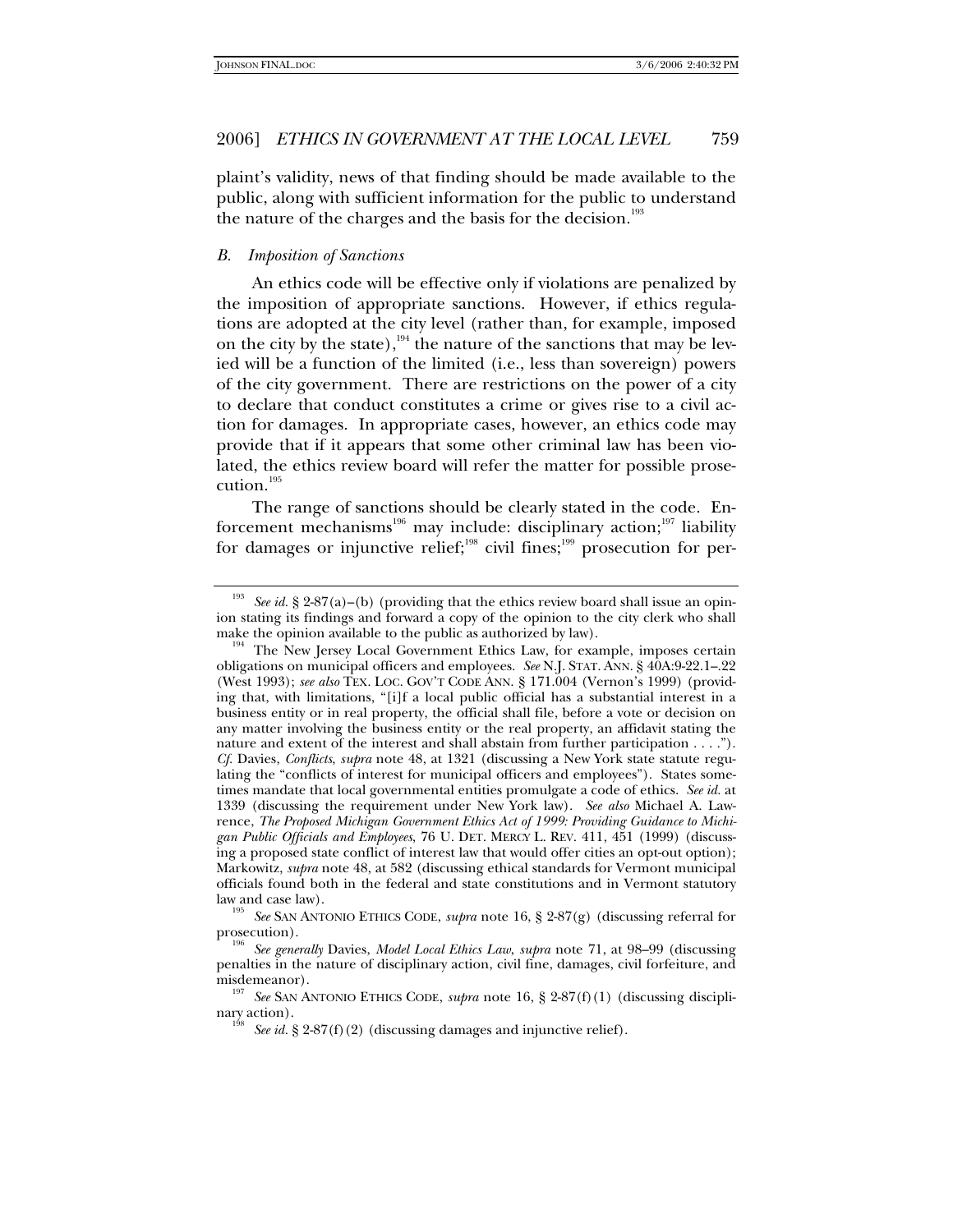plaint's validity, news of that finding should be made available to the public, along with sufficient information for the public to understand the nature of the charges and the basis for the decision.[193]

### *B. Imposition of Sanctions*

An ethics code will be effective only if violations are penalized by the imposition of appropriate sanctions. However, if ethics regulations are adopted at the city level (rather than, for example, imposed on the city by the state),[194] the nature of the sanctions that may be levied will be a function of the limited (i.e., less than sovereign) powers of the city government. There are restrictions on the power of a city to declare that conduct constitutes a crime or gives rise to a civil action for damages. In appropriate cases, however, an ethics code may provide that if it appears that some other criminal law has been violated, the ethics review board will refer the matter for possible prosecution.[195]

The range of sanctions should be clearly stated in the code. Enforcement mechanisms[196] may include: disciplinary action;[197] liability for damages or injunctive relief;[198] civil fines;[199] prosecution for per-

---

[193] *See id.* § 2-87(a)–(b) (providing that the ethics review board shall issue an opinion stating its findings and forward a copy of the opinion to the city clerk who shall make the opinion available to the public as authorized by law).

[194] The New Jersey Local Government Ethics Law, for example, imposes certain obligations on municipal officers and employees. *See* N.J. STAT. ANN. § 40A:9-22.1–.22 (West 1993); *see also* TEX. LOC. GOV'T CODE ANN. § 171.004 (Vernon's 1999) (providing that, with limitations, "[i]f a local public official has a substantial interest in a business entity or in real property, the official shall file, before a vote or decision on any matter involving the business entity or the real property, an affidavit stating the nature and extent of the interest and shall abstain from further participation . . . ."). *Cf.* Davies, *Conflicts*, *supra* note 48, at 1321 (discussing a New York state statute regulating the "conflicts of interest for municipal officers and employees"). States sometimes mandate that local governmental entities promulgate a code of ethics. *See id.* at 1339 (discussing the requirement under New York law). *See also* Michael A. Lawrence, *The Proposed Michigan Government Ethics Act of 1999: Providing Guidance to Michigan Public Officials and Employees*, 76 U. DET. MERCY L. REV. 411, 451 (1999) (discussing a proposed state conflict of interest law that would offer cities an opt-out option); Markowitz, *supra* note 48, at 582 (discussing ethical standards for Vermont municipal officials found both in the federal and state constitutions and in Vermont statutory law and case law).

[195] *See* SAN ANTONIO ETHICS CODE, *supra* note 16, § 2-87(g) (discussing referral for prosecution).

[196] *See generally* Davies, *Model Local Ethics Law*, *supra* note 71, at 98–99 (discussing penalties in the nature of disciplinary action, civil fine, damages, civil forfeiture, and misdemeanor).

[197] *See* SAN ANTONIO ETHICS CODE, *supra* note 16, § 2-87(f)(1) (discussing disciplinary action).

[198] *See id.* § 2-87(f)(2) (discussing damages and injunctive relief).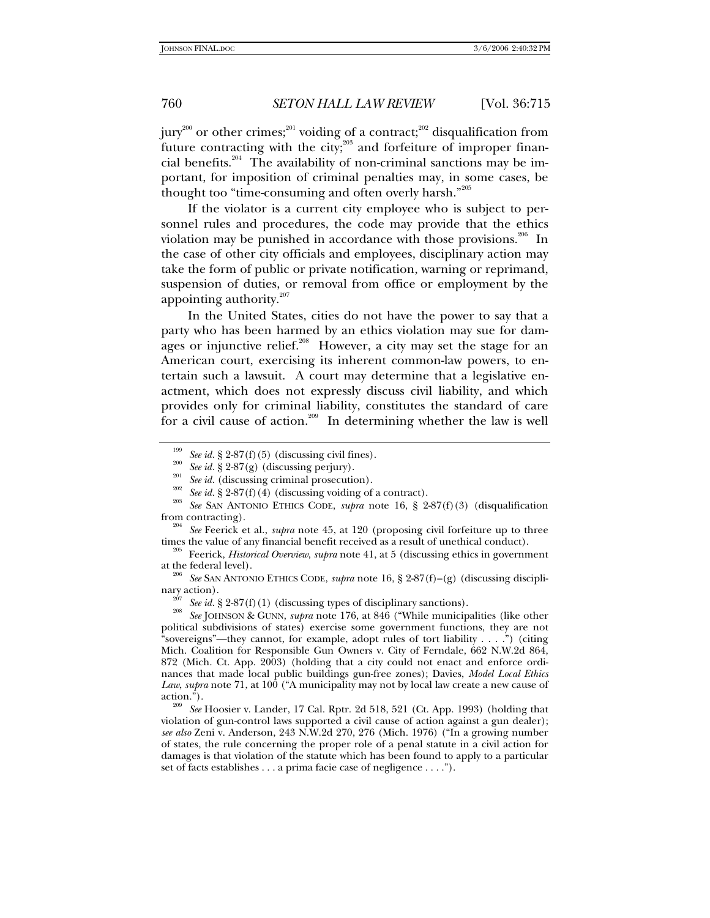jury[200] or other crimes;[201] voiding of a contract;[202] disqualification from future contracting with the city;[203] and forfeiture of improper financial benefits.[204] The availability of non-criminal sanctions may be important, for imposition of criminal penalties may, in some cases, be thought too "time-consuming and often overly harsh."[205]

If the violator is a current city employee who is subject to personnel rules and procedures, the code may provide that the ethics violation may be punished in accordance with those provisions.[206] In the case of other city officials and employees, disciplinary action may take the form of public or private notification, warning or reprimand, suspension of duties, or removal from office or employment by the appointing authority.[207]

In the United States, cities do not have the power to say that a party who has been harmed by an ethics violation may sue for damages or injunctive relief.[208] However, a city may set the stage for an American court, exercising its inherent common-law powers, to entertain such a lawsuit. A court may determine that a legislative enactment, which does not expressly discuss civil liability, and which provides only for criminal liability, constitutes the standard of care for a civil cause of action.[209] In determining whether the law is well

---

[199] *See id.* § 2-87(f)(5) (discussing civil fines).

[200] *See id.* § 2-87(g) (discussing perjury).

[201] *See id.* (discussing criminal prosecution).

[202] *See id.* § 2-87(f)(4) (discussing voiding of a contract).

[203] *See* SAN ANTONIO ETHICS CODE, *supra* note 16, § 2-87(f)(3) (disqualification from contracting).

[204] *See* Feerick et al., *supra* note 45, at 120 (proposing civil forfeiture up to three times the value of any financial benefit received as a result of unethical conduct).

[205] Feerick, *Historical Overview*, *supra* note 41, at 5 (discussing ethics in government at the federal level).

[206] *See* SAN ANTONIO ETHICS CODE, *supra* note 16, § 2-87(f)–(g) (discussing disciplinary action).

[207] *See id.* § 2-87(f)(1) (discussing types of disciplinary sanctions).

[208] *See* JOHNSON & GUNN, *supra* note 176, at 846 ("While municipalities (like other political subdivisions of states) exercise some government functions, they are not "sovereigns"—they cannot, for example, adopt rules of tort liability . . . .") (citing Mich. Coalition for Responsible Gun Owners v. City of Ferndale, 662 N.W.2d 864, 872 (Mich. Ct. App. 2003) (holding that a city could not enact and enforce ordinances that made local public buildings gun-free zones); Davies, *Model Local Ethics Law*, *supra* note 71, at 100 ("A municipality may not by local law create a new cause of action.").

[209] *See* Hoosier v. Lander, 17 Cal. Rptr. 2d 518, 521 (Ct. App. 1993) (holding that violation of gun-control laws supported a civil cause of action against a gun dealer); *see also* Zeni v. Anderson, 243 N.W.2d 270, 276 (Mich. 1976) ("In a growing number of states, the rule concerning the proper role of a penal statute in a civil action for damages is that violation of the statute which has been found to apply to a particular set of facts establishes . . . a prima facie case of negligence . . . .").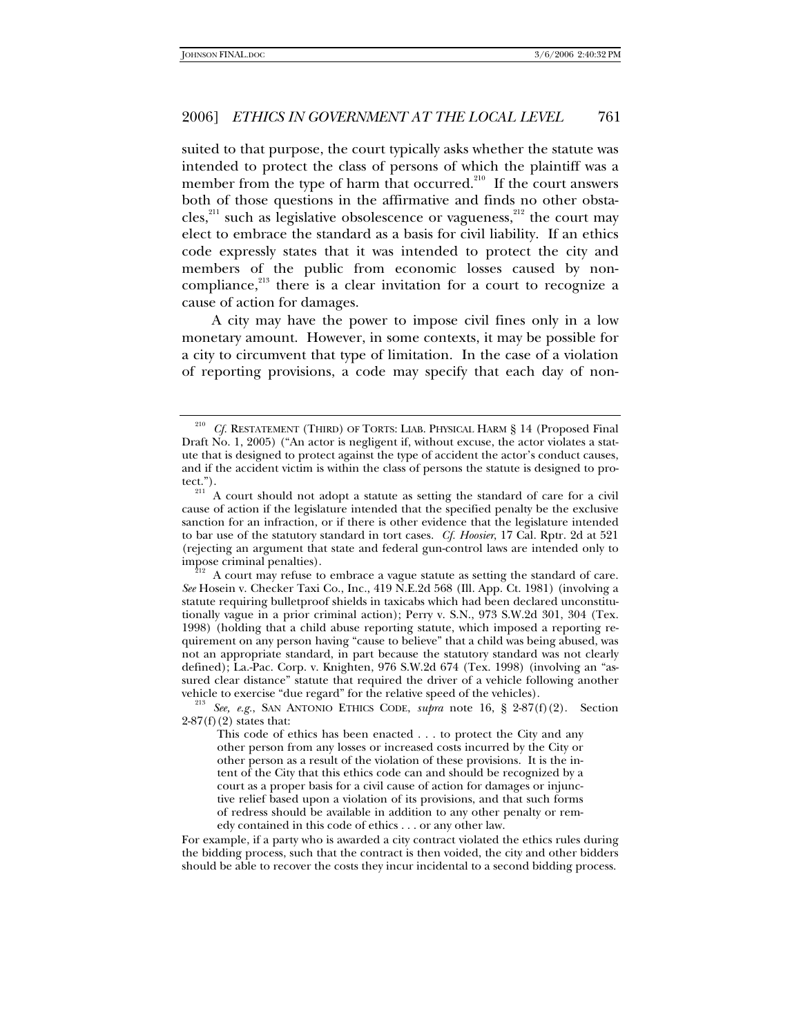suited to that purpose, the court typically asks whether the statute was intended to protect the class of persons of which the plaintiff was a member from the type of harm that occurred.[210] If the court answers both of those questions in the affirmative and finds no other obstacles,[211] such as legislative obsolescence or vagueness,[212] the court may elect to embrace the standard as a basis for civil liability. If an ethics code expressly states that it was intended to protect the city and members of the public from economic losses caused by noncompliance,[213] there is a clear invitation for a court to recognize a cause of action for damages.

A city may have the power to impose civil fines only in a low monetary amount. However, in some contexts, it may be possible for a city to circumvent that type of limitation. In the case of a violation of reporting provisions, a code may specify that each day of non-

---

[210] *Cf.* RESTATEMENT (THIRD) OF TORTS: LIAB. PHYSICAL HARM § 14 (Proposed Final Draft No. 1, 2005) ("An actor is negligent if, without excuse, the actor violates a statute that is designed to protect against the type of accident the actor's conduct causes, and if the accident victim is within the class of persons the statute is designed to protect.").

[211] A court should not adopt a statute as setting the standard of care for a civil cause of action if the legislature intended that the specified penalty be the exclusive sanction for an infraction, or if there is other evidence that the legislature intended to bar use of the statutory standard in tort cases. *Cf. Hoosier*, 17 Cal. Rptr. 2d at 521 (rejecting an argument that state and federal gun-control laws are intended only to impose criminal penalties).

[212] A court may refuse to embrace a vague statute as setting the standard of care. *See* Hosein v. Checker Taxi Co., Inc., 419 N.E.2d 568 (Ill. App. Ct. 1981) (involving a statute requiring bulletproof shields in taxicabs which had been declared unconstitutionally vague in a prior criminal action); Perry v. S.N., 973 S.W.2d 301, 304 (Tex. 1998) (holding that a child abuse reporting statute, which imposed a reporting requirement on any person having "cause to believe" that a child was being abused, was not an appropriate standard, in part because the statutory standard was not clearly defined); La.-Pac. Corp. v. Knighten, 976 S.W.2d 674 (Tex. 1998) (involving an "assured clear distance" statute that required the driver of a vehicle following another vehicle to exercise "due regard" for the relative speed of the vehicles).

[213] *See, e.g.*, SAN ANTONIO ETHICS CODE, *supra* note 16, § 2-87(f)(2). Section 2-87(f)(2) states that:

> This code of ethics has been enacted . . . to protect the City and any other person from any losses or increased costs incurred by the City or other person as a result of the violation of these provisions. It is the intent of the City that this ethics code can and should be recognized by a court as a proper basis for a civil cause of action for damages or injunctive relief based upon a violation of its provisions, and that such forms of redress should be available in addition to any other penalty or remedy contained in this code of ethics . . . or any other law.

For example, if a party who is awarded a city contract violated the ethics rules during the bidding process, such that the contract is then voided, the city and other bidders should be able to recover the costs they incur incidental to a second bidding process.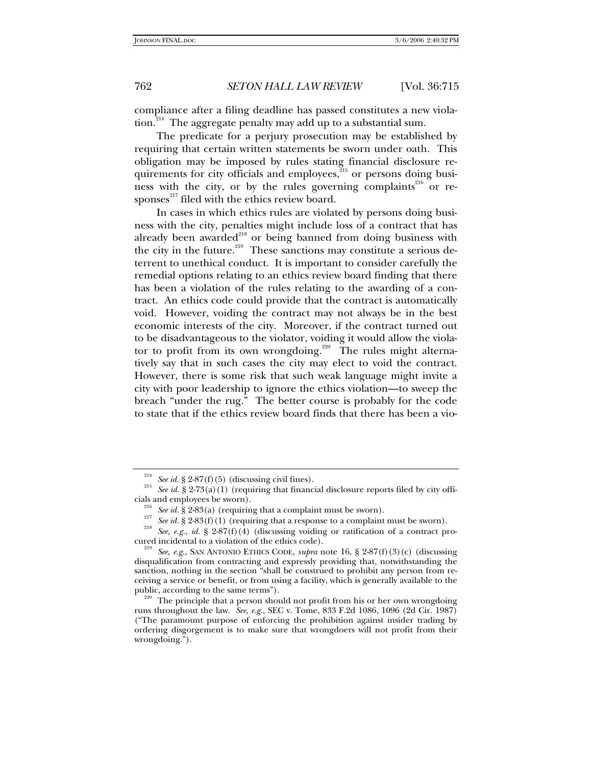compliance after a filing deadline has passed constitutes a new violation.[214] The aggregate penalty may add up to a substantial sum.

The predicate for a perjury prosecution may be established by requiring that certain written statements be sworn under oath. This obligation may be imposed by rules stating financial disclosure requirements for city officials and employees,[215] or persons doing business with the city, or by the rules governing complaints[216] or responses[217] filed with the ethics review board.

In cases in which ethics rules are violated by persons doing business with the city, penalties might include loss of a contract that has already been awarded[218] or being banned from doing business with the city in the future.[219] These sanctions may constitute a serious deterrent to unethical conduct. It is important to consider carefully the remedial options relating to an ethics review board finding that there has been a violation of the rules relating to the awarding of a contract. An ethics code could provide that the contract is automatically void. However, voiding the contract may not always be in the best economic interests of the city. Moreover, if the contract turned out to be disadvantageous to the violator, voiding it would allow the violator to profit from its own wrongdoing.[220] The rules might alternatively say that in such cases the city may elect to void the contract. However, there is some risk that such weak language might invite a city with poor leadership to ignore the ethics violation—to sweep the breach "under the rug." The better course is probably for the code to state that if the ethics review board finds that there has been a vio-

---

[214] *See id.* § 2-87(f)(5) (discussing civil fines).

[215] *See id.* § 2-73(a)(1) (requiring that financial disclosure reports filed by city officials and employees be sworn).

[216] *See id.* § 2-83(a) (requiring that a complaint must be sworn).

[217] *See id.* § 2-83(f)(1) (requiring that a response to a complaint must be sworn).

[218] *See, e.g.*, *id.* § 2-87(f)(4) (discussing voiding or ratification of a contract procured incidental to a violation of the ethics code).

[219] *See, e.g.*, SAN ANTONIO ETHICS CODE, *supra* note 16, § 2-87(f)(3)(c) (discussing disqualification from contracting and expressly providing that, notwithstanding the sanction, nothing in the section "shall be construed to prohibit any person from receiving a service or benefit, or from using a facility, which is generally available to the public, according to the same terms").

[220] The principle that a person should not profit from his or her own wrongdoing runs throughout the law. *See, e.g.*, SEC v. Tome, 833 F.2d 1086, 1096 (2d Cir. 1987) ("The paramount purpose of enforcing the prohibition against insider trading by ordering disgorgement is to make sure that wrongdoers will not profit from their wrongdoing.").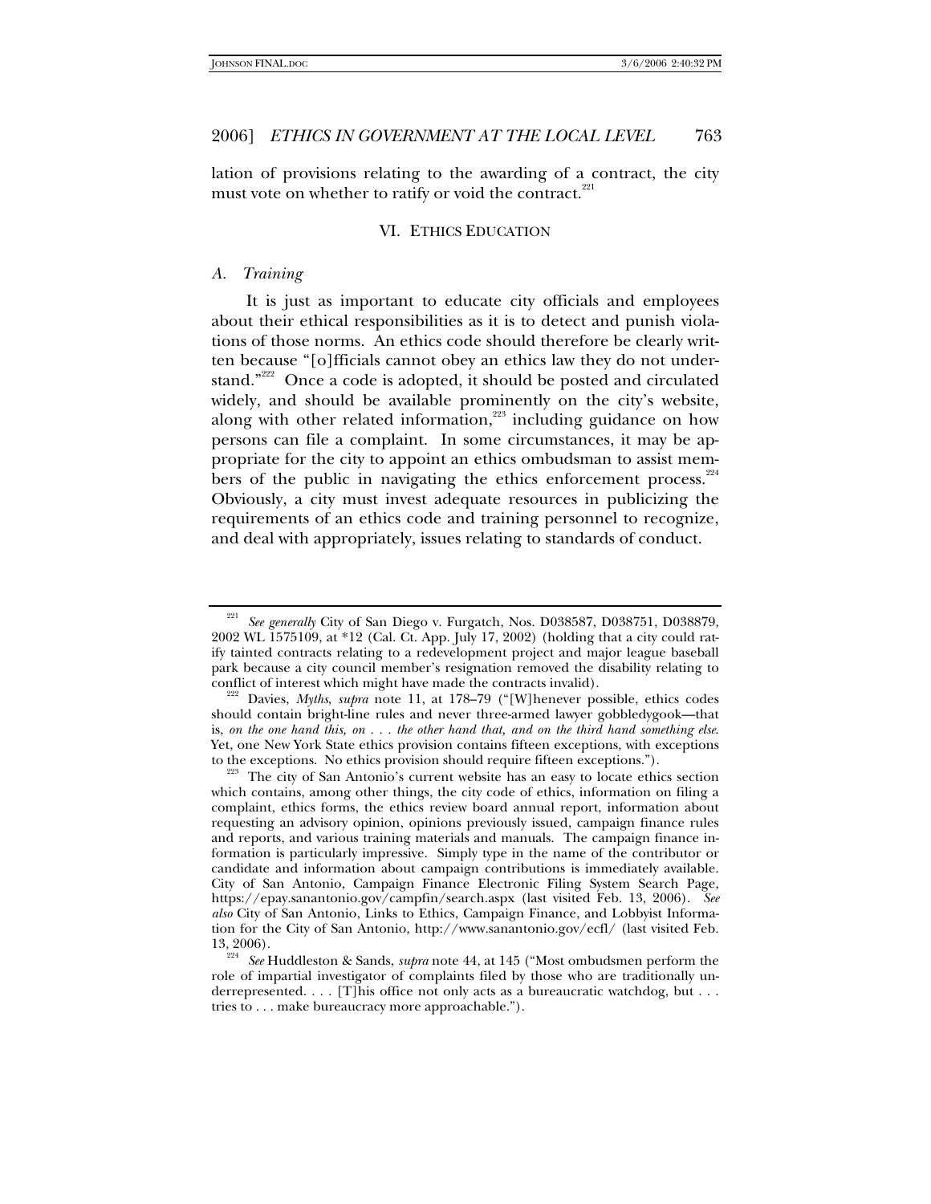lation of provisions relating to the awarding of a contract, the city must vote on whether to ratify or void the contract.[221]

## VI. ETHICS EDUCATION

### *A. Training*

It is just as important to educate city officials and employees about their ethical responsibilities as it is to detect and punish violations of those norms. An ethics code should therefore be clearly written because "[o]fficials cannot obey an ethics law they do not understand."[222] Once a code is adopted, it should be posted and circulated widely, and should be available prominently on the city's website, along with other related information,[223] including guidance on how persons can file a complaint. In some circumstances, it may be appropriate for the city to appoint an ethics ombudsman to assist members of the public in navigating the ethics enforcement process.[224] Obviously, a city must invest adequate resources in publicizing the requirements of an ethics code and training personnel to recognize, and deal with appropriately, issues relating to standards of conduct.

---

[221] *See generally* City of San Diego v. Furgatch, Nos. D038587, D038751, D038879, 2002 WL 1575109, at *12 (Cal. Ct. App. July 17, 2002) (holding that a city could ratify tainted contracts relating to a redevelopment project and major league baseball park because a city council member's resignation removed the disability relating to conflict of interest which might have made the contracts invalid).

[222] Davies, *Myths*, *supra* note 11, at 178–79 ("[W]henever possible, ethics codes should contain bright-line rules and never three-armed lawyer gobbledygook—that is, *on the one hand this, on . . . the other hand that, and on the third hand something else*. Yet, one New York State ethics provision contains fifteen exceptions, with exceptions to the exceptions. No ethics provision should require fifteen exceptions.").

[223] The city of San Antonio's current website has an easy to locate ethics section which contains, among other things, the city code of ethics, information on filing a complaint, ethics forms, the ethics review board annual report, information about requesting an advisory opinion, opinions previously issued, campaign finance rules and reports, and various training materials and manuals. The campaign finance information is particularly impressive. Simply type in the name of the contributor or candidate and information about campaign contributions is immediately available. City of San Antonio, Campaign Finance Electronic Filing System Search Page, https://epay.sanantonio.gov/campfin/search.aspx (last visited Feb. 13, 2006). *See also* City of San Antonio, Links to Ethics, Campaign Finance, and Lobbyist Information for the City of San Antonio, http://www.sanantonio.gov/ecfl/ (last visited Feb. 13, 2006).

[224] *See* Huddleston & Sands, *supra* note 44, at 145 ("Most ombudsmen perform the role of impartial investigator of complaints filed by those who are traditionally underrepresented. . . . [T]his office not only acts as a bureaucratic watchdog, but . . . tries to . . . make bureaucracy more approachable.").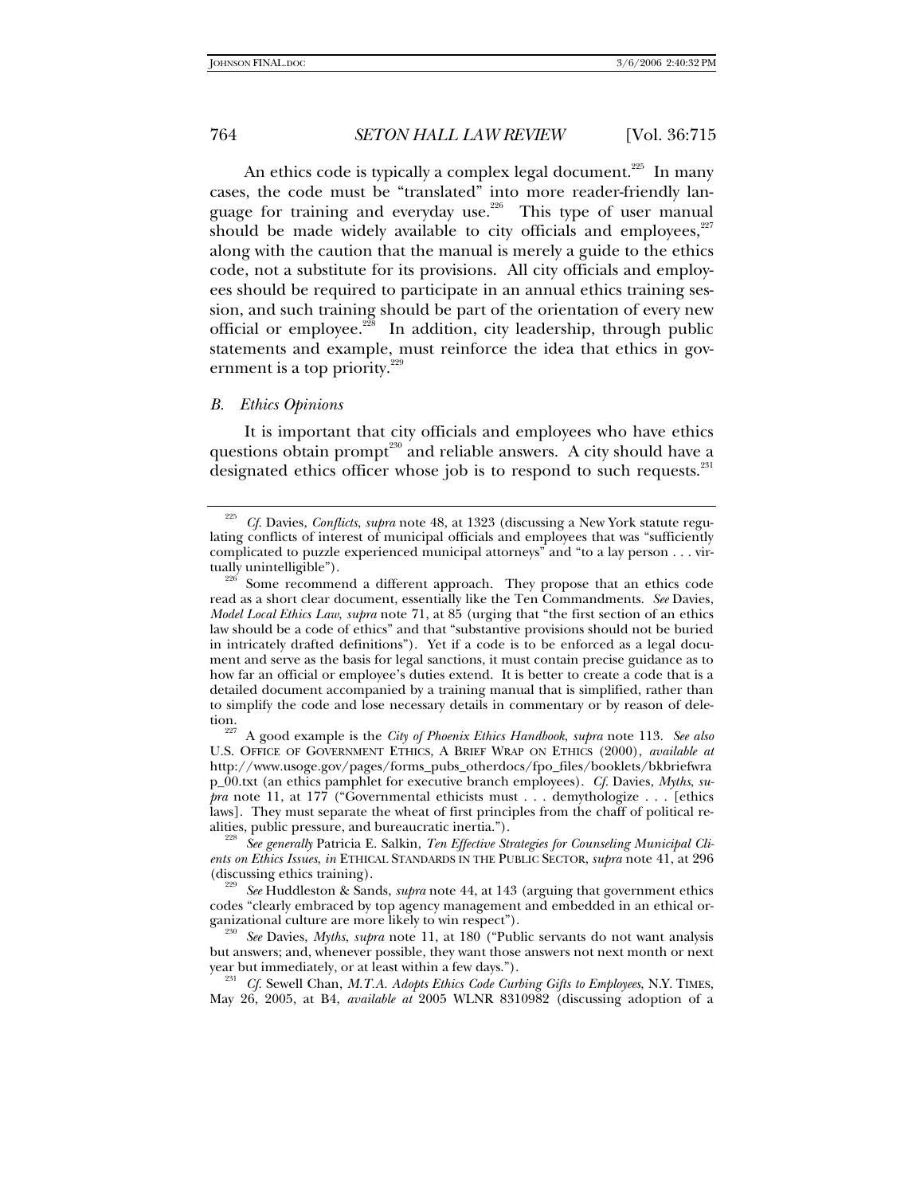An ethics code is typically a complex legal document.[225] In many cases, the code must be "translated" into more reader-friendly language for training and everyday use.[226] This type of user manual should be made widely available to city officials and employees,[227] along with the caution that the manual is merely a guide to the ethics code, not a substitute for its provisions. All city officials and employees should be required to participate in an annual ethics training session, and such training should be part of the orientation of every new official or employee.[228] In addition, city leadership, through public statements and example, must reinforce the idea that ethics in government is a top priority.[229]

### *B. Ethics Opinions*

It is important that city officials and employees who have ethics questions obtain prompt[230] and reliable answers. A city should have a designated ethics officer whose job is to respond to such requests.[231]

---

[225] *Cf.* Davies, *Conflicts*, *supra* note 48, at 1323 (discussing a New York statute regulating conflicts of interest of municipal officials and employees that was "sufficiently complicated to puzzle experienced municipal attorneys" and "to a lay person . . . virtually unintelligible").

[226] Some recommend a different approach. They propose that an ethics code read as a short clear document, essentially like the Ten Commandments. *See* Davies, *Model Local Ethics Law*, *supra* note 71, at 85 (urging that "the first section of an ethics law should be a code of ethics" and that "substantive provisions should not be buried in intricately drafted definitions"). Yet if a code is to be enforced as a legal document and serve as the basis for legal sanctions, it must contain precise guidance as to how far an official or employee's duties extend. It is better to create a code that is a detailed document accompanied by a training manual that is simplified, rather than to simplify the code and lose necessary details in commentary or by reason of deletion.

[227] A good example is the *City of Phoenix Ethics Handbook*, *supra* note 113. *See also* U.S. OFFICE OF GOVERNMENT ETHICS, A BRIEF WRAP ON ETHICS (2000), *available at* http://www.usoge.gov/pages/forms_pubs_otherdocs/fpo_files/booklets/bkbriefwrap_00.txt (an ethics pamphlet for executive branch employees). *Cf.* Davies, *Myths*, *supra* note 11, at 177 ("Governmental ethicists must . . . demythologize . . . [ethics laws]. They must separate the wheat of first principles from the chaff of political realities, public pressure, and bureaucratic inertia.").

[228] *See generally* Patricia E. Salkin, *Ten Effective Strategies for Counseling Municipal Clients on Ethics Issues*, *in* ETHICAL STANDARDS IN THE PUBLIC SECTOR, *supra* note 41, at 296 (discussing ethics training).

[229] *See* Huddleston & Sands, *supra* note 44, at 143 (arguing that government ethics codes "clearly embraced by top agency management and embedded in an ethical organizational culture are more likely to win respect").

[230] *See* Davies, *Myths*, *supra* note 11, at 180 ("Public servants do not want analysis but answers; and, whenever possible, they want those answers not next month or next year but immediately, or at least within a few days.").

[231] *Cf.* Sewell Chan, *M.T.A. Adopts Ethics Code Curbing Gifts to Employees*, N.Y. TIMES, May 26, 2005, at B4, *available at* 2005 WLNR 8310982 (discussing adoption of a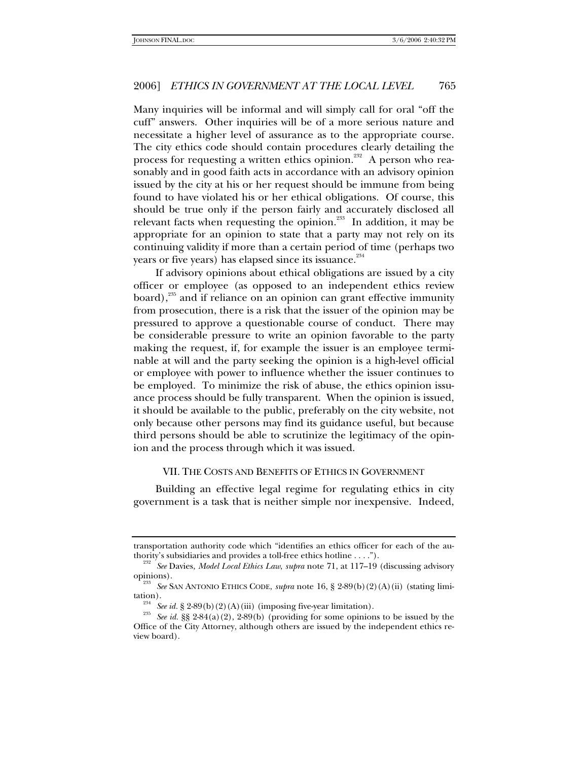Many inquiries will be informal and will simply call for oral "off the cuff" answers. Other inquiries will be of a more serious nature and necessitate a higher level of assurance as to the appropriate course. The city ethics code should contain procedures clearly detailing the process for requesting a written ethics opinion.[232] A person who reasonably and in good faith acts in accordance with an advisory opinion issued by the city at his or her request should be immune from being found to have violated his or her ethical obligations. Of course, this should be true only if the person fairly and accurately disclosed all relevant facts when requesting the opinion.[233] In addition, it may be appropriate for an opinion to state that a party may not rely on its continuing validity if more than a certain period of time (perhaps two years or five years) has elapsed since its issuance.[234]

If advisory opinions about ethical obligations are issued by a city officer or employee (as opposed to an independent ethics review board),[235] and if reliance on an opinion can grant effective immunity from prosecution, there is a risk that the issuer of the opinion may be pressured to approve a questionable course of conduct. There may be considerable pressure to write an opinion favorable to the party making the request, if, for example the issuer is an employee terminable at will and the party seeking the opinion is a high-level official or employee with power to influence whether the issuer continues to be employed. To minimize the risk of abuse, the ethics opinion issuance process should be fully transparent. When the opinion is issued, it should be available to the public, preferably on the city website, not only because other persons may find its guidance useful, but because third persons should be able to scrutinize the legitimacy of the opinion and the process through which it was issued.

## VII. THE COSTS AND BENEFITS OF ETHICS IN GOVERNMENT

Building an effective legal regime for regulating ethics in city government is a task that is neither simple nor inexpensive. Indeed,

---

transportation authority code which "identifies an ethics officer for each of the authority's subsidiaries and provides a toll-free ethics hotline . . . .").

[232] *See* Davies, *Model Local Ethics Law*, *supra* note 71, at 117–19 (discussing advisory opinions).

[233] *See* SAN ANTONIO ETHICS CODE, *supra* note 16, § 2-89(b)(2)(A)(ii) (stating limitation).

[234] *See id.* § 2-89(b)(2)(A)(iii) (imposing five-year limitation).

[235] *See id.* §§ 2-84(a)(2), 2-89(b) (providing for some opinions to be issued by the Office of the City Attorney, although others are issued by the independent ethics review board).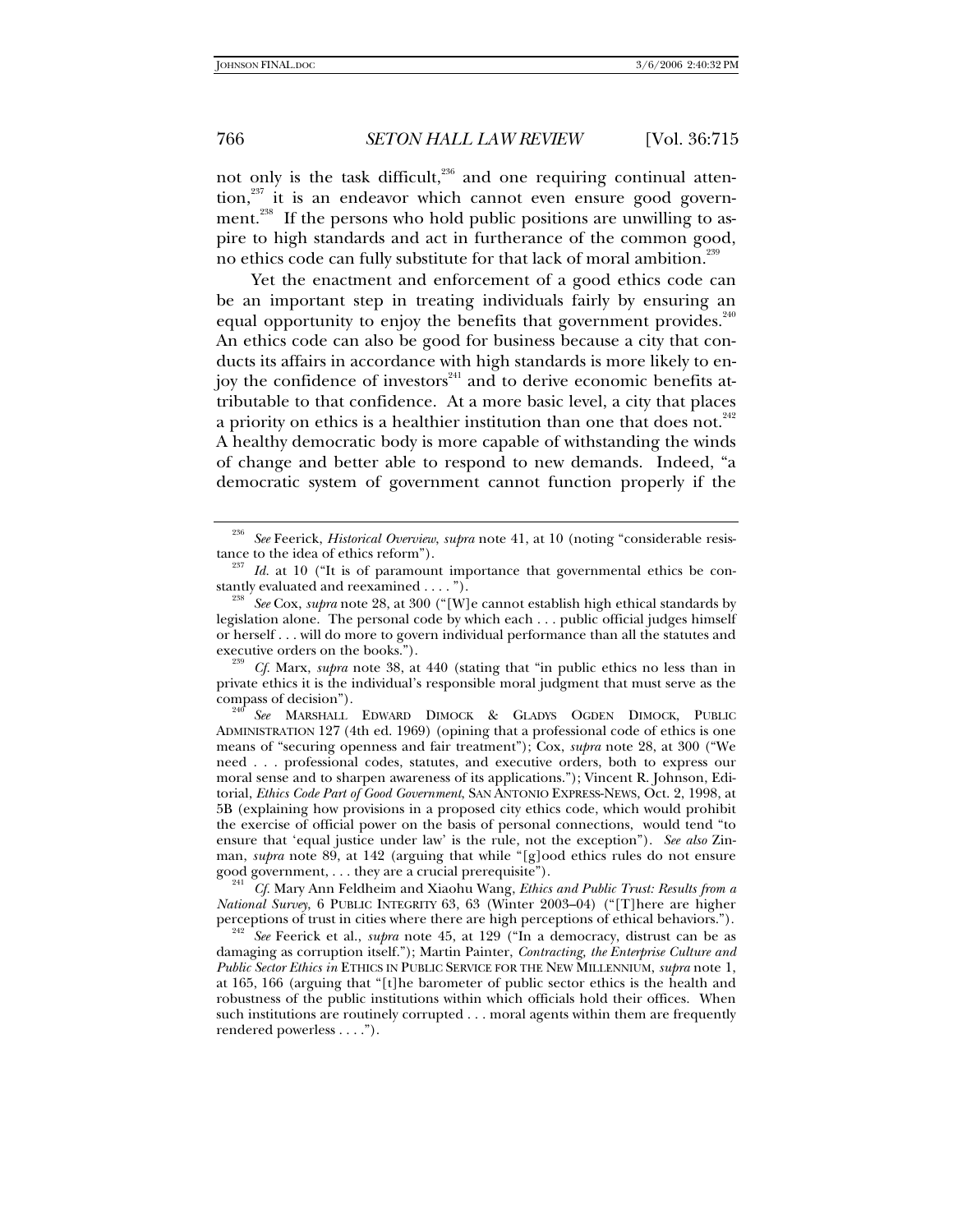not only is the task difficult,[236] and one requiring continual attention,[237] it is an endeavor which cannot even ensure good government.[238] If the persons who hold public positions are unwilling to aspire to high standards and act in furtherance of the common good, no ethics code can fully substitute for that lack of moral ambition.[239]

Yet the enactment and enforcement of a good ethics code can be an important step in treating individuals fairly by ensuring an equal opportunity to enjoy the benefits that government provides.[240] An ethics code can also be good for business because a city that conducts its affairs in accordance with high standards is more likely to enjoy the confidence of investors[241] and to derive economic benefits attributable to that confidence. At a more basic level, a city that places a priority on ethics is a healthier institution than one that does not.[242] A healthy democratic body is more capable of withstanding the winds of change and better able to respond to new demands. Indeed, "a democratic system of government cannot function properly if the

---

[236] *See* Feerick, *Historical Overview, supra* note 41, at 10 (noting "considerable resistance to the idea of ethics reform").

[237] *Id.* at 10 ("It is of paramount importance that governmental ethics be constantly evaluated and reexamined . . . .").

[238] *See* Cox, *supra* note 28, at 300 ("[W]e cannot establish high ethical standards by legislation alone. The personal code by which each . . . public official judges himself or herself . . . will do more to govern individual performance than all the statutes and executive orders on the books.").

[239] *Cf.* Marx, *supra* note 38, at 440 (stating that "in public ethics no less than in private ethics it is the individual's responsible moral judgment that must serve as the compass of decision").

[240] *See* MARSHALL EDWARD DIMOCK & GLADYS OGDEN DIMOCK, PUBLIC ADMINISTRATION 127 (4th ed. 1969) (opining that a professional code of ethics is one means of "securing openness and fair treatment"); Cox, *supra* note 28, at 300 ("We need . . . professional codes, statutes, and executive orders, both to express our moral sense and to sharpen awareness of its applications."); Vincent R. Johnson, Editorial, *Ethics Code Part of Good Government,* SAN ANTONIO EXPRESS-NEWS, Oct. 2, 1998, at 5B (explaining how provisions in a proposed city ethics code, which would prohibit the exercise of official power on the basis of personal connections, would tend "to ensure that 'equal justice under law' is the rule, not the exception"). *See also* Zinman, *supra* note 89, at 142 (arguing that while "[g]ood ethics rules do not ensure good government, . . . they are a crucial prerequisite").

[241] *Cf.* Mary Ann Feldheim and Xiaohu Wang, *Ethics and Public Trust: Results from a National Survey,* 6 PUBLIC INTEGRITY 63, 63 (Winter 2003–04) ("[T]here are higher perceptions of trust in cities where there are high perceptions of ethical behaviors.").

[242] *See* Feerick et al., *supra* note 45, at 129 ("In a democracy, distrust can be as damaging as corruption itself."); Martin Painter, *Contracting, the Enterprise Culture and Public Sector Ethics in* ETHICS IN PUBLIC SERVICE FOR THE NEW MILLENNIUM, *supra* note 1, at 165, 166 (arguing that "[t]he barometer of public sector ethics is the health and robustness of the public institutions within which officials hold their offices. When such institutions are routinely corrupted . . . moral agents within them are frequently rendered powerless . . . .").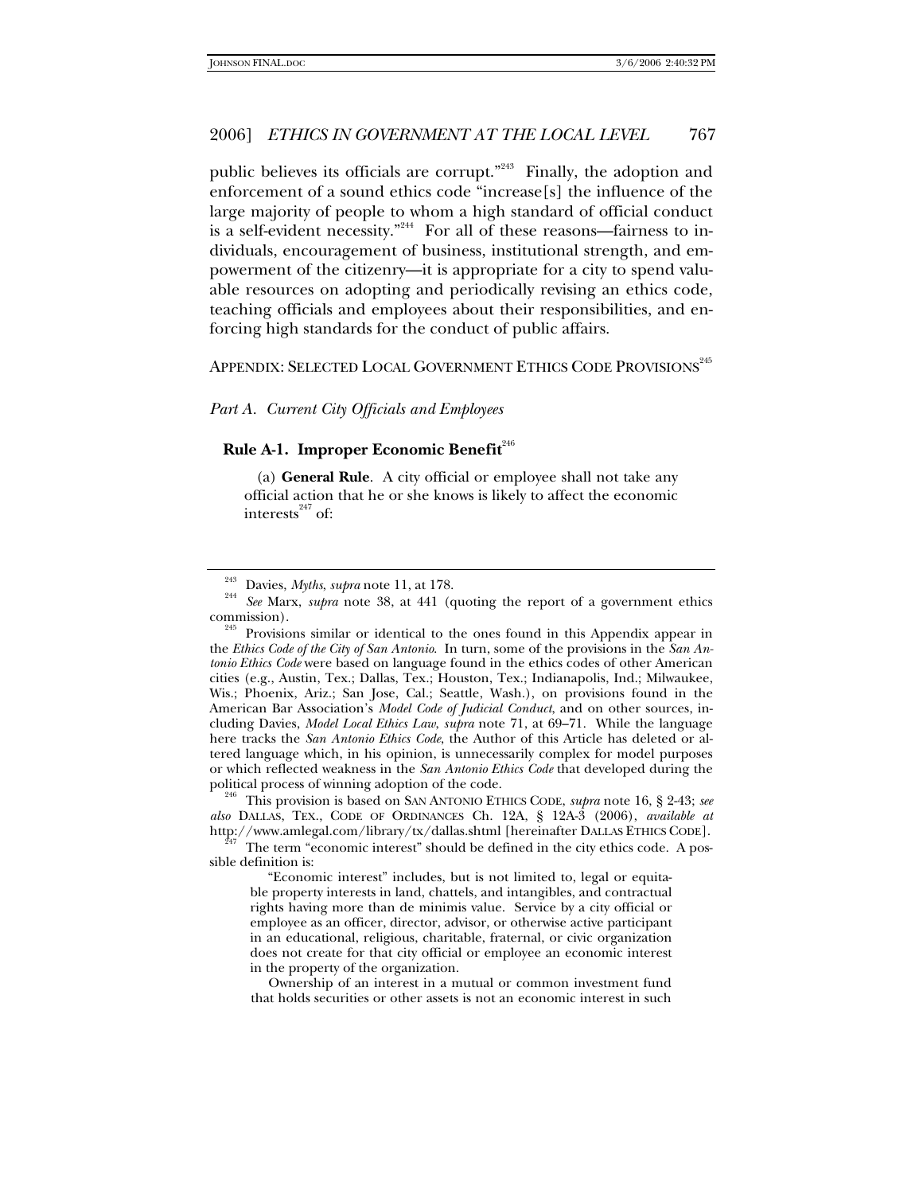public believes its officials are corrupt."[243] Finally, the adoption and enforcement of a sound ethics code "increase[s] the influence of the large majority of people to whom a high standard of official conduct is a self-evident necessity."[244] For all of these reasons—fairness to individuals, encouragement of business, institutional strength, and empowerment of the citizenry—it is appropriate for a city to spend valuable resources on adopting and periodically revising an ethics code, teaching officials and employees about their responsibilities, and enforcing high standards for the conduct of public affairs.

## APPENDIX: SELECTED LOCAL GOVERNMENT ETHICS CODE PROVISIONS[245]

### *Part A. Current City Officials and Employees*

#### **Rule A-1. Improper Economic Benefit**[246]

(a) **General Rule**. A city official or employee shall not take any official action that he or she knows is likely to affect the economic interests[247] of:

---

[243] Davies, *Myths*, *supra* note 11, at 178.

[244] *See* Marx, *supra* note 38, at 441 (quoting the report of a government ethics commission).

[245] Provisions similar or identical to the ones found in this Appendix appear in the *Ethics Code of the City of San Antonio*. In turn, some of the provisions in the *San Antonio Ethics Code* were based on language found in the ethics codes of other American cities (e.g., Austin, Tex.; Dallas, Tex.; Houston, Tex.; Indianapolis, Ind.; Milwaukee, Wis.; Phoenix, Ariz.; San Jose, Cal.; Seattle, Wash.), on provisions found in the American Bar Association's *Model Code of Judicial Conduct*, and on other sources, including Davies, *Model Local Ethics Law*, *supra* note 71, at 69–71. While the language here tracks the *San Antonio Ethics Code*, the Author of this Article has deleted or altered language which, in his opinion, is unnecessarily complex for model purposes or which reflected weakness in the *San Antonio Ethics Code* that developed during the political process of winning adoption of the code.

[246] This provision is based on SAN ANTONIO ETHICS CODE, *supra* note 16, § 2-43; *see also* DALLAS, TEX., CODE OF ORDINANCES Ch. 12A, § 12A-3 (2006), *available at* http://www.amlegal.com/library/tx/dallas.shtml [hereinafter DALLAS ETHICS CODE].

[247] The term "economic interest" should be defined in the city ethics code. A possible definition is:

> "Economic interest" includes, but is not limited to, legal or equitable property interests in land, chattels, and intangibles, and contractual rights having more than de minimis value. Service by a city official or employee as an officer, director, advisor, or otherwise active participant in an educational, religious, charitable, fraternal, or civic organization does not create for that city official or employee an economic interest in the property of the organization.
>
> Ownership of an interest in a mutual or common investment fund that holds securities or other assets is not an economic interest in such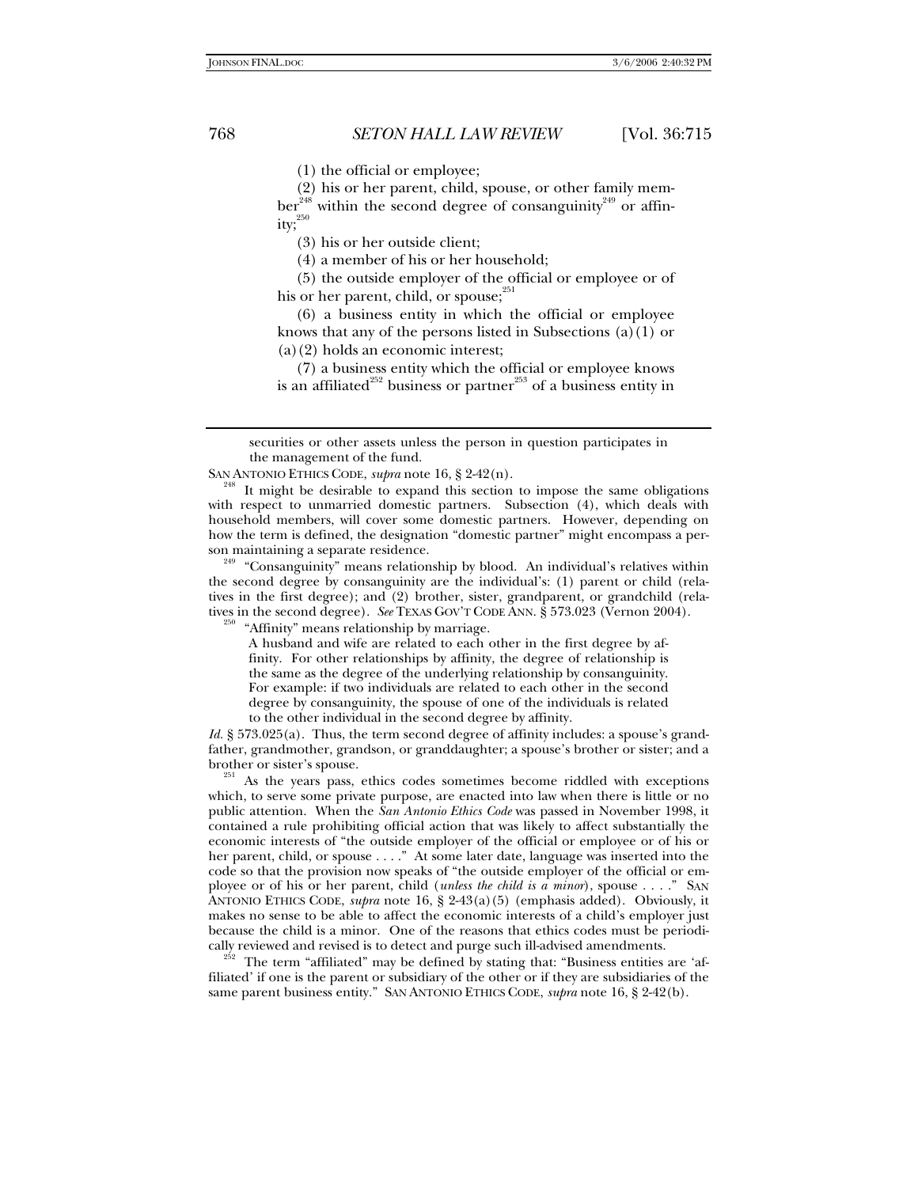(1) the official or employee;

(2) his or her parent, child, spouse, or other family member[248] within the second degree of consanguinity[249] or affinity;[250]

(3) his or her outside client;

(4) a member of his or her household;

(5) the outside employer of the official or employee or of his or her parent, child, or spouse;[251]

(6) a business entity in which the official or employee knows that any of the persons listed in Subsections (a)(1) or (a)(2) holds an economic interest;

(7) a business entity which the official or employee knows is an affiliated[252] business or partner[253] of a business entity in

---

securities or other assets unless the person in question participates in the management of the fund.

SAN ANTONIO ETHICS CODE, *supra* note 16, § 2-42(n).

[248] It might be desirable to expand this section to impose the same obligations with respect to unmarried domestic partners. Subsection (4), which deals with household members, will cover some domestic partners. However, depending on how the term is defined, the designation "domestic partner" might encompass a person maintaining a separate residence.

[249] "Consanguinity" means relationship by blood. An individual's relatives within the second degree by consanguinity are the individual's: (1) parent or child (relatives in the first degree); and (2) brother, sister, grandparent, or grandchild (relatives in the second degree). *See* TEXAS GOV'T CODE ANN. § 573.023 (Vernon 2004).

[250] "Affinity" means relationship by marriage.

> A husband and wife are related to each other in the first degree by affinity. For other relationships by affinity, the degree of relationship is the same as the degree of the underlying relationship by consanguinity. For example: if two individuals are related to each other in the second degree by consanguinity, the spouse of one of the individuals is related to the other individual in the second degree by affinity.

*Id.* § 573.025(a). Thus, the term second degree of affinity includes: a spouse's grandfather, grandmother, grandson, or granddaughter; a spouse's brother or sister; and a brother or sister's spouse.

[251] As the years pass, ethics codes sometimes become riddled with exceptions which, to serve some private purpose, are enacted into law when there is little or no public attention. When the *San Antonio Ethics Code* was passed in November 1998, it contained a rule prohibiting official action that was likely to affect substantially the economic interests of "the outside employer of the official or employee or of his or her parent, child, or spouse . . . ." At some later date, language was inserted into the code so that the provision now speaks of "the outside employer of the official or employee or of his or her parent, child (*unless the child is a minor*), spouse . . . ." SAN ANTONIO ETHICS CODE, *supra* note 16, § 2-43(a)(5) (emphasis added). Obviously, it makes no sense to be able to affect the economic interests of a child's employer just because the child is a minor. One of the reasons that ethics codes must be periodically reviewed and revised is to detect and purge such ill-advised amendments.

[252] The term "affiliated" may be defined by stating that: "Business entities are 'affiliated' if one is the parent or subsidiary of the other or if they are subsidiaries of the same parent business entity." SAN ANTONIO ETHICS CODE, *supra* note 16, § 2-42(b).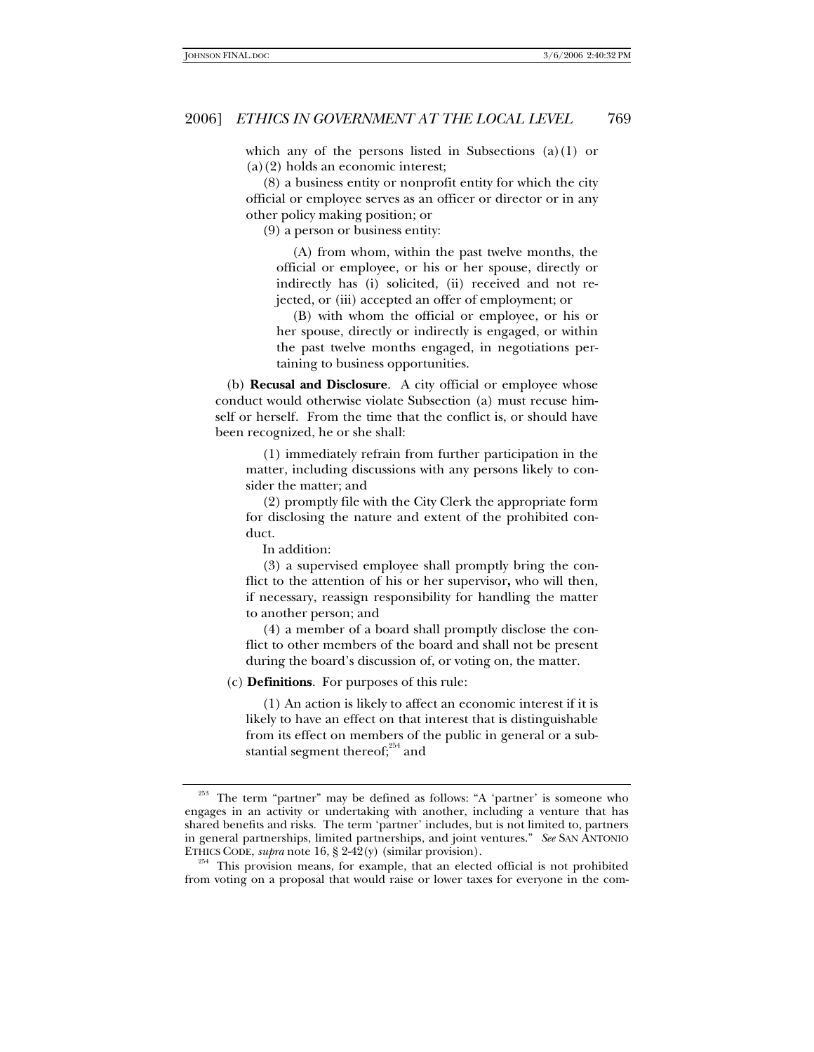which any of the persons listed in Subsections (a)(1) or (a)(2) holds an economic interest;

(8) a business entity or nonprofit entity for which the city official or employee serves as an officer or director or in any other policy making position; or

(9) a person or business entity:

(A) from whom, within the past twelve months, the official or employee, or his or her spouse, directly or indirectly has (i) solicited, (ii) received and not rejected, or (iii) accepted an offer of employment; or

(B) with whom the official or employee, or his or her spouse, directly or indirectly is engaged, or within the past twelve months engaged, in negotiations pertaining to business opportunities.

(b) **Recusal and Disclosure**. A city official or employee whose conduct would otherwise violate Subsection (a) must recuse himself or herself. From the time that the conflict is, or should have been recognized, he or she shall:

(1) immediately refrain from further participation in the matter, including discussions with any persons likely to consider the matter; and

(2) promptly file with the City Clerk the appropriate form for disclosing the nature and extent of the prohibited conduct.

In addition:

(3) a supervised employee shall promptly bring the conflict to the attention of his or her supervisor**,** who will then, if necessary, reassign responsibility for handling the matter to another person; and

(4) a member of a board shall promptly disclose the conflict to other members of the board and shall not be present during the board's discussion of, or voting on, the matter.

(c) **Definitions**. For purposes of this rule:

(1) An action is likely to affect an economic interest if it is likely to have an effect on that interest that is distinguishable from its effect on members of the public in general or a substantial segment thereof;[254] and

---

[253] The term "partner" may be defined as follows: "A 'partner' is someone who engages in an activity or undertaking with another, including a venture that has shared benefits and risks. The term 'partner' includes, but is not limited to, partners in general partnerships, limited partnerships, and joint ventures." *See* SAN ANTONIO ETHICS CODE, *supra* note 16, § 2-42(y) (similar provision).

[254] This provision means, for example, that an elected official is not prohibited from voting on a proposal that would raise or lower taxes for everyone in the com-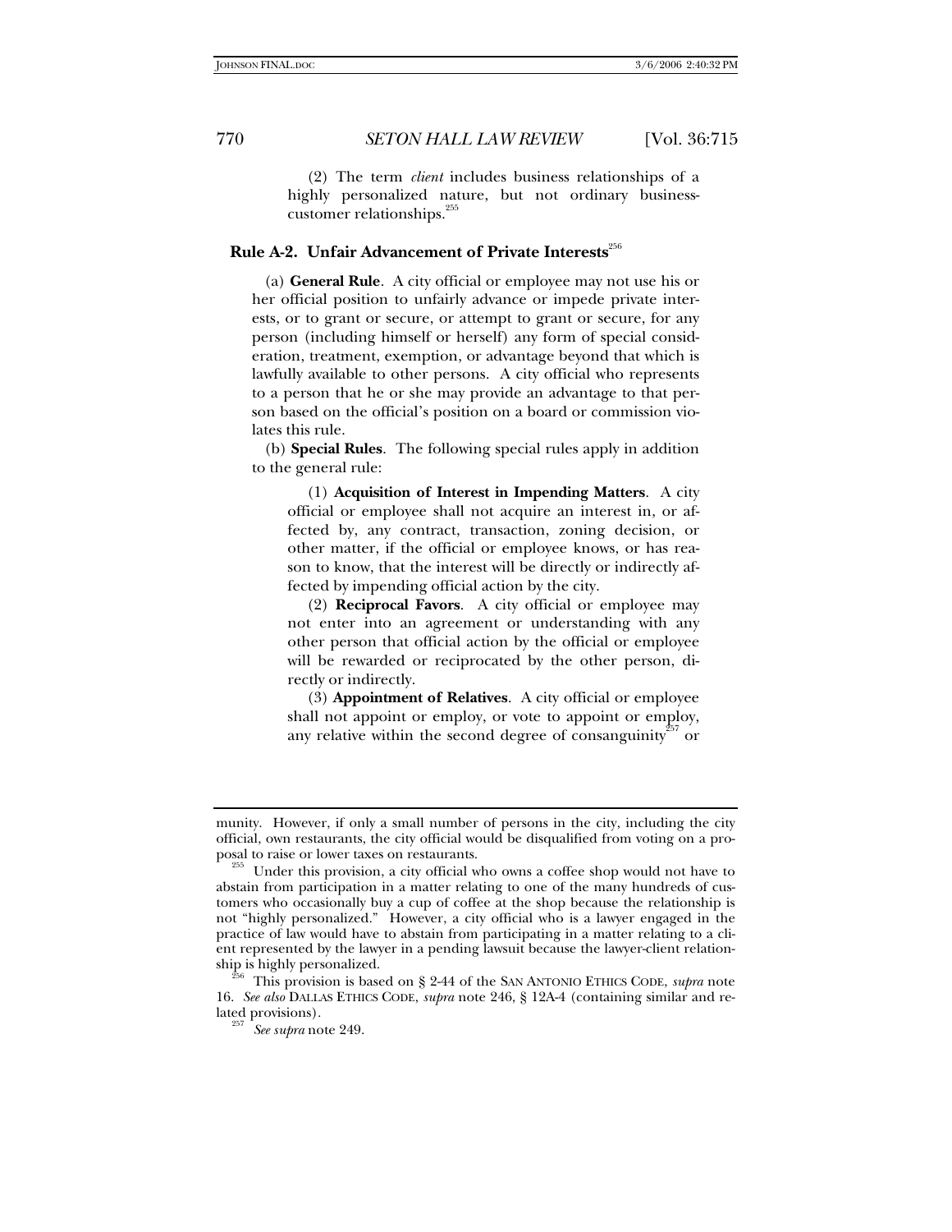(2) The term *client* includes business relationships of a highly personalized nature, but not ordinary business-customer relationships.[255]

**Rule A-2. Unfair Advancement of Private Interests**[256]

(a) **General Rule**. A city official or employee may not use his or her official position to unfairly advance or impede private interests, or to grant or secure, or attempt to grant or secure, for any person (including himself or herself) any form of special consideration, treatment, exemption, or advantage beyond that which is lawfully available to other persons. A city official who represents to a person that he or she may provide an advantage to that person based on the official's position on a board or commission violates this rule.

(b) **Special Rules**. The following special rules apply in addition to the general rule:

(1) **Acquisition of Interest in Impending Matters**. A city official or employee shall not acquire an interest in, or affected by, any contract, transaction, zoning decision, or other matter, if the official or employee knows, or has reason to know, that the interest will be directly or indirectly affected by impending official action by the city.

(2) **Reciprocal Favors**. A city official or employee may not enter into an agreement or understanding with any other person that official action by the official or employee will be rewarded or reciprocated by the other person, directly or indirectly.

(3) **Appointment of Relatives**. A city official or employee shall not appoint or employ, or vote to appoint or employ, any relative within the second degree of consanguinity[257] or

---

munity. However, if only a small number of persons in the city, including the city official, own restaurants, the city official would be disqualified from voting on a proposal to raise or lower taxes on restaurants.

[255] Under this provision, a city official who owns a coffee shop would not have to abstain from participation in a matter relating to one of the many hundreds of customers who occasionally buy a cup of coffee at the shop because the relationship is not "highly personalized." However, a city official who is a lawyer engaged in the practice of law would have to abstain from participating in a matter relating to a client represented by the lawyer in a pending lawsuit because the lawyer-client relationship is highly personalized.

[256] This provision is based on § 2-44 of the SAN ANTONIO ETHICS CODE, *supra* note 16. *See also* DALLAS ETHICS CODE, *supra* note 246, § 12A-4 (containing similar and related provisions).

[257] *See supra* note 249.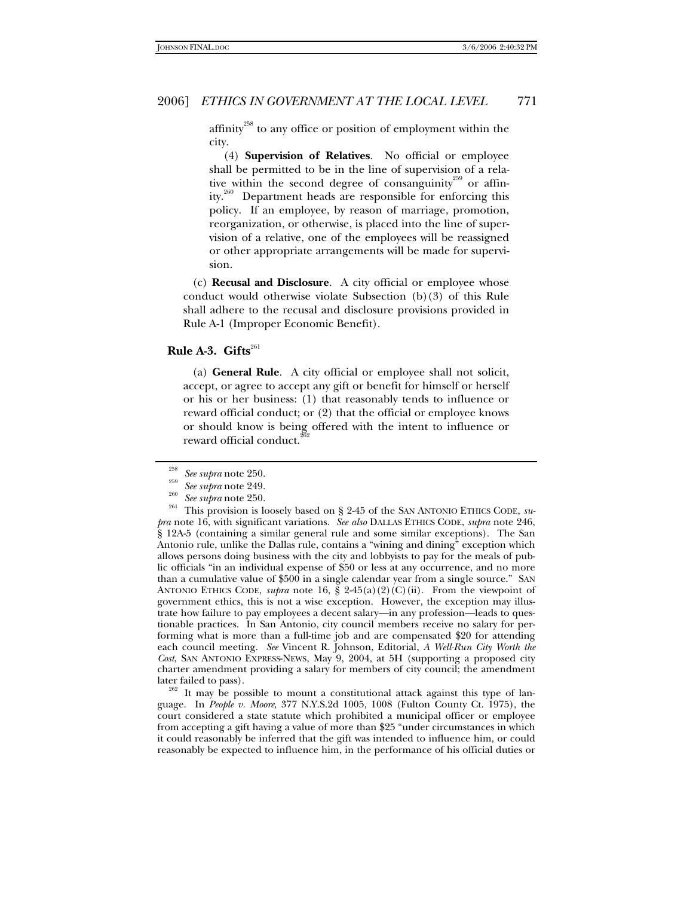affinity[258] to any office or position of employment within the city.

(4) **Supervision of Relatives**. No official or employee shall be permitted to be in the line of supervision of a relative within the second degree of consanguinity[259] or affinity.[260] Department heads are responsible for enforcing this policy. If an employee, by reason of marriage, promotion, reorganization, or otherwise, is placed into the line of supervision of a relative, one of the employees will be reassigned or other appropriate arrangements will be made for supervision.

(c) **Recusal and Disclosure**. A city official or employee whose conduct would otherwise violate Subsection (b)(3) of this Rule shall adhere to the recusal and disclosure provisions provided in Rule A-1 (Improper Economic Benefit).

### Rule A-3. Gifts[261]

(a) **General Rule**. A city official or employee shall not solicit, accept, or agree to accept any gift or benefit for himself or herself or his or her business: (1) that reasonably tends to influence or reward official conduct; or (2) that the official or employee knows or should know is being offered with the intent to influence or reward official conduct.[262]

---

[258] *See supra* note 250.

[259] *See supra* note 249.

[260] *See supra* note 250.

[261] This provision is loosely based on § 2-45 of the SAN ANTONIO ETHICS CODE, *supra* note 16, with significant variations. *See also* DALLAS ETHICS CODE, *supra* note 246, § 12A-5 (containing a similar general rule and some similar exceptions). The San Antonio rule, unlike the Dallas rule, contains a "wining and dining" exception which allows persons doing business with the city and lobbyists to pay for the meals of public officials "in an individual expense of $50 or less at any occurrence, and no more than a cumulative value of $500 in a single calendar year from a single source." SAN ANTONIO ETHICS CODE, *supra* note 16, § 2-45(a)(2)(C)(ii). From the viewpoint of government ethics, this is not a wise exception. However, the exception may illustrate how failure to pay employees a decent salary—in any profession—leads to questionable practices. In San Antonio, city council members receive no salary for performing what is more than a full-time job and are compensated $20 for attending each council meeting. *See* Vincent R. Johnson, Editorial, *A Well-Run City Worth the Cost*, SAN ANTONIO EXPRESS-NEWS, May 9, 2004, at 5H (supporting a proposed city charter amendment providing a salary for members of city council; the amendment later failed to pass).

[262] It may be possible to mount a constitutional attack against this type of language. In *People v. Moore*, 377 N.Y.S.2d 1005, 1008 (Fulton County Ct. 1975), the court considered a state statute which prohibited a municipal officer or employee from accepting a gift having a value of more than $25 "under circumstances in which it could reasonably be inferred that the gift was intended to influence him, or could reasonably be expected to influence him, in the performance of his official duties or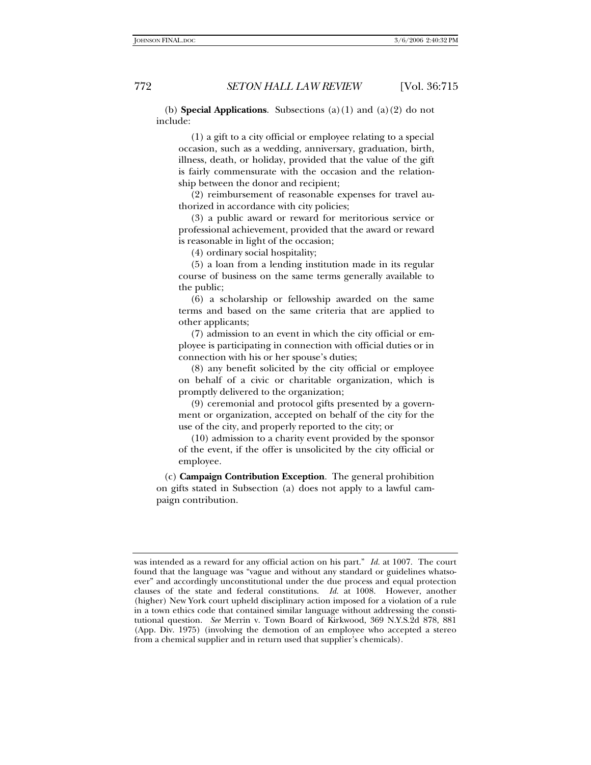(b) **Special Applications**. Subsections (a)(1) and (a)(2) do not include:

(1) a gift to a city official or employee relating to a special occasion, such as a wedding, anniversary, graduation, birth, illness, death, or holiday, provided that the value of the gift is fairly commensurate with the occasion and the relationship between the donor and recipient;

(2) reimbursement of reasonable expenses for travel authorized in accordance with city policies;

(3) a public award or reward for meritorious service or professional achievement, provided that the award or reward is reasonable in light of the occasion;

(4) ordinary social hospitality;

(5) a loan from a lending institution made in its regular course of business on the same terms generally available to the public;

(6) a scholarship or fellowship awarded on the same terms and based on the same criteria that are applied to other applicants;

(7) admission to an event in which the city official or employee is participating in connection with official duties or in connection with his or her spouse's duties;

(8) any benefit solicited by the city official or employee on behalf of a civic or charitable organization, which is promptly delivered to the organization;

(9) ceremonial and protocol gifts presented by a government or organization, accepted on behalf of the city for the use of the city, and properly reported to the city; or

(10) admission to a charity event provided by the sponsor of the event, if the offer is unsolicited by the city official or employee.

(c) **Campaign Contribution Exception**. The general prohibition on gifts stated in Subsection (a) does not apply to a lawful campaign contribution.

---

was intended as a reward for any official action on his part." *Id.* at 1007. The court found that the language was "vague and without any standard or guidelines whatsoever" and accordingly unconstitutional under the due process and equal protection clauses of the state and federal constitutions. *Id.* at 1008. However, another (higher) New York court upheld disciplinary action imposed for a violation of a rule in a town ethics code that contained similar language without addressing the constitutional question. *See* Merrin v. Town Board of Kirkwood, 369 N.Y.S.2d 878, 881 (App. Div. 1975) (involving the demotion of an employee who accepted a stereo from a chemical supplier and in return used that supplier's chemicals).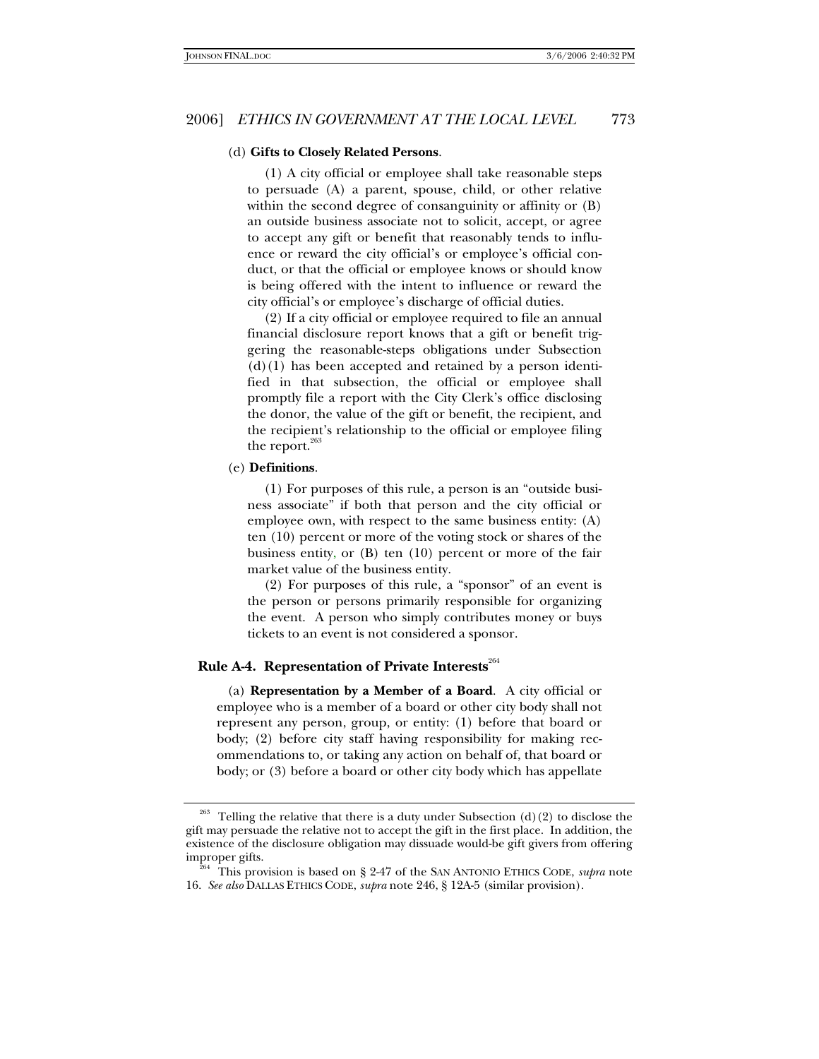(d) **Gifts to Closely Related Persons**.

(1) A city official or employee shall take reasonable steps to persuade (A) a parent, spouse, child, or other relative within the second degree of consanguinity or affinity or (B) an outside business associate not to solicit, accept, or agree to accept any gift or benefit that reasonably tends to influence or reward the city official's or employee's official conduct, or that the official or employee knows or should know is being offered with the intent to influence or reward the city official's or employee's discharge of official duties.

(2) If a city official or employee required to file an annual financial disclosure report knows that a gift or benefit triggering the reasonable-steps obligations under Subsection (d)(1) has been accepted and retained by a person identified in that subsection, the official or employee shall promptly file a report with the City Clerk's office disclosing the donor, the value of the gift or benefit, the recipient, and the recipient's relationship to the official or employee filing the report.[263]

(e) **Definitions**.

(1) For purposes of this rule, a person is an "outside business associate" if both that person and the city official or employee own, with respect to the same business entity: (A) ten (10) percent or more of the voting stock or shares of the business entity, or (B) ten (10) percent or more of the fair market value of the business entity.

(2) For purposes of this rule, a "sponsor" of an event is the person or persons primarily responsible for organizing the event. A person who simply contributes money or buys tickets to an event is not considered a sponsor.

### Rule A-4. Representation of Private Interests[264]

(a) **Representation by a Member of a Board**. A city official or employee who is a member of a board or other city body shall not represent any person, group, or entity: (1) before that board or body; (2) before city staff having responsibility for making recommendations to, or taking any action on behalf of, that board or body; or (3) before a board or other city body which has appellate

---

[263] Telling the relative that there is a duty under Subsection (d)(2) to disclose the gift may persuade the relative not to accept the gift in the first place. In addition, the existence of the disclosure obligation may dissuade would-be gift givers from offering improper gifts.

[264] This provision is based on § 2-47 of the SAN ANTONIO ETHICS CODE, *supra* note 16. *See also* DALLAS ETHICS CODE, *supra* note 246, § 12A-5 (similar provision).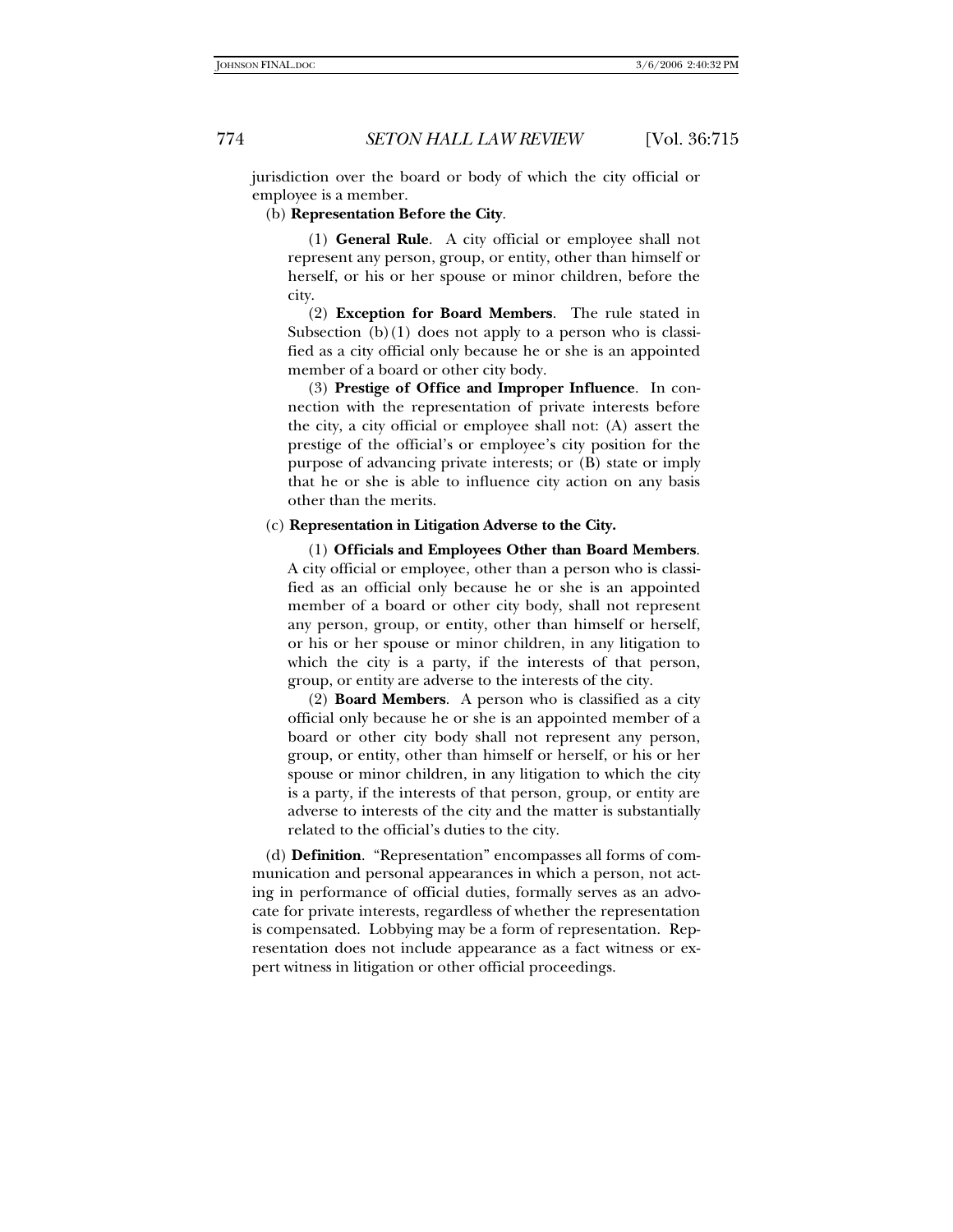jurisdiction over the board or body of which the city official or employee is a member.

(b) **Representation Before the City**.

(1) **General Rule**. A city official or employee shall not represent any person, group, or entity, other than himself or herself, or his or her spouse or minor children, before the city.

(2) **Exception for Board Members**. The rule stated in Subsection (b)(1) does not apply to a person who is classified as a city official only because he or she is an appointed member of a board or other city body.

(3) **Prestige of Office and Improper Influence**. In connection with the representation of private interests before the city, a city official or employee shall not: (A) assert the prestige of the official's or employee's city position for the purpose of advancing private interests; or (B) state or imply that he or she is able to influence city action on any basis other than the merits.

(c) **Representation in Litigation Adverse to the City.**

(1) **Officials and Employees Other than Board Members**. A city official or employee, other than a person who is classified as an official only because he or she is an appointed member of a board or other city body, shall not represent any person, group, or entity, other than himself or herself, or his or her spouse or minor children, in any litigation to which the city is a party, if the interests of that person, group, or entity are adverse to the interests of the city.

(2) **Board Members**. A person who is classified as a city official only because he or she is an appointed member of a board or other city body shall not represent any person, group, or entity, other than himself or herself, or his or her spouse or minor children, in any litigation to which the city is a party, if the interests of that person, group, or entity are adverse to interests of the city and the matter is substantially related to the official's duties to the city.

(d) **Definition**. "Representation" encompasses all forms of communication and personal appearances in which a person, not acting in performance of official duties, formally serves as an advocate for private interests, regardless of whether the representation is compensated. Lobbying may be a form of representation. Representation does not include appearance as a fact witness or expert witness in litigation or other official proceedings.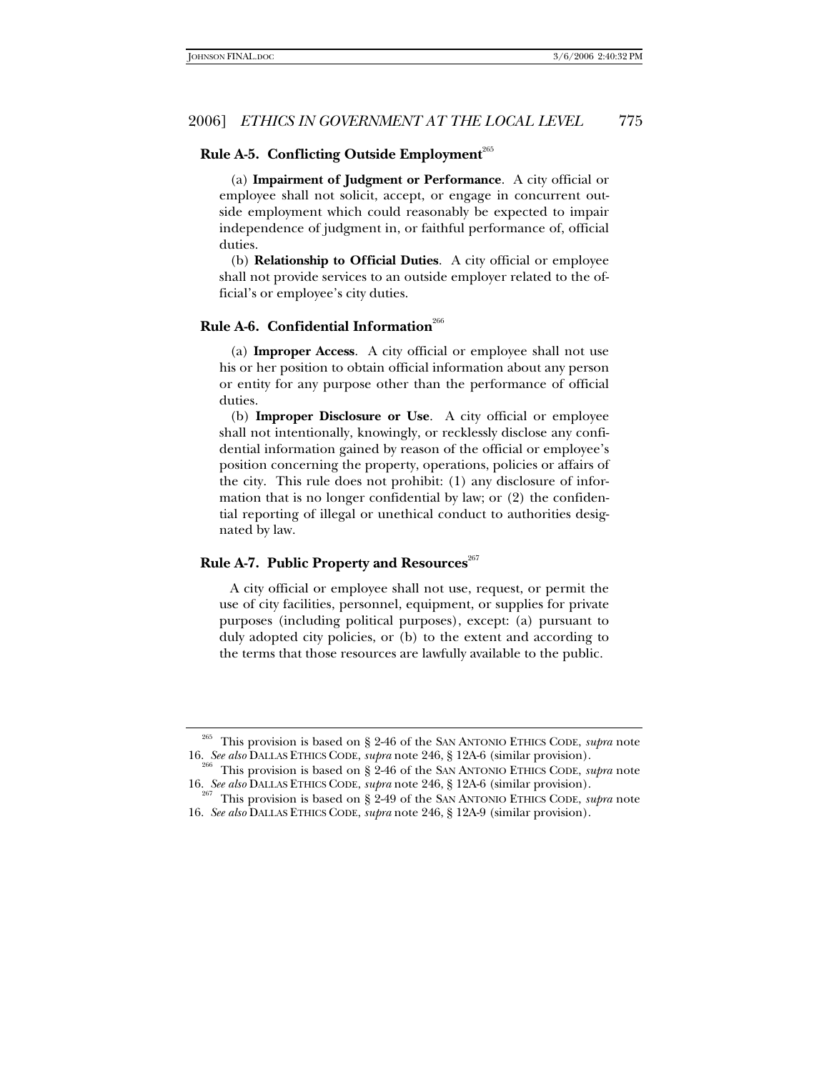## Rule A-5. Conflicting Outside Employment[265]

(a) **Impairment of Judgment or Performance**. A city official or employee shall not solicit, accept, or engage in concurrent outside employment which could reasonably be expected to impair independence of judgment in, or faithful performance of, official duties.

(b) **Relationship to Official Duties**. A city official or employee shall not provide services to an outside employer related to the official's or employee's city duties.

## Rule A-6. Confidential Information[266]

(a) **Improper Access**. A city official or employee shall not use his or her position to obtain official information about any person or entity for any purpose other than the performance of official duties.

(b) **Improper Disclosure or Use**. A city official or employee shall not intentionally, knowingly, or recklessly disclose any confidential information gained by reason of the official or employee's position concerning the property, operations, policies or affairs of the city. This rule does not prohibit: (1) any disclosure of information that is no longer confidential by law; or (2) the confidential reporting of illegal or unethical conduct to authorities designated by law.

## Rule A-7. Public Property and Resources[267]

A city official or employee shall not use, request, or permit the use of city facilities, personnel, equipment, or supplies for private purposes (including political purposes), except: (a) pursuant to duly adopted city policies, or (b) to the extent and according to the terms that those resources are lawfully available to the public.

---

[265] This provision is based on § 2-46 of the SAN ANTONIO ETHICS CODE, *supra* note 16. *See also* DALLAS ETHICS CODE, *supra* note 246, § 12A-6 (similar provision).

[266] This provision is based on § 2-46 of the SAN ANTONIO ETHICS CODE, *supra* note 16. *See also* DALLAS ETHICS CODE, *supra* note 246, § 12A-6 (similar provision).

[267] This provision is based on § 2-49 of the SAN ANTONIO ETHICS CODE, *supra* note 16. *See also* DALLAS ETHICS CODE, *supra* note 246, § 12A-9 (similar provision).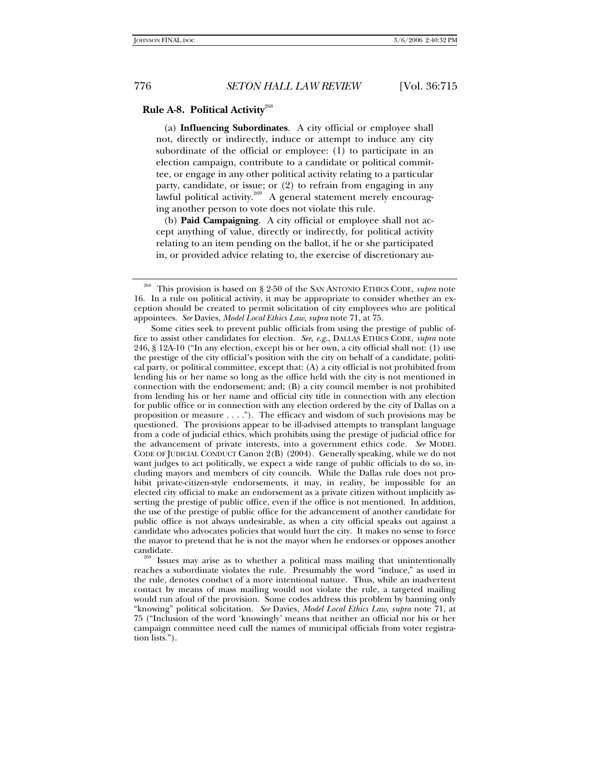**Rule A-8. Political Activity**[268]

(a) **Influencing Subordinates**. A city official or employee shall not, directly or indirectly, induce or attempt to induce any city subordinate of the official or employee: (1) to participate in an election campaign, contribute to a candidate or political committee, or engage in any other political activity relating to a particular party, candidate, or issue; or (2) to refrain from engaging in any lawful political activity.[269] A general statement merely encouraging another person to vote does not violate this rule.

(b) **Paid Campaigning**. A city official or employee shall not accept anything of value, directly or indirectly, for political activity relating to an item pending on the ballot, if he or she participated in, or provided advice relating to, the exercise of discretionary au-

---

[268] This provision is based on § 2-50 of the SAN ANTONIO ETHICS CODE, *supra* note 16. In a rule on political activity, it may be appropriate to consider whether an exception should be created to permit solicitation of city employees who are political appointees. *See* Davies, *Model Local Ethics Law*, *supra* note 71, at 75.

Some cities seek to prevent public officials from using the prestige of public office to assist other candidates for election. *See, e.g.*, DALLAS ETHICS CODE, *supra* note 246, § 12A-10 ("In any election, except his or her own, a city official shall not: (1) use the prestige of the city official's position with the city on behalf of a candidate, political party, or political committee, except that: (A) a city official is not prohibited from lending his or her name so long as the office held with the city is not mentioned in connection with the endorsement; and; (B) a city council member is not prohibited from lending his or her name and official city title in connection with any election for public office or in connection with any election ordered by the city of Dallas on a proposition or measure . . . ."). The efficacy and wisdom of such provisions may be questioned. The provisions appear to be ill-advised attempts to transplant language from a code of judicial ethics, which prohibits using the prestige of judicial office for the advancement of private interests, into a government ethics code. *See* MODEL CODE OF JUDICIAL CONDUCT Canon 2(B) (2004). Generally speaking, while we do not want judges to act politically, we expect a wide range of public officials to do so, including mayors and members of city councils. While the Dallas rule does not prohibit private-citizen-style endorsements, it may, in reality, be impossible for an elected city official to make an endorsement as a private citizen without implicitly asserting the prestige of public office, even if the office is not mentioned. In addition, the use of the prestige of public office for the advancement of another candidate for public office is not always undesirable, as when a city official speaks out against a candidate who advocates policies that would hurt the city. It makes no sense to force the mayor to pretend that he is not the mayor when he endorses or opposes another candidate.

[269] Issues may arise as to whether a political mass mailing that unintentionally reaches a subordinate violates the rule. Presumably the word "induce," as used in the rule, denotes conduct of a more intentional nature. Thus, while an inadvertent contact by means of mass mailing would not violate the rule, a targeted mailing would run afoul of the provision. Some codes address this problem by banning only "knowing" political solicitation. *See* Davies, *Model Local Ethics Law*, *supra* note 71, at 75 ("Inclusion of the word 'knowingly' means that neither an official nor his or her campaign committee need cull the names of municipal officials from voter registration lists.").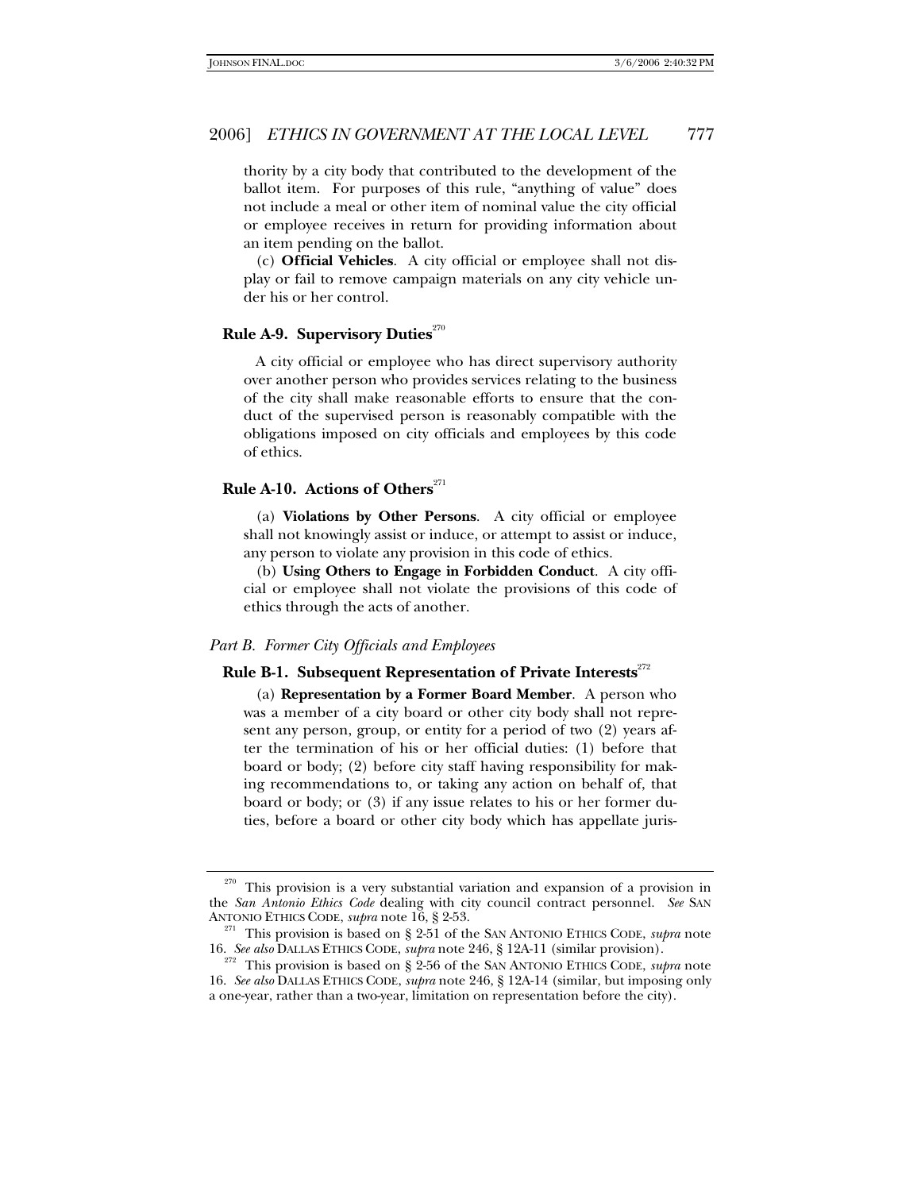thority by a city body that contributed to the development of the ballot item. For purposes of this rule, "anything of value" does not include a meal or other item of nominal value the city official or employee receives in return for providing information about an item pending on the ballot.

(c) **Official Vehicles**. A city official or employee shall not display or fail to remove campaign materials on any city vehicle under his or her control.

### Rule A-9. Supervisory Duties[270]

A city official or employee who has direct supervisory authority over another person who provides services relating to the business of the city shall make reasonable efforts to ensure that the conduct of the supervised person is reasonably compatible with the obligations imposed on city officials and employees by this code of ethics.

### Rule A-10. Actions of Others[271]

(a) **Violations by Other Persons**. A city official or employee shall not knowingly assist or induce, or attempt to assist or induce, any person to violate any provision in this code of ethics.

(b) **Using Others to Engage in Forbidden Conduct**. A city official or employee shall not violate the provisions of this code of ethics through the acts of another.

## *Part B. Former City Officials and Employees*

### Rule B-1. Subsequent Representation of Private Interests[272]

(a) **Representation by a Former Board Member**. A person who was a member of a city board or other city body shall not represent any person, group, or entity for a period of two (2) years after the termination of his or her official duties: (1) before that board or body; (2) before city staff having responsibility for making recommendations to, or taking any action on behalf of, that board or body; or (3) if any issue relates to his or her former duties, before a board or other city body which has appellate juris-

---

[270] This provision is a very substantial variation and expansion of a provision in the *San Antonio Ethics Code* dealing with city council contract personnel. *See* SAN ANTONIO ETHICS CODE, *supra* note 16, § 2-53.

[271] This provision is based on § 2-51 of the SAN ANTONIO ETHICS CODE, *supra* note 16. *See also* DALLAS ETHICS CODE, *supra* note 246, § 12A-11 (similar provision).

[272] This provision is based on § 2-56 of the SAN ANTONIO ETHICS CODE, *supra* note 16. *See also* DALLAS ETHICS CODE, *supra* note 246, § 12A-14 (similar, but imposing only a one-year, rather than a two-year, limitation on representation before the city).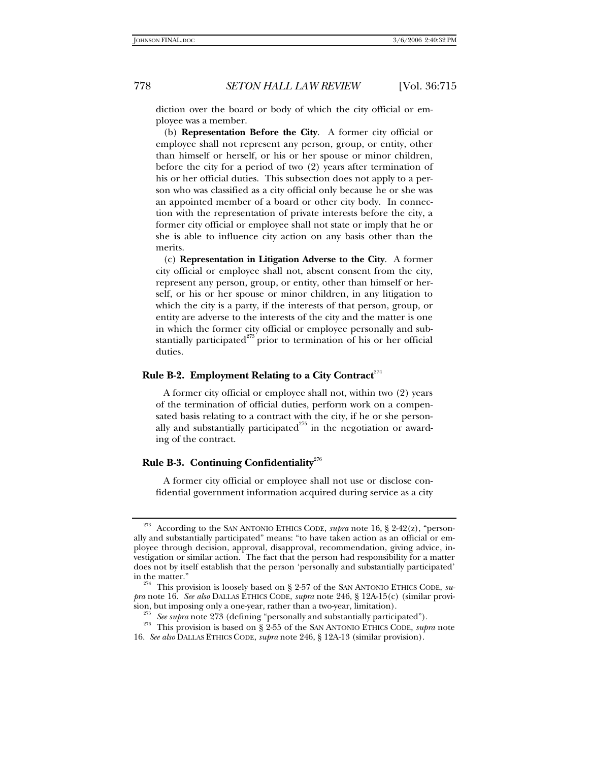diction over the board or body of which the city official or employee was a member.

(b) **Representation Before the City**. A former city official or employee shall not represent any person, group, or entity, other than himself or herself, or his or her spouse or minor children, before the city for a period of two (2) years after termination of his or her official duties. This subsection does not apply to a person who was classified as a city official only because he or she was an appointed member of a board or other city body. In connection with the representation of private interests before the city, a former city official or employee shall not state or imply that he or she is able to influence city action on any basis other than the merits.

(c) **Representation in Litigation Adverse to the City**. A former city official or employee shall not, absent consent from the city, represent any person, group, or entity, other than himself or herself, or his or her spouse or minor children, in any litigation to which the city is a party, if the interests of that person, group, or entity are adverse to the interests of the city and the matter is one in which the former city official or employee personally and substantially participated[273] prior to termination of his or her official duties.

### Rule B-2. Employment Relating to a City Contract[274]

A former city official or employee shall not, within two (2) years of the termination of official duties, perform work on a compensated basis relating to a contract with the city, if he or she personally and substantially participated[275] in the negotiation or awarding of the contract.

### Rule B-3. Continuing Confidentiality[276]

A former city official or employee shall not use or disclose confidential government information acquired during service as a city

---

[273] According to the SAN ANTONIO ETHICS CODE, *supra* note 16, § 2-42(z), "personally and substantially participated" means: "to have taken action as an official or employee through decision, approval, disapproval, recommendation, giving advice, investigation or similar action. The fact that the person had responsibility for a matter does not by itself establish that the person 'personally and substantially participated' in the matter."

[274] This provision is loosely based on § 2-57 of the SAN ANTONIO ETHICS CODE, *supra* note 16. *See also* DALLAS ETHICS CODE, *supra* note 246, § 12A-15(c) (similar provision, but imposing only a one-year, rather than a two-year, limitation).

[275] *See supra* note 273 (defining "personally and substantially participated").

[276] This provision is based on § 2-55 of the SAN ANTONIO ETHICS CODE, *supra* note 16. *See also* DALLAS ETHICS CODE, *supra* note 246, § 12A-13 (similar provision).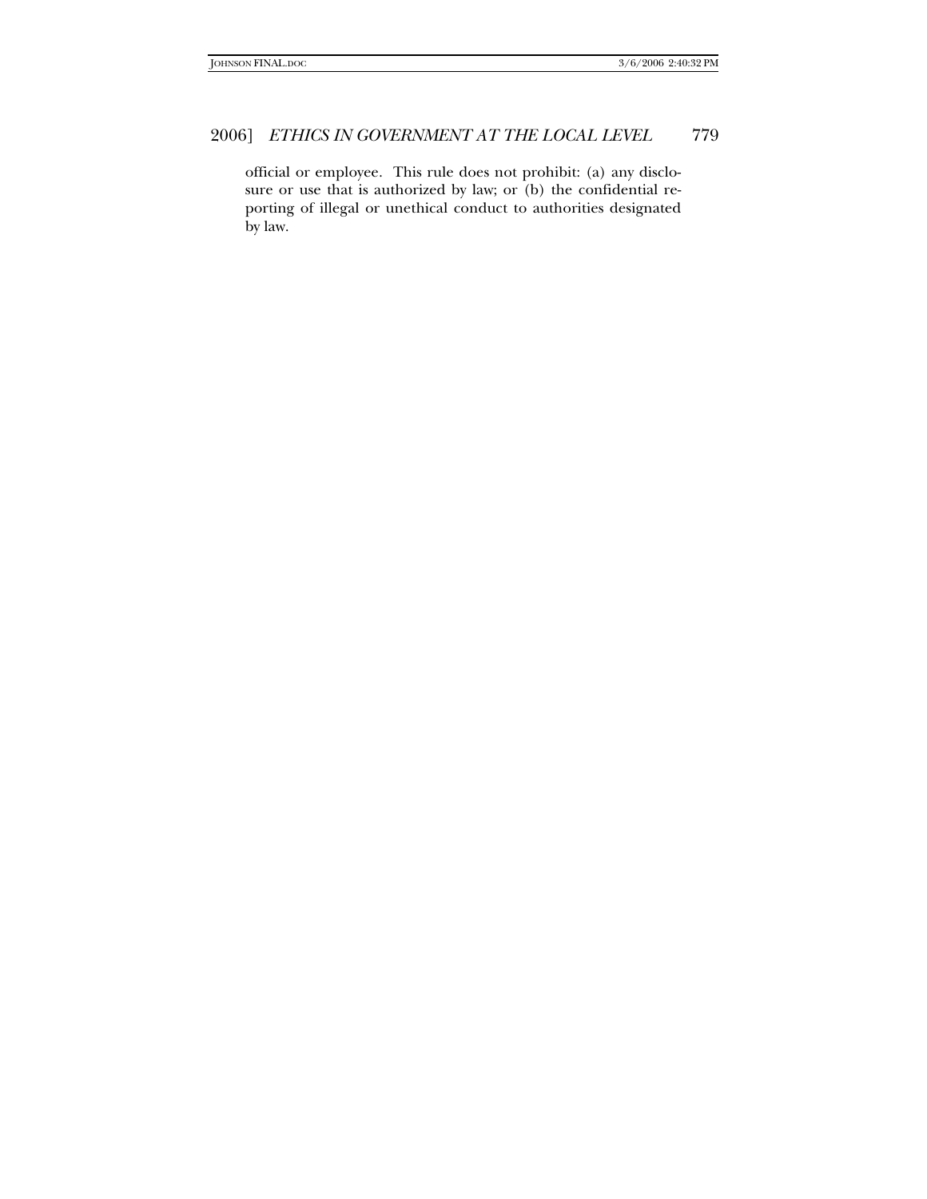official or employee. This rule does not prohibit: (a) any disclosure or use that is authorized by law; or (b) the confidential reporting of illegal or unethical conduct to authorities designated by law.